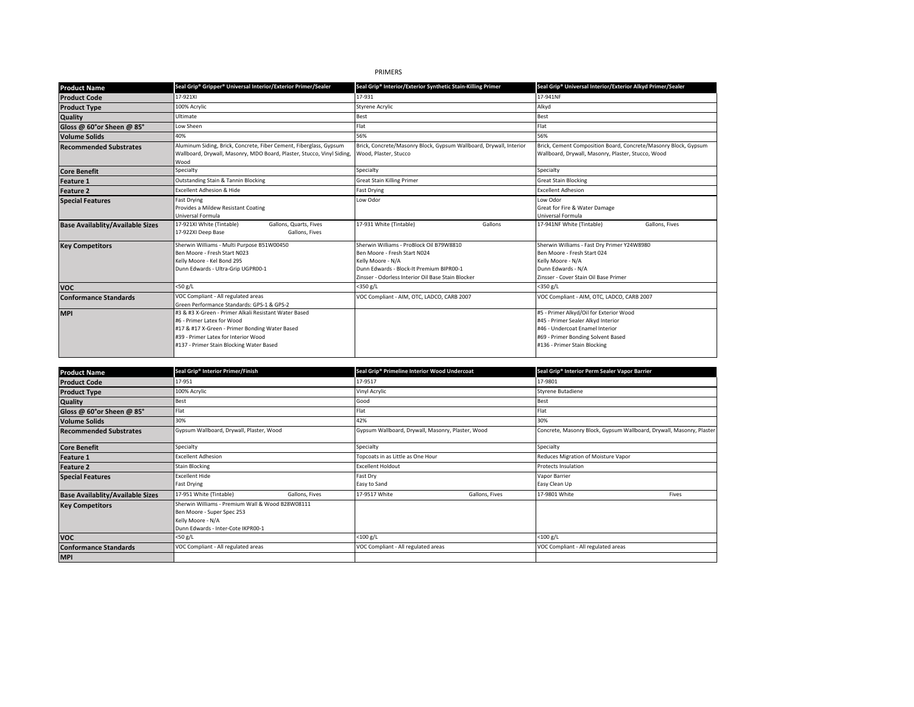# PRIMERS

| Product Name | Seal Grip® Gripper® Universal Interior/Exterior Primer/Sealer | Seal Grip® Interior/Exterior Synthetic Stain-Killing Primer | Seal Grip® Universal Interior/Exterior Alkyd Primer/Sealer |
|---|---|---|---|
| Product Code | 17-921XI | 17-931 | 17-941NF |
| Product Type | 100% Acrylic | Styrene Acrylic | Alkyd |
| Quality | Ultimate | Best | Best |
| Gloss @ 60°or Sheen @ 85° | Low Sheen | Flat | Flat |
| Volume Solids | 40% | 56% | 56% |
| Recommended Substrates | Aluminum Siding, Brick, Concrete, Fiber Cement, Fiberglass, Gypsum Wallboard, Drywall, Masonry, MDO Board, Plaster, Stucco, Vinyl Siding, Wood | Brick, Concrete/Masonry Block, Gypsum Wallboard, Drywall, Interior Wood, Plaster, Stucco | Brick, Cement Composition Board, Concrete/Masonry Block, Gypsum Wallboard, Drywall, Masonry, Plaster, Stucco, Wood |
| Core Benefit | Specialty | Specialty | Specialty |
| Feature 1 | Outstanding Stain & Tannin Blocking | Great Stain Killing Primer | Great Stain Blocking |
| Feature 2 | Excellent Adhesion & Hide | Fast Drying | Excellent Adhesion |
| Special Features | Fast Drying<br>Provides a Mildew Resistant Coating<br>Universal Formula | Low Odor | Low Odor<br>Great for Fire & Water Damage<br>Universal Formula |
| Base Availablity/Available Sizes | 17-921XI White (Tintable) Gallons, Quarts, Fives<br>17-922XI Deep Base Gallons, Fives | 17-931 White (Tintable) Gallons | 17-941NF White (Tintable) Gallons, Fives |
| Key Competitors | Sherwin Williams - Multi Purpose B51W00450<br>Ben Moore - Fresh Start N023<br>Kelly Moore - Kel Bond 295<br>Dunn Edwards - Ultra-Grip UGPR00-1 | Sherwin Williams - ProBlock Oil B79W8810<br>Ben Moore - Fresh Start N024<br>Kelly Moore - N/A<br>Dunn Edwards - Block-It Premium BIPR00-1<br>Zinsser - Odorless Interior Oil Base Stain Blocker | Sherwin Williams - Fast Dry Primer Y24W8980<br>Ben Moore - Fresh Start 024<br>Kelly Moore - N/A<br>Dunn Edwards - N/A<br>Zinsser - Cover Stain Oil Base Primer |
| VOC | <50 g/L | <350 g/L | <350 g/L |
| Conformance Standards | VOC Compliant - All regulated areas<br>Green Performance Standards: GPS-1 & GPS-2 | VOC Compliant - AIM, OTC, LADCO, CARB 2007 | VOC Compliant - AIM, OTC, LADCO, CARB 2007 |
| MPI | #3 & #3 X-Green - Primer Alkali Resistant Water Based<br>#6 - Primer Latex for Wood<br>#17 & #17 X-Green - Primer Bonding Water Based<br>#39 - Primer Latex for Interior Wood<br>#137 - Primer Stain Blocking Water Based | | #5 - Primer Alkyd/Oil for Exterior Wood<br>#45 - Primer Sealer Alkyd Interior<br>#46 - Undercoat Enamel Interior<br>#69 - Primer Bonding Solvent Based<br>#136 - Primer Stain Blocking |

| Product Name | Seal Grip® Interior Primer/Finish | Seal Grip® Primeline Interior Wood Undercoat | Seal Grip® Interior Perm Sealer Vapor Barrier |
|---|---|---|---|
| Product Code | 17-951 | 17-9517 | 17-9801 |
| Product Type | 100% Acrylic | Vinyl Acrylic | Styrene Butadiene |
| Quality | Best | Good | Best |
| Gloss @ 60°or Sheen @ 85° | Flat | Flat | Flat |
| Volume Solids | 30% | 42% | 30% |
| Recommended Substrates | Gypsum Wallboard, Drywall, Plaster, Wood | Gypsum Wallboard, Drywall, Masonry, Plaster, Wood | Concrete, Masonry Block, Gypsum Wallboard, Drywall, Masonry, Plaster |
| Core Benefit | Specialty | Specialty | Specialty |
| Feature 1 | Excellent Adhesion | Topcoats in as Little as One Hour | Reduces Migration of Moisture Vapor |
| Feature 2 | Stain Blocking | Excellent Holdout | Protects Insulation |
| Special Features | Excellent Hide<br>Fast Drying | Fast Dry<br>Easy to Sand | Vapor Barrier<br>Easy Clean Up |
| Base Availablity/Available Sizes | 17-951 White (Tintable) Gallons, Fives | 17-9517 White Gallons, Fives | 17-9801 White Fives |
| Key Competitors | Sherwin Williams - Premium Wall & Wood B28W08111<br>Ben Moore - Super Spec 253<br>Kelly Moore - N/A<br>Dunn Edwards - Inter-Cote IKPR00-1 | | |
| VOC | <50 g/L | <100 g/L | <100 g/L |
| Conformance Standards | VOC Compliant - All regulated areas | VOC Compliant - All regulated areas | VOC Compliant - All regulated areas |
| MPI | | | |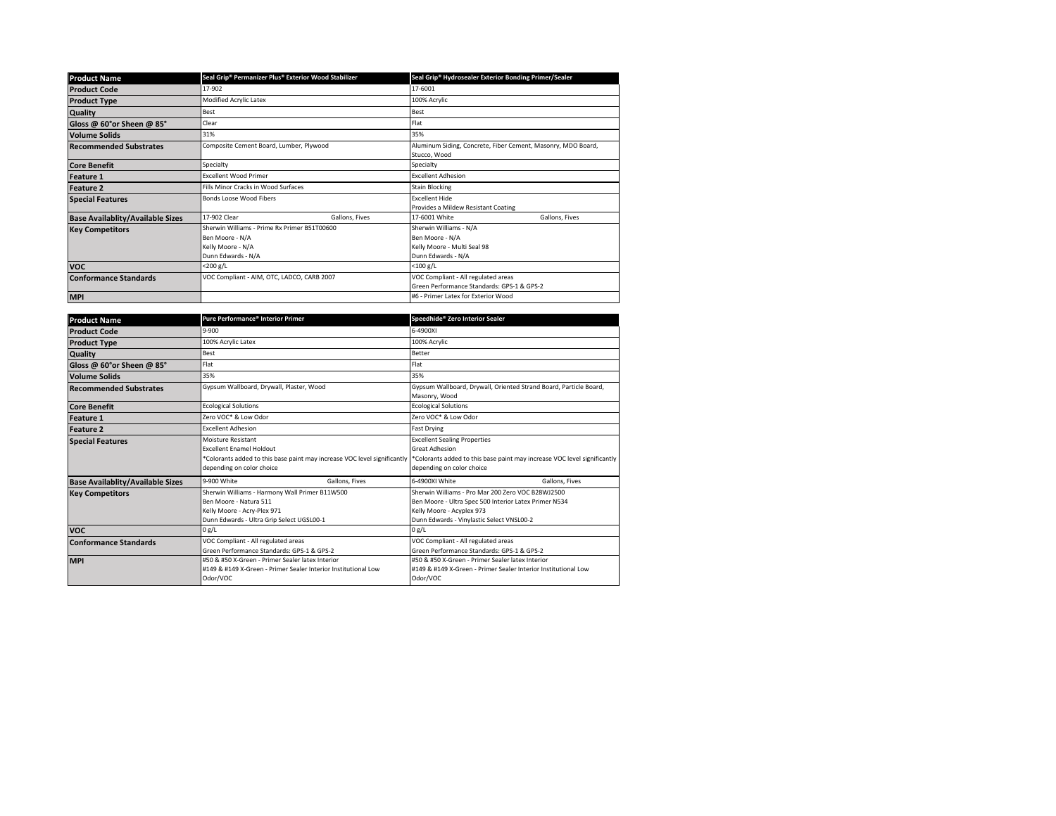| Product Name | Seal Grip® Permanizer Plus® Exterior Wood Stabilizer | Seal Grip® Hydrosealer Exterior Bonding Primer/Sealer |
|---|---|---|
| Product Code | 17-902 | 17-6001 |
| Product Type | Modified Acrylic Latex | 100% Acrylic |
| Quality | Best | Best |
| Gloss @ 60°or Sheen @ 85° | Clear | Flat |
| Volume Solids | 31% | 35% |
| Recommended Substrates | Composite Cement Board, Lumber, Plywood | Aluminum Siding, Concrete, Fiber Cement, Masonry, MDO Board, Stucco, Wood |
| Core Benefit | Specialty | Specialty |
| Feature 1 | Excellent Wood Primer | Excellent Adhesion |
| Feature 2 | Fills Minor Cracks in Wood Surfaces | Stain Blocking |
| Special Features | Bonds Loose Wood Fibers | Excellent Hide<br>Provides a Mildew Resistant Coating |
| Base Availablity/Available Sizes | 17-902 Clear Gallons, Fives | 17-6001 White Gallons, Fives |
| Key Competitors | Sherwin Williams - Prime Rx Primer B51T00600<br>Ben Moore - N/A<br>Kelly Moore - N/A<br>Dunn Edwards - N/A | Sherwin Williams - N/A<br>Ben Moore - N/A<br>Kelly Moore - Multi Seal 98<br>Dunn Edwards - N/A |
| VOC | <200 g/L | <100 g/L |
| Conformance Standards | VOC Compliant - AIM, OTC, LADCO, CARB 2007 | VOC Compliant - All regulated areas<br>Green Performance Standards: GPS-1 & GPS-2 |
| MPI | | #6 - Primer Latex for Exterior Wood |

| Product Name | Pure Performance® Interior Primer | Speedhide® Zero Interior Sealer |
|---|---|---|
| Product Code | 9-900 | 6-4900XI |
| Product Type | 100% Acrylic Latex | 100% Acrylic |
| Quality | Best | Better |
| Gloss @ 60°or Sheen @ 85° | Flat | Flat |
| Volume Solids | 35% | 35% |
| Recommended Substrates | Gypsum Wallboard, Drywall, Plaster, Wood | Gypsum Wallboard, Drywall, Oriented Strand Board, Particle Board, Masonry, Wood |
| Core Benefit | Ecological Solutions | Ecological Solutions |
| Feature 1 | Zero VOC* & Low Odor | Zero VOC* & Low Odor |
| Feature 2 | Excellent Adhesion | Fast Drying |
| Special Features | Moisture Resistant<br>Excellent Enamel Holdout<br>*Colorants added to this base paint may increase VOC level significantly depending on color choice | Excellent Sealing Properties<br>Great Adhesion<br>*Colorants added to this base paint may increase VOC level significantly depending on color choice |
| Base Availablity/Available Sizes | 9-900 White Gallons, Fives | 6-4900XI White Gallons, Fives |
| Key Competitors | Sherwin Williams - Harmony Wall Primer B11W500<br>Ben Moore - Natura 511<br>Kelly Moore - Acry-Plex 971<br>Dunn Edwards - Ultra Grip Select UGSL00-1 | Sherwin Williams - Pro Mar 200 Zero VOC B28WJ2500<br>Ben Moore - Ultra Spec 500 Interior Latex Primer N534<br>Kelly Moore - Acyplex 973<br>Dunn Edwards - Vinylastic Select VNSL00-2 |
| VOC | 0 g/L | 0 g/L |
| Conformance Standards | VOC Compliant - All regulated areas<br>Green Performance Standards: GPS-1 & GPS-2 | VOC Compliant - All regulated areas<br>Green Performance Standards: GPS-1 & GPS-2 |
| MPI | #50 & #50 X-Green - Primer Sealer latex Interior<br>#149 & #149 X-Green - Primer Sealer Interior Institutional Low Odor/VOC | #50 & #50 X-Green - Primer Sealer latex Interior<br>#149 & #149 X-Green - Primer Sealer Interior Institutional Low Odor/VOC |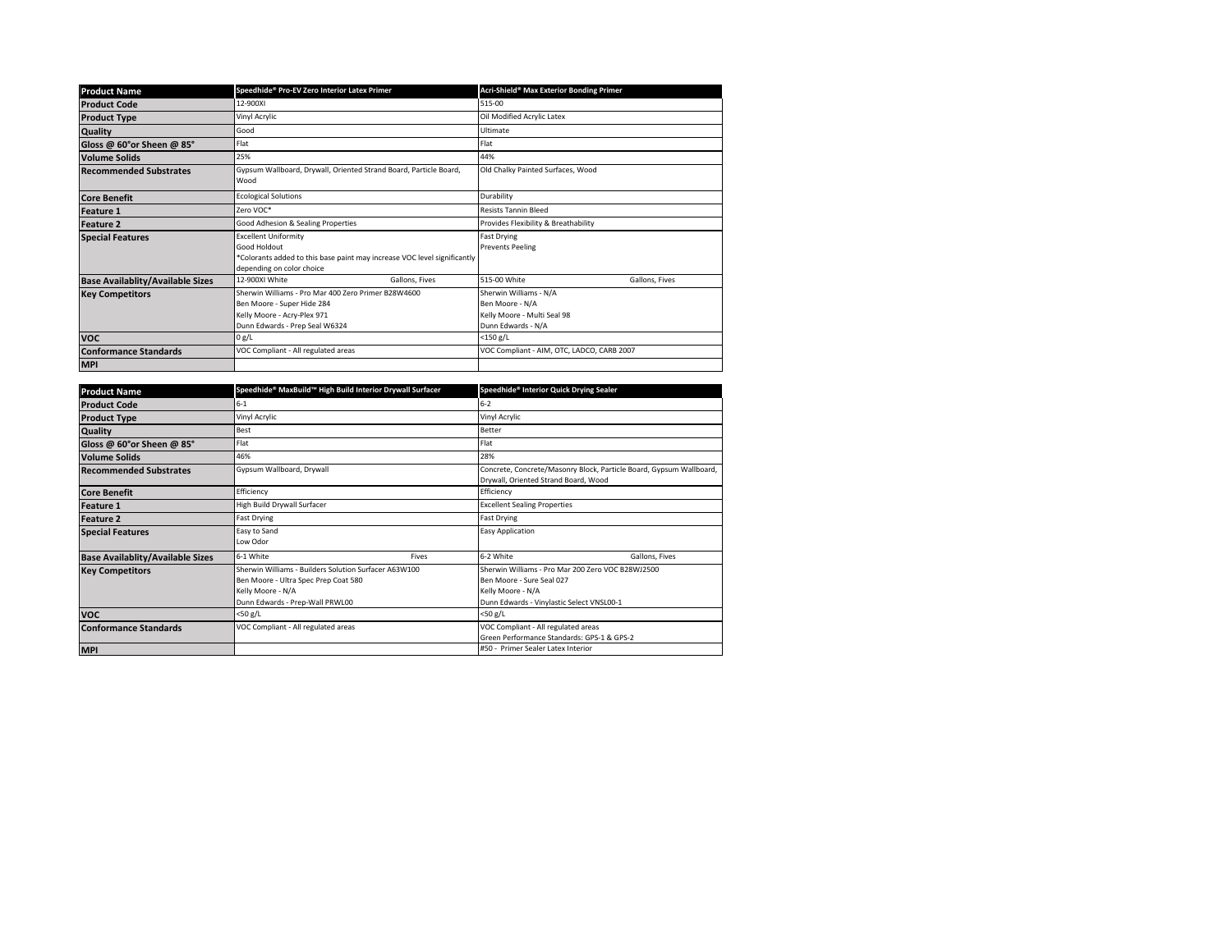| Product Name | Speedhide® Pro-EV Zero Interior Latex Primer | Acri-Shield® Max Exterior Bonding Primer |
|---|---|---|
| Product Code | 12-900XI | 515-00 |
| Product Type | Vinyl Acrylic | Oil Modified Acrylic Latex |
| Quality | Good | Ultimate |
| Gloss @ 60°or Sheen @ 85° | Flat | Flat |
| Volume Solids | 25% | 44% |
| Recommended Substrates | Gypsum Wallboard, Drywall, Oriented Strand Board, Particle Board, Wood | Old Chalky Painted Surfaces, Wood |
| Core Benefit | Ecological Solutions | Durability |
| Feature 1 | Zero VOC* | Resists Tannin Bleed |
| Feature 2 | Good Adhesion & Sealing Properties | Provides Flexibility & Breathability |
| Special Features | Excellent Uniformity<br>Good Holdout<br>*Colorants added to this base paint may increase VOC level significantly depending on color choice | Fast Drying<br>Prevents Peeling |
| Base Availablity/Available Sizes | 12-900XI White Gallons, Fives | 515-00 White Gallons, Fives |
| Key Competitors | Sherwin Williams - Pro Mar 400 Zero Primer B28W4600<br>Ben Moore - Super Hide 284<br>Kelly Moore - Acry-Plex 971<br>Dunn Edwards - Prep Seal W6324 | Sherwin Williams - N/A<br>Ben Moore - N/A<br>Kelly Moore - Multi Seal 98<br>Dunn Edwards - N/A |
| VOC | 0 g/L | <150 g/L |
| Conformance Standards | VOC Compliant - All regulated areas | VOC Compliant - AIM, OTC, LADCO, CARB 2007 |
| MPI | | |

| Product Name | Speedhide® MaxBuild™ High Build Interior Drywall Surfacer | Speedhide® Interior Quick Drying Sealer |
|---|---|---|
| Product Code | 6-1 | 6-2 |
| Product Type | Vinyl Acrylic | Vinyl Acrylic |
| Quality | Best | Better |
| Gloss @ 60°or Sheen @ 85° | Flat | Flat |
| Volume Solids | 46% | 28% |
| Recommended Substrates | Gypsum Wallboard, Drywall | Concrete, Concrete/Masonry Block, Particle Board, Gypsum Wallboard, Drywall, Oriented Strand Board, Wood |
| Core Benefit | Efficiency | Efficiency |
| Feature 1 | High Build Drywall Surfacer | Excellent Sealing Properties |
| Feature 2 | Fast Drying | Fast Drying |
| Special Features | Easy to Sand<br>Low Odor | Easy Application |
| Base Availablity/Available Sizes | 6-1 White Fives | 6-2 White Gallons, Fives |
| Key Competitors | Sherwin Williams - Builders Solution Surfacer A63W100<br>Ben Moore - Ultra Spec Prep Coat 580<br>Kelly Moore - N/A<br>Dunn Edwards - Prep-Wall PRWL00 | Sherwin Williams - Pro Mar 200 Zero VOC B28WJ2500<br>Ben Moore - Sure Seal 027<br>Kelly Moore - N/A<br>Dunn Edwards - Vinylastic Select VNSL00-1 |
| VOC | <50 g/L | <50 g/L |
| Conformance Standards | VOC Compliant - All regulated areas | VOC Compliant - All regulated areas<br>Green Performance Standards: GPS-1 & GPS-2 |
| MPI | | #50 - Primer Sealer Latex Interior |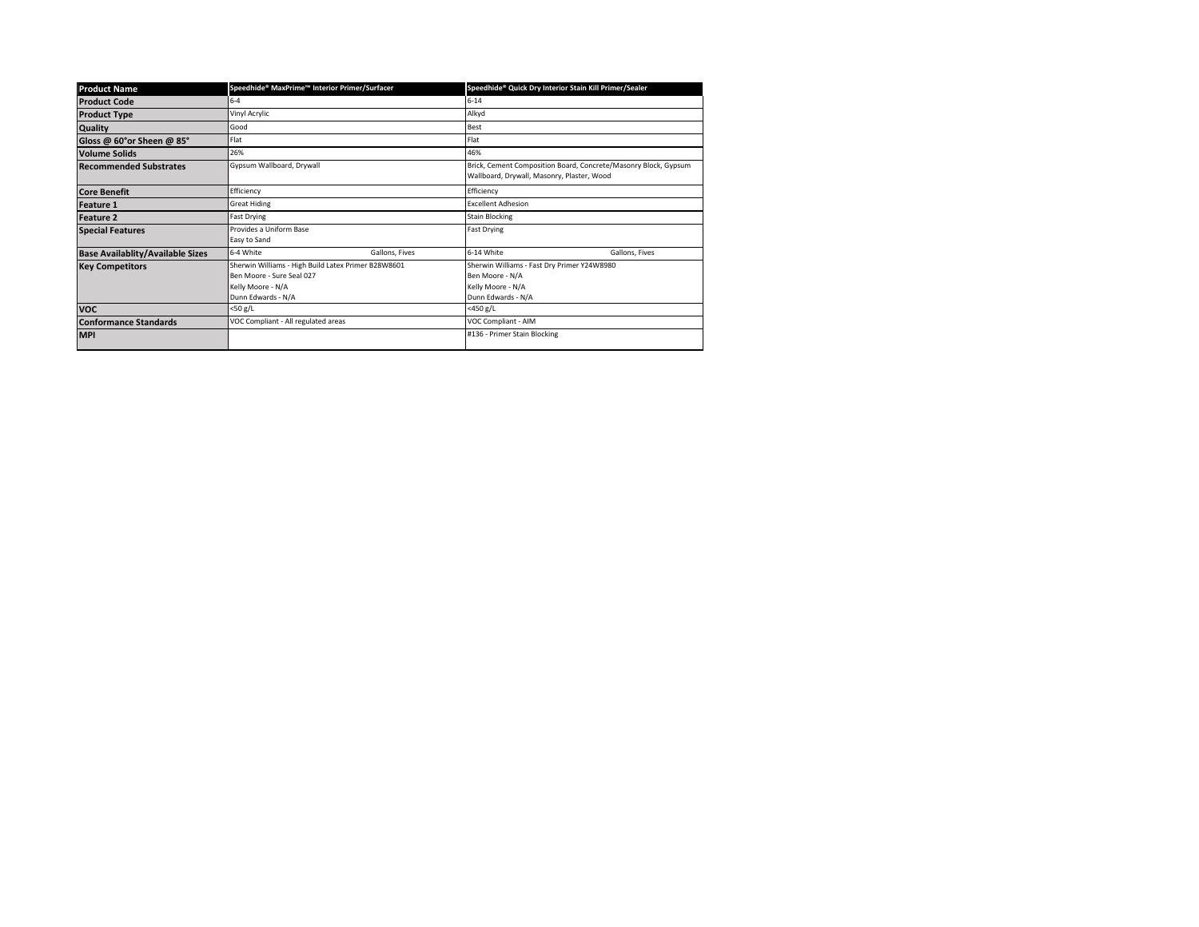| Product Name | Speedhide® MaxPrime™ Interior Primer/Surfacer | Speedhide® Quick Dry Interior Stain Kill Primer/Sealer |
| --- | --- | --- |
| Product Code | 6-4 | 6-14 |
| Product Type | Vinyl Acrylic | Alkyd |
| Quality | Good | Best |
| Gloss @ 60°or Sheen @ 85° | Flat | Flat |
| Volume Solids | 26% | 46% |
| Recommended Substrates | Gypsum Wallboard, Drywall | Brick, Cement Composition Board, Concrete/Masonry Block, Gypsum Wallboard, Drywall, Masonry, Plaster, Wood |
| Core Benefit | Efficiency | Efficiency |
| Feature 1 | Great Hiding | Excellent Adhesion |
| Feature 2 | Fast Drying | Stain Blocking |
| Special Features | Provides a Uniform Base<br>Easy to Sand | Fast Drying |
| Base Availablity/Available Sizes | 6-4 White Gallons, Fives | 6-14 White Gallons, Fives |
| Key Competitors | Sherwin Williams - High Build Latex Primer B28W8601<br>Ben Moore - Sure Seal 027<br>Kelly Moore - N/A<br>Dunn Edwards - N/A | Sherwin Williams - Fast Dry Primer Y24W8980<br>Ben Moore - N/A<br>Kelly Moore - N/A<br>Dunn Edwards - N/A |
| VOC | <50 g/L | <450 g/L |
| Conformance Standards | VOC Compliant - All regulated areas | VOC Compliant - AIM |
| MPI | | #136 - Primer Stain Blocking |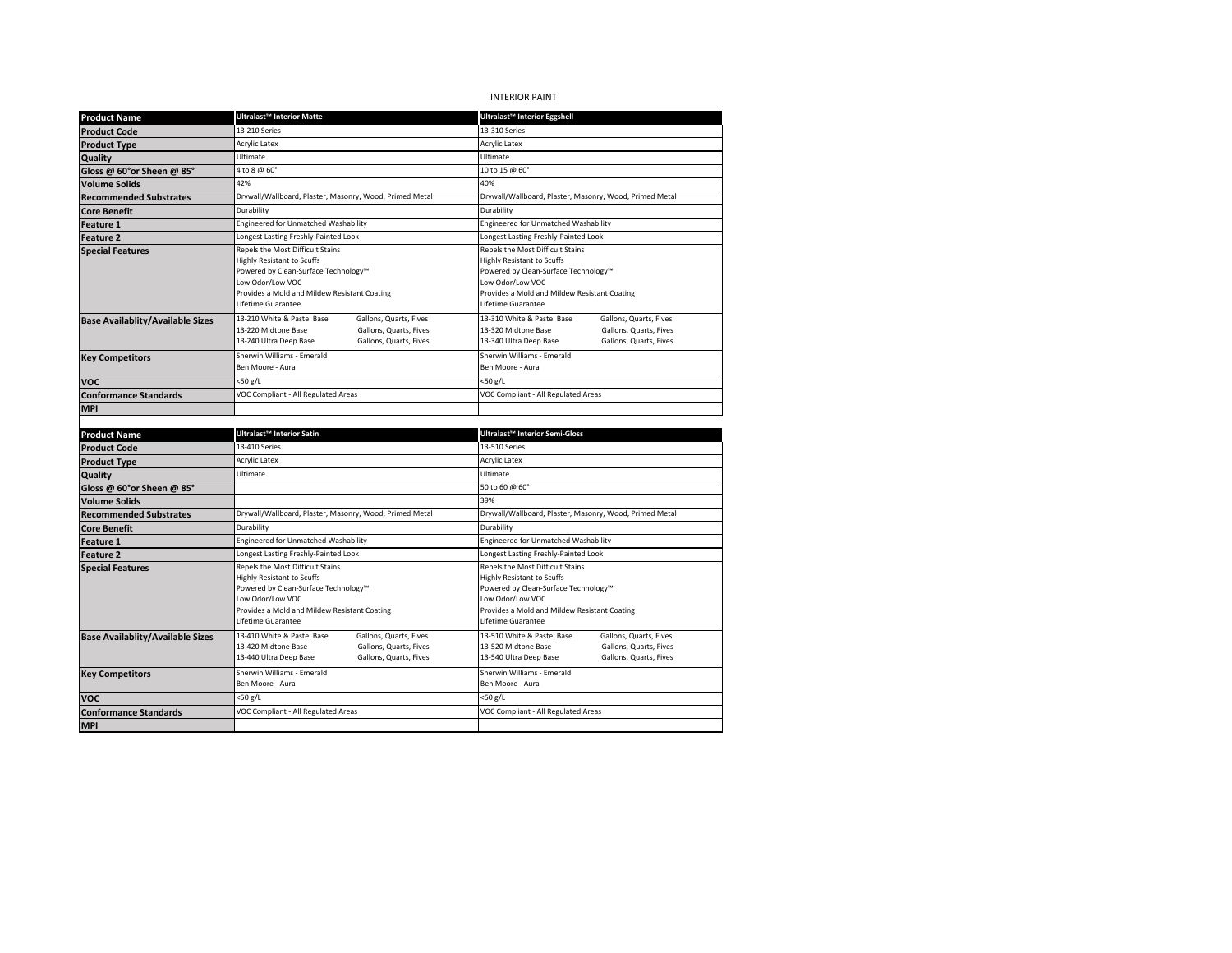INTERIOR PAINT

| Product Name | Ultralast™ Interior Matte | Ultralast™ Interior Eggshell |
|---|---|---|
| Product Code | 13-210 Series | 13-310 Series |
| Product Type | Acrylic Latex | Acrylic Latex |
| Quality | Ultimate | Ultimate |
| Gloss @ 60°or Sheen @ 85° | 4 to 8 @ 60° | 10 to 15 @ 60° |
| Volume Solids | 42% | 40% |
| Recommended Substrates | Drywall/Wallboard, Plaster, Masonry, Wood, Primed Metal | Drywall/Wallboard, Plaster, Masonry, Wood, Primed Metal |
| Core Benefit | Durability | Durability |
| Feature 1 | Engineered for Unmatched Washability | Engineered for Unmatched Washability |
| Feature 2 | Longest Lasting Freshly-Painted Look | Longest Lasting Freshly-Painted Look |
| Special Features | Repels the Most Difficult Stains<br>Highly Resistant to Scuffs<br>Powered by Clean-Surface Technology™<br>Low Odor/Low VOC<br>Provides a Mold and Mildew Resistant Coating<br>Lifetime Guarantee | Repels the Most Difficult Stains<br>Highly Resistant to Scuffs<br>Powered by Clean-Surface Technology™<br>Low Odor/Low VOC<br>Provides a Mold and Mildew Resistant Coating<br>Lifetime Guarantee |
| Base Availablity/Available Sizes | 13-210 White & Pastel Base — Gallons, Quarts, Fives<br>13-220 Midtone Base — Gallons, Quarts, Fives<br>13-240 Ultra Deep Base — Gallons, Quarts, Fives | 13-310 White & Pastel Base — Gallons, Quarts, Fives<br>13-320 Midtone Base — Gallons, Quarts, Fives<br>13-340 Ultra Deep Base — Gallons, Quarts, Fives |
| Key Competitors | Sherwin Williams - Emerald<br>Ben Moore - Aura | Sherwin Williams - Emerald<br>Ben Moore - Aura |
| VOC | <50 g/L | <50 g/L |
| Conformance Standards | VOC Compliant - All Regulated Areas | VOC Compliant - All Regulated Areas |
| MPI | | |

| Product Name | Ultralast™ Interior Satin | Ultralast™ Interior Semi-Gloss |
|---|---|---|
| Product Code | 13-410 Series | 13-510 Series |
| Product Type | Acrylic Latex | Acrylic Latex |
| Quality | Ultimate | Ultimate |
| Gloss @ 60°or Sheen @ 85° | | 50 to 60 @ 60° |
| Volume Solids | | 39% |
| Recommended Substrates | Drywall/Wallboard, Plaster, Masonry, Wood, Primed Metal | Drywall/Wallboard, Plaster, Masonry, Wood, Primed Metal |
| Core Benefit | Durability | Durability |
| Feature 1 | Engineered for Unmatched Washability | Engineered for Unmatched Washability |
| Feature 2 | Longest Lasting Freshly-Painted Look | Longest Lasting Freshly-Painted Look |
| Special Features | Repels the Most Difficult Stains<br>Highly Resistant to Scuffs<br>Powered by Clean-Surface Technology™<br>Low Odor/Low VOC<br>Provides a Mold and Mildew Resistant Coating<br>Lifetime Guarantee | Repels the Most Difficult Stains<br>Highly Resistant to Scuffs<br>Powered by Clean-Surface Technology™<br>Low Odor/Low VOC<br>Provides a Mold and Mildew Resistant Coating<br>Lifetime Guarantee |
| Base Availablity/Available Sizes | 13-410 White & Pastel Base — Gallons, Quarts, Fives<br>13-420 Midtone Base — Gallons, Quarts, Fives<br>13-440 Ultra Deep Base — Gallons, Quarts, Fives | 13-510 White & Pastel Base — Gallons, Quarts, Fives<br>13-520 Midtone Base — Gallons, Quarts, Fives<br>13-540 Ultra Deep Base — Gallons, Quarts, Fives |
| Key Competitors | Sherwin Williams - Emerald<br>Ben Moore - Aura | Sherwin Williams - Emerald<br>Ben Moore - Aura |
| VOC | <50 g/L | <50 g/L |
| Conformance Standards | VOC Compliant - All Regulated Areas | VOC Compliant - All Regulated Areas |
| MPI | | |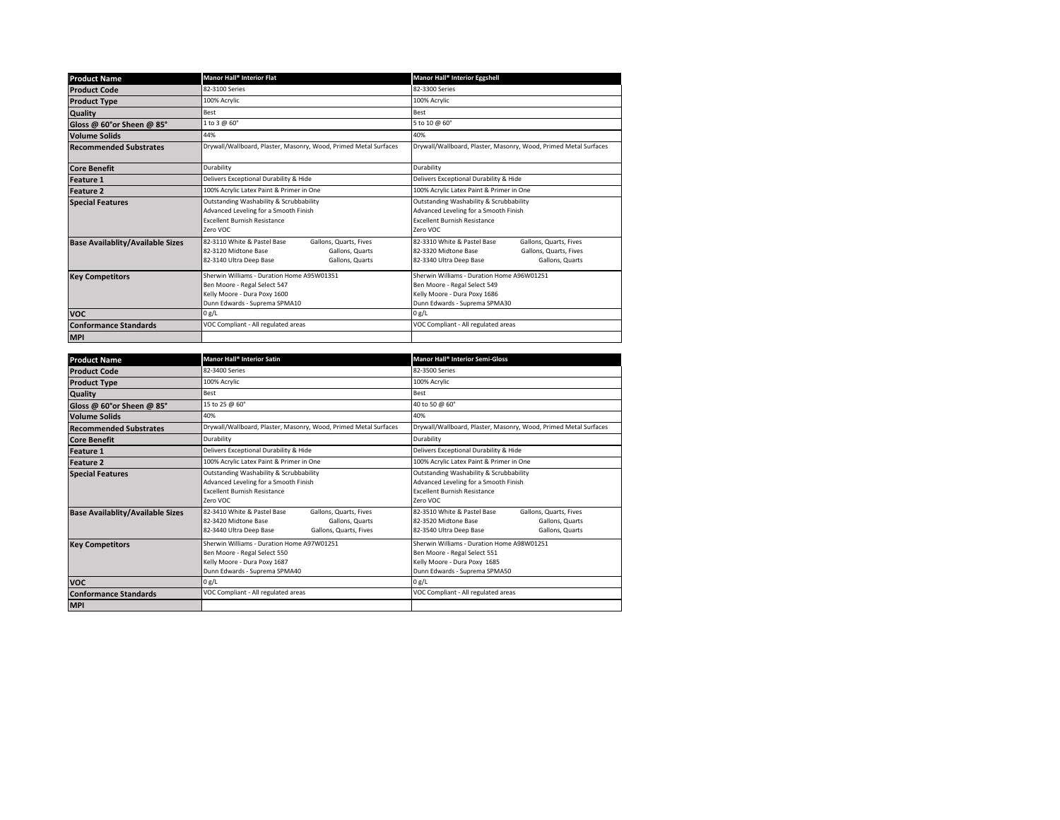| Product Name | Manor Hall® Interior Flat | Manor Hall® Interior Eggshell |
|---|---|---|
| Product Code | 82-3100 Series | 82-3300 Series |
| Product Type | 100% Acrylic | 100% Acrylic |
| Quality | Best | Best |
| Gloss @ 60°or Sheen @ 85° | 1 to 3 @ 60° | 5 to 10 @ 60° |
| Volume Solids | 44% | 40% |
| Recommended Substrates | Drywall/Wallboard, Plaster, Masonry, Wood, Primed Metal Surfaces | Drywall/Wallboard, Plaster, Masonry, Wood, Primed Metal Surfaces |
| Core Benefit | Durability | Durability |
| Feature 1 | Delivers Exceptional Durability & Hide | Delivers Exceptional Durability & Hide |
| Feature 2 | 100% Acrylic Latex Paint & Primer in One | 100% Acrylic Latex Paint & Primer in One |
| Special Features | Outstanding Washability & Scrubbability<br>Advanced Leveling for a Smooth Finish<br>Excellent Burnish Resistance<br>Zero VOC | Outstanding Washability & Scrubbability<br>Advanced Leveling for a Smooth Finish<br>Excellent Burnish Resistance<br>Zero VOC |
| Base Availablity/Available Sizes | 82-3110 White & Pastel Base — Gallons, Quarts, Fives<br>82-3120 Midtone Base — Gallons, Quarts<br>82-3140 Ultra Deep Base — Gallons, Quarts | 82-3310 White & Pastel Base — Gallons, Quarts, Fives<br>82-3320 Midtone Base — Gallons, Quarts, Fives<br>82-3340 Ultra Deep Base — Gallons, Quarts |
| Key Competitors | Sherwin Williams - Duration Home A95W01351<br>Ben Moore - Regal Select 547<br>Kelly Moore - Dura Poxy 1600<br>Dunn Edwards - Suprema SPMA10 | Sherwin Williams - Duration Home A96W01251<br>Ben Moore - Regal Select 549<br>Kelly Moore - Dura Poxy 1686<br>Dunn Edwards - Suprema SPMA30 |
| VOC | 0 g/L | 0 g/L |
| Conformance Standards | VOC Compliant - All regulated areas | VOC Compliant - All regulated areas |
| MPI | | |

| Product Name | Manor Hall® Interior Satin | Manor Hall® Interior Semi-Gloss |
|---|---|---|
| Product Code | 82-3400 Series | 82-3500 Series |
| Product Type | 100% Acrylic | 100% Acrylic |
| Quality | Best | Best |
| Gloss @ 60°or Sheen @ 85° | 15 to 25 @ 60° | 40 to 50 @ 60° |
| Volume Solids | 40% | 40% |
| Recommended Substrates | Drywall/Wallboard, Plaster, Masonry, Wood, Primed Metal Surfaces | Drywall/Wallboard, Plaster, Masonry, Wood, Primed Metal Surfaces |
| Core Benefit | Durability | Durability |
| Feature 1 | Delivers Exceptional Durability & Hide | Delivers Exceptional Durability & Hide |
| Feature 2 | 100% Acrylic Latex Paint & Primer in One | 100% Acrylic Latex Paint & Primer in One |
| Special Features | Outstanding Washability & Scrubbability<br>Advanced Leveling for a Smooth Finish<br>Excellent Burnish Resistance<br>Zero VOC | Outstanding Washability & Scrubbability<br>Advanced Leveling for a Smooth Finish<br>Excellent Burnish Resistance<br>Zero VOC |
| Base Availablity/Available Sizes | 82-3410 White & Pastel Base — Gallons, Quarts, Fives<br>82-3420 Midtone Base — Gallons, Quarts<br>82-3440 Ultra Deep Base — Gallons, Quarts, Fives | 82-3510 White & Pastel Base — Gallons, Quarts, Fives<br>82-3520 Midtone Base — Gallons, Quarts<br>82-3540 Ultra Deep Base — Gallons, Quarts |
| Key Competitors | Sherwin Williams - Duration Home A97W01251<br>Ben Moore - Regal Select 550<br>Kelly Moore - Dura Poxy 1687<br>Dunn Edwards - Suprema SPMA40 | Sherwin Williams - Duration Home A98W01251<br>Ben Moore - Regal Select 551<br>Kelly Moore - Dura Poxy 1685<br>Dunn Edwards - Suprema SPMA50 |
| VOC | 0 g/L | 0 g/L |
| Conformance Standards | VOC Compliant - All regulated areas | VOC Compliant - All regulated areas |
| MPI | | |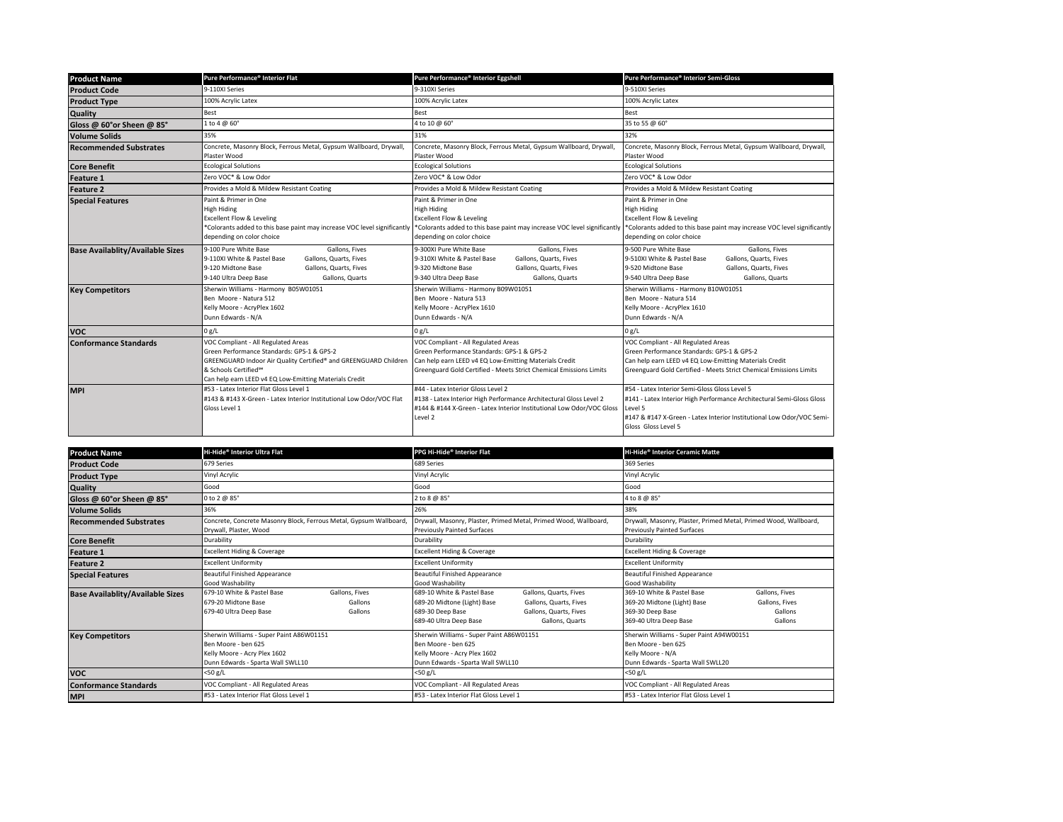| Product Name | Pure Performance® Interior Flat | Pure Performance® Interior Eggshell | Pure Performance® Interior Semi-Gloss |
|---|---|---|---|
| Product Code | 9-110XI Series | 9-310XI Series | 9-510XI Series |
| Product Type | 100% Acrylic Latex | 100% Acrylic Latex | 100% Acrylic Latex |
| Quality | Best | Best | Best |
| Gloss @ 60°or Sheen @ 85° | 1 to 4 @ 60° | 4 to 10 @ 60° | 35 to 55 @ 60° |
| Volume Solids | 35% | 31% | 32% |
| Recommended Substrates | Concrete, Masonry Block, Ferrous Metal, Gypsum Wallboard, Drywall, Plaster Wood | Concrete, Masonry Block, Ferrous Metal, Gypsum Wallboard, Drywall, Plaster Wood | Concrete, Masonry Block, Ferrous Metal, Gypsum Wallboard, Drywall, Plaster Wood |
| Core Benefit | Ecological Solutions | Ecological Solutions | Ecological Solutions |
| Feature 1 | Zero VOC* & Low Odor | Zero VOC* & Low Odor | Zero VOC* & Low Odor |
| Feature 2 | Provides a Mold & Mildew Resistant Coating | Provides a Mold & Mildew Resistant Coating | Provides a Mold & Mildew Resistant Coating |
| Special Features | Paint & Primer in One<br>High Hiding<br>Excellent Flow & Leveling<br>*Colorants added to this base paint may increase VOC level significantly depending on color choice | Paint & Primer in One<br>High Hiding<br>Excellent Flow & Leveling<br>*Colorants added to this base paint may increase VOC level significantly depending on color choice | Paint & Primer in One<br>High Hiding<br>Excellent Flow & Leveling<br>*Colorants added to this base paint may increase VOC level significantly depending on color choice |
| Base Availablity/Available Sizes | 9-100 Pure White Base — Gallons, Fives<br>9-110XI White & Pastel Base — Gallons, Quarts, Fives<br>9-120 Midtone Base — Gallons, Quarts, Fives<br>9-140 Ultra Deep Base — Gallons, Quarts | 9-300XI Pure White Base — Gallons, Fives<br>9-310XI White & Pastel Base — Gallons, Quarts, Fives<br>9-320 Midtone Base — Gallons, Quarts, Fives<br>9-340 Ultra Deep Base — Gallons, Quarts | 9-500 Pure White Base — Gallons, Fives<br>9-510XI White & Pastel Base — Gallons, Quarts, Fives<br>9-520 Midtone Base — Gallons, Quarts, Fives<br>9-540 Ultra Deep Base — Gallons, Quarts |
| Key Competitors | Sherwin Williams - Harmony B05W01051<br>Ben Moore - Natura 512<br>Kelly Moore - AcryPlex 1602<br>Dunn Edwards - N/A | Sherwin Williams - Harmony B09W01051<br>Ben Moore - Natura 513<br>Kelly Moore - AcryPlex 1610<br>Dunn Edwards - N/A | Sherwin Williams - Harmony B10W01051<br>Ben Moore - Natura 514<br>Kelly Moore - AcryPlex 1610<br>Dunn Edwards - N/A |
| VOC | 0 g/L | 0 g/L | 0 g/L |
| Conformance Standards | VOC Compliant - All Regulated Areas<br>Green Performance Standards: GPS-1 & GPS-2<br>GREENGUARD Indoor Air Quality Certified® and GREENGUARD Children & Schools Certified℠<br>Can help earn LEED v4 EQ Low-Emitting Materials Credit | VOC Compliant - All Regulated Areas<br>Green Performance Standards: GPS-1 & GPS-2<br>Can help earn LEED v4 EQ Low-Emitting Materials Credit<br>Greenguard Gold Certified - Meets Strict Chemical Emissions Limits | VOC Compliant - All Regulated Areas<br>Green Performance Standards: GPS-1 & GPS-2<br>Can help earn LEED v4 EQ Low-Emitting Materials Credit<br>Greenguard Gold Certified - Meets Strict Chemical Emissions Limits |
| MPI | #53 - Latex Interior Flat Gloss Level 1<br>#143 & #143 X-Green - Latex Interior Institutional Low Odor/VOC Flat Gloss Level 1 | #44 - Latex Interior Gloss Level 2<br>#138 - Latex Interior High Performance Architectural Gloss Level 2<br>#144 & #144 X-Green - Latex Interior Institutional Low Odor/VOC Gloss Level 2 | #54 - Latex Interior Semi-Gloss Gloss Level 5<br>#141 - Latex Interior High Performance Architectural Semi-Gloss Gloss Level 5<br>#147 & #147 X-Green - Latex Interior Institutional Low Odor/VOC Semi-Gloss Gloss Level 5 |

| Product Name | Hi-Hide® Interior Ultra Flat | PPG Hi-Hide® Interior Flat | Hi-Hide® Interior Ceramic Matte |
|---|---|---|---|
| Product Code | 679 Series | 689 Series | 369 Series |
| Product Type | Vinyl Acrylic | Vinyl Acrylic | Vinyl Acrylic |
| Quality | Good | Good | Good |
| Gloss @ 60°or Sheen @ 85° | 0 to 2 @ 85° | 2 to 8 @ 85° | 4 to 8 @ 85° |
| Volume Solids | 36% | 26% | 38% |
| Recommended Substrates | Concrete, Concrete Masonry Block, Ferrous Metal, Gypsum Wallboard, Drywall, Plaster, Wood | Drywall, Masonry, Plaster, Primed Metal, Primed Wood, Wallboard, Previously Painted Surfaces | Drywall, Masonry, Plaster, Primed Metal, Primed Wood, Wallboard, Previously Painted Surfaces |
| Core Benefit | Durability | Durability | Durability |
| Feature 1 | Excellent Hiding & Coverage | Excellent Hiding & Coverage | Excellent Hiding & Coverage |
| Feature 2 | Excellent Uniformity | Excellent Uniformity | Excellent Uniformity |
| Special Features | Beautiful Finished Appearance<br>Good Washability | Beautiful Finished Appearance<br>Good Washability | Beautiful Finished Appearance<br>Good Washability |
| Base Availablity/Available Sizes | 679-10 White & Pastel Base — Gallons, Fives<br>679-20 Midtone Base — Gallons<br>679-40 Ultra Deep Base — Gallons | 689-10 White & Pastel Base — Gallons, Quarts, Fives<br>689-20 Midtone (Light) Base — Gallons, Quarts, Fives<br>689-30 Deep Base — Gallons, Quarts, Fives<br>689-40 Ultra Deep Base — Gallons, Quarts | 369-10 White & Pastel Base — Gallons, Fives<br>369-20 Midtone (Light) Base — Gallons, Fives<br>369-30 Deep Base — Gallons<br>369-40 Ultra Deep Base — Gallons |
| Key Competitors | Sherwin Williams - Super Paint A86W01151<br>Ben Moore - ben 625<br>Kelly Moore - Acry Plex 1602<br>Dunn Edwards - Sparta Wall SWLL10 | Sherwin Williams - Super Paint A86W01151<br>Ben Moore - ben 625<br>Kelly Moore - Acry Plex 1602<br>Dunn Edwards - Sparta Wall SWLL10 | Sherwin Williams - Super Paint A94W00151<br>Ben Moore - ben 625<br>Kelly Moore - N/A<br>Dunn Edwards - Sparta Wall SWLL20 |
| VOC | <50 g/L | <50 g/L | <50 g/L |
| Conformance Standards | VOC Compliant - All Regulated Areas | VOC Compliant - All Regulated Areas | VOC Compliant - All Regulated Areas |
| MPI | #53 - Latex Interior Flat Gloss Level 1 | #53 - Latex Interior Flat Gloss Level 1 | #53 - Latex Interior Flat Gloss Level 1 |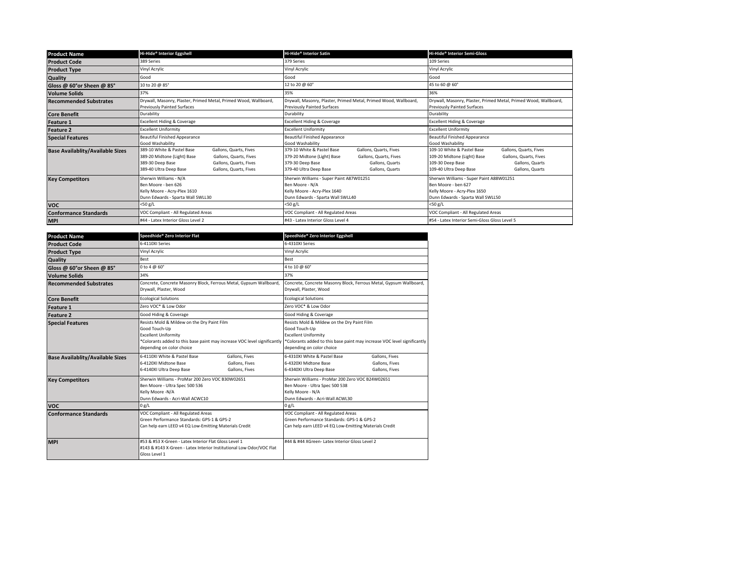| Product Name | Hi-Hide® Interior Eggshell | Hi-Hide® Interior Satin | Hi-Hide® Interior Semi-Gloss |
|---|---|---|---|
| Product Code | 389 Series | 379 Series | 109 Series |
| Product Type | Vinyl Acrylic | Vinyl Acrylic | Vinyl Acrylic |
| Quality | Good | Good | Good |
| Gloss @ 60°or Sheen @ 85° | 10 to 20 @ 85° | 12 to 20 @ 60° | 45 to 60 @ 60° |
| Volume Solids | 37% | 35% | 36% |
| Recommended Substrates | Drywall, Masonry, Plaster, Primed Metal, Primed Wood, Wallboard, Previously Painted Surfaces | Drywall, Masonry, Plaster, Primed Metal, Primed Wood, Wallboard, Previously Painted Surfaces | Drywall, Masonry, Plaster, Primed Metal, Primed Wood, Wallboard, Previously Painted Surfaces |
| Core Benefit | Durability | Durability | Durability |
| Feature 1 | Excellent Hiding & Coverage | Excellent Hiding & Coverage | Excellent Hiding & Coverage |
| Feature 2 | Excellent Uniformity | Excellent Uniformity | Excellent Uniformity |
| Special Features | Beautiful Finished Appearance<br>Good Washability | Beautiful Finished Appearance<br>Good Washability | Beautiful Finished Appearance<br>Good Washability |
| Base Availablity/Available Sizes | 389-10 White & Pastel Base — Gallons, Quarts, Fives<br>389-20 Midtone (Light) Base — Gallons, Quarts, Fives<br>389-30 Deep Base — Gallons, Quarts, Fives<br>389-40 Ultra Deep Base — Gallons, Quarts, Fives | 379-10 White & Pastel Base — Gallons, Quarts, Fives<br>379-20 Midtone (Light) Base — Gallons, Quarts, Fives<br>379-30 Deep Base — Gallons, Quarts<br>379-40 Ultra Deep Base — Gallons, Quarts | 109-10 White & Pastel Base — Gallons, Quarts, Fives<br>109-20 Midtone (Light) Base — Gallons, Quarts, Fives<br>109-30 Deep Base — Gallons, Quarts<br>109-40 Ultra Deep Base — Gallons, Quarts |
| Key Competitors | Sherwin Williams - N/A<br>Ben Moore - ben 626<br>Kelly Moore - Acry-Plex 1610<br>Dunn Edwards - Sparta Wall SWLL30 | Sherwin Williams - Super Paint A87W01251<br>Ben Moore - N/A<br>Kelly Moore - Acry-Plex 1640<br>Dunn Edwards - Sparta Wall SWLL40 | Sherwin Williams - Super Paint A88W01251<br>Ben Moore - ben 627<br>Kelly Moore - Acry-Plex 1650<br>Dunn Edwards - Sparta Wall SWLL50 |
| VOC | <50 g/L | <50 g/L | <50 g/L |
| Conformance Standards | VOC Compliant - All Regulated Areas | VOC Compliant - All Regulated Areas | VOC Compliant - All Regulated Areas |
| MPI | #44 - Latex Interior Gloss Level 2 | #43 - Latex Interior Gloss Level 4 | #54 - Latex Interior Semi-Gloss Gloss Level 5 |

| Product Name | Speedhide® Zero Interior Flat | Speedhide® Zero Interior Eggshell |
|---|---|---|
| Product Code | 6-4110XI Series | 6-4310XI Series |
| Product Type | Vinyl Acrylic | Vinyl Acrylic |
| Quality | Best | Best |
| Gloss @ 60°or Sheen @ 85° | 0 to 4 @ 60° | 4 to 10 @ 60° |
| Volume Solids | 34% | 37% |
| Recommended Substrates | Concrete, Concrete Masonry Block, Ferrous Metal, Gypsum Wallboard, Drywall, Plaster, Wood | Concrete, Concrete Masonry Block, Ferrous Metal, Gypsum Wallboard, Drywall, Plaster, Wood |
| Core Benefit | Ecological Solutions | Ecological Solutions |
| Feature 1 | Zero VOC* & Low Odor | Zero VOC* & Low Odor |
| Feature 2 | Good Hiding & Coverage | Good Hiding & Coverage |
| Special Features | Resists Mold & Mildew on the Dry Paint Film<br>Good Touch-Up<br>Excellent Uniformity<br>*Colorants added to this base paint may increase VOC level significantly depending on color choice | Resists Mold & Mildew on the Dry Paint Film<br>Good Touch-Up<br>Excellent Uniformity<br>*Colorants added to this base paint may increase VOC level significantly depending on color choice |
| Base Availablity/Available Sizes | 6-4110XI White & Pastel Base — Gallons, Fives<br>6-4120XI Midtone Base — Gallons, Fives<br>6-4140XI Ultra Deep Base — Gallons, Fives | 6-4310XI White & Pastel Base — Gallons, Fives<br>6-4320XI Midtone Base — Gallons, Fives<br>6-4340XI Ultra Deep Base — Gallons, Fives |
| Key Competitors | Sherwin Williams - ProMar 200 Zero VOC B30W02651<br>Ben Moore - Ultra Spec 500 536<br>Kelly Moore -N/A<br>Dunn Edwards - Acri-Wall ACWC10 | Sherwin Williams - ProMar 200 Zero VOC B24W02651<br>Ben Moore - Ultra Spec 500 538<br>Kelly Moore - N/A<br>Dunn Edwards - Acri-Wall ACWL30 |
| VOC | 0 g/L | 0 g/L |
| Conformance Standards | VOC Compliant - All Regulated Areas<br>Green Performance Standards: GPS-1 & GPS-2<br>Can help earn LEED v4 EQ Low-Emitting Materials Credit | VOC Compliant - All Regulated Areas<br>Green Performance Standards: GPS-1 & GPS-2<br>Can help earn LEED v4 EQ Low-Emitting Materials Credit |
| MPI | #53 & #53 X-Green - Latex Interior Flat Gloss Level 1<br>#143 & #143 X-Green - Latex Interior Institutional Low Odor/VOC Flat Gloss Level 1 | #44 & #44 XGreen- Latex Interior Gloss Level 2 |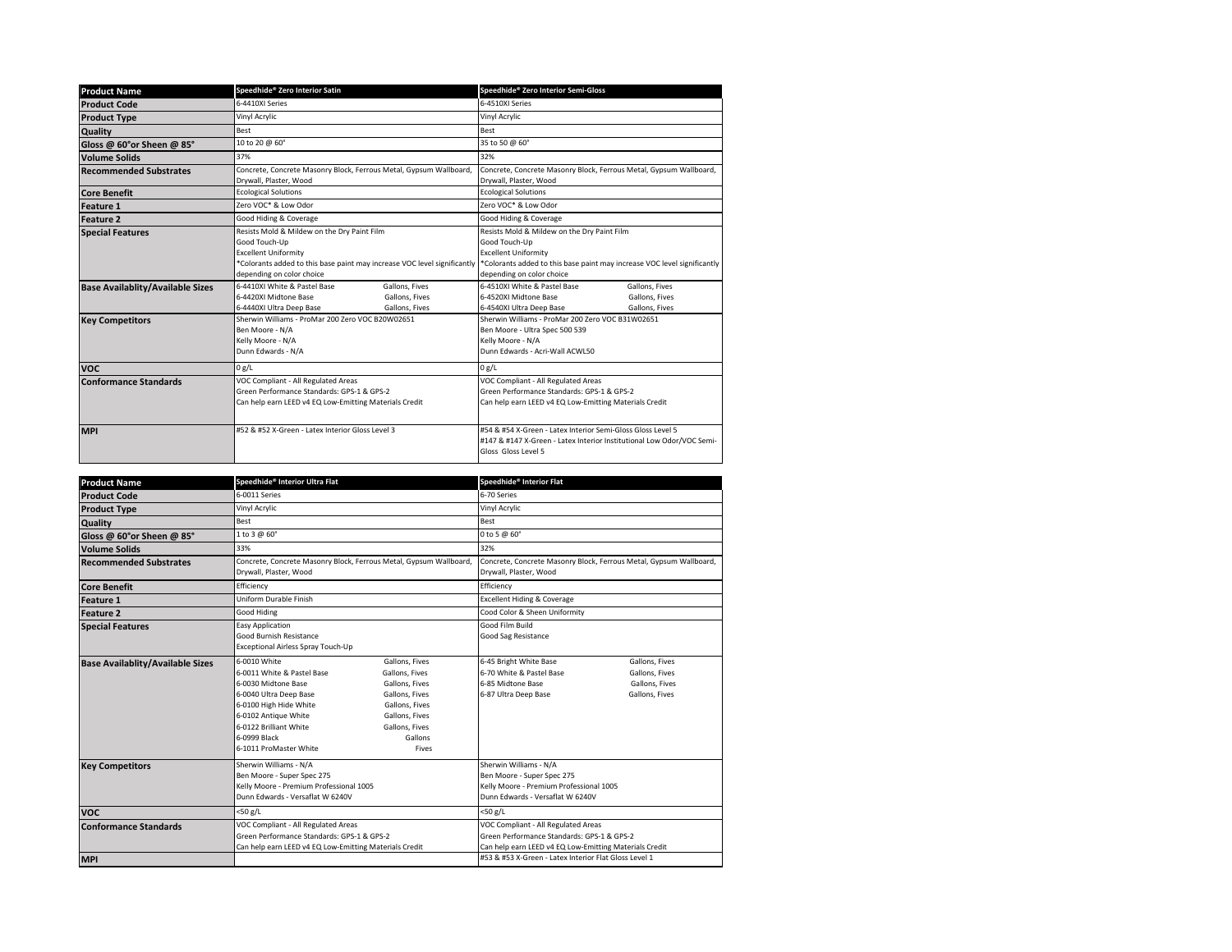| Product Name | Speedhide® Zero Interior Satin | Speedhide® Zero Interior Semi-Gloss |
|---|---|---|
| Product Code | 6-4410XI Series | 6-4510XI Series |
| Product Type | Vinyl Acrylic | Vinyl Acrylic |
| Quality | Best | Best |
| Gloss @ 60°or Sheen @ 85° | 10 to 20 @ 60° | 35 to 50 @ 60° |
| Volume Solids | 37% | 32% |
| Recommended Substrates | Concrete, Concrete Masonry Block, Ferrous Metal, Gypsum Wallboard, Drywall, Plaster, Wood | Concrete, Concrete Masonry Block, Ferrous Metal, Gypsum Wallboard, Drywall, Plaster, Wood |
| Core Benefit | Ecological Solutions | Ecological Solutions |
| Feature 1 | Zero VOC* & Low Odor | Zero VOC* & Low Odor |
| Feature 2 | Good Hiding & Coverage | Good Hiding & Coverage |
| Special Features | Resists Mold & Mildew on the Dry Paint Film<br>Good Touch-Up<br>Excellent Uniformity<br>*Colorants added to this base paint may increase VOC level significantly depending on color choice | Resists Mold & Mildew on the Dry Paint Film<br>Good Touch-Up<br>Excellent Uniformity<br>*Colorants added to this base paint may increase VOC level significantly depending on color choice |
| Base Availablity/Available Sizes | 6-4410XI White & Pastel Base — Gallons, Fives<br>6-4420XI Midtone Base — Gallons, Fives<br>6-4440XI Ultra Deep Base — Gallons, Fives | 6-4510XI White & Pastel Base — Gallons, Fives<br>6-4520XI Midtone Base — Gallons, Fives<br>6-4540XI Ultra Deep Base — Gallons, Fives |
| Key Competitors | Sherwin Williams - ProMar 200 Zero VOC B20W02651<br>Ben Moore - N/A<br>Kelly Moore - N/A<br>Dunn Edwards - N/A | Sherwin Williams - ProMar 200 Zero VOC B31W02651<br>Ben Moore - Ultra Spec 500 539<br>Kelly Moore - N/A<br>Dunn Edwards - Acri-Wall ACWL50 |
| VOC | 0 g/L | 0 g/L |
| Conformance Standards | VOC Compliant - All Regulated Areas<br>Green Performance Standards: GPS-1 & GPS-2<br>Can help earn LEED v4 EQ Low-Emitting Materials Credit | VOC Compliant - All Regulated Areas<br>Green Performance Standards: GPS-1 & GPS-2<br>Can help earn LEED v4 EQ Low-Emitting Materials Credit |
| MPI | #52 & #52 X-Green - Latex Interior Gloss Level 3 | #54 & #54 X-Green - Latex Interior Semi-Gloss Gloss Level 5<br>#147 & #147 X-Green - Latex Interior Institutional Low Odor/VOC Semi-Gloss Gloss Level 5 |

| Product Name | Speedhide® Interior Ultra Flat | Speedhide® Interior Flat |
|---|---|---|
| Product Code | 6-0011 Series | 6-70 Series |
| Product Type | Vinyl Acrylic | Vinyl Acrylic |
| Quality | Best | Best |
| Gloss @ 60°or Sheen @ 85° | 1 to 3 @ 60° | 0 to 5 @ 60° |
| Volume Solids | 33% | 32% |
| Recommended Substrates | Concrete, Concrete Masonry Block, Ferrous Metal, Gypsum Wallboard, Drywall, Plaster, Wood | Concrete, Concrete Masonry Block, Ferrous Metal, Gypsum Wallboard, Drywall, Plaster, Wood |
| Core Benefit | Efficiency | Efficiency |
| Feature 1 | Uniform Durable Finish | Excellent Hiding & Coverage |
| Feature 2 | Good Hiding | Cood Color & Sheen Uniformity |
| Special Features | Easy Application<br>Good Burnish Resistance<br>Exceptional Airless Spray Touch-Up | Good Film Build<br>Good Sag Resistance |
| Base Availablity/Available Sizes | 6-0010 White — Gallons, Fives<br>6-0011 White & Pastel Base — Gallons, Fives<br>6-0030 Midtone Base — Gallons, Fives<br>6-0040 Ultra Deep Base — Gallons, Fives<br>6-0100 High Hide White — Gallons, Fives<br>6-0102 Antique White — Gallons, Fives<br>6-0122 Brilliant White — Gallons, Fives<br>6-0999 Black — Gallons<br>6-1011 ProMaster White — Fives | 6-45 Bright White Base — Gallons, Fives<br>6-70 White & Pastel Base — Gallons, Fives<br>6-85 Midtone Base — Gallons, Fives<br>6-87 Ultra Deep Base — Gallons, Fives |
| Key Competitors | Sherwin Williams - N/A<br>Ben Moore - Super Spec 275<br>Kelly Moore - Premium Professional 1005<br>Dunn Edwards - Versaflat W 6240V | Sherwin Williams - N/A<br>Ben Moore - Super Spec 275<br>Kelly Moore - Premium Professional 1005<br>Dunn Edwards - Versaflat W 6240V |
| VOC | <50 g/L | <50 g/L |
| Conformance Standards | VOC Compliant - All Regulated Areas<br>Green Performance Standards: GPS-1 & GPS-2<br>Can help earn LEED v4 EQ Low-Emitting Materials Credit | VOC Compliant - All Regulated Areas<br>Green Performance Standards: GPS-1 & GPS-2<br>Can help earn LEED v4 EQ Low-Emitting Materials Credit |
| MPI | | #53 & #53 X-Green - Latex Interior Flat Gloss Level 1 |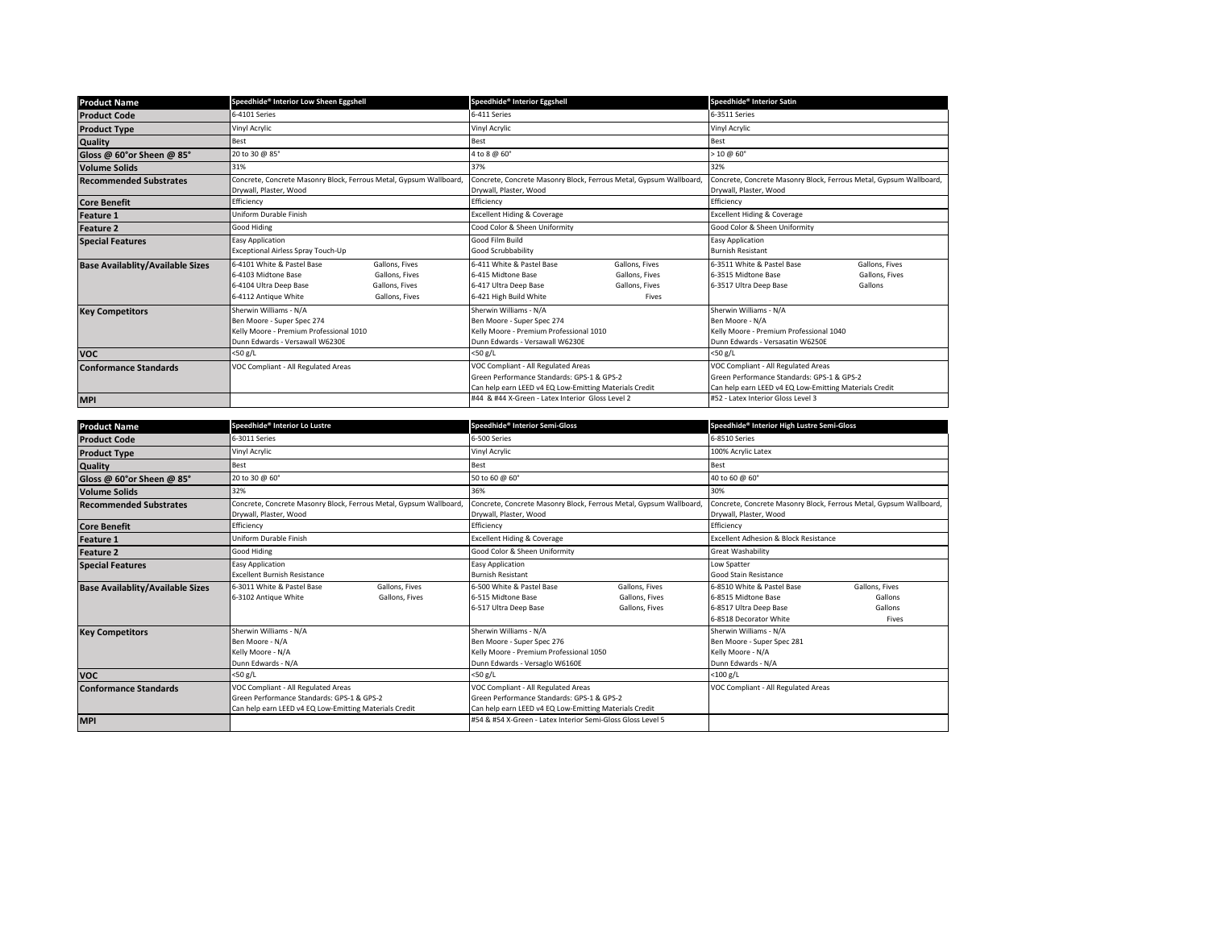| Product Name | Speedhide® Interior Low Sheen Eggshell | Speedhide® Interior Eggshell | Speedhide® Interior Satin |
|---|---|---|---|
| Product Code | 6-4101 Series | 6-411 Series | 6-3511 Series |
| Product Type | Vinyl Acrylic | Vinyl Acrylic | Vinyl Acrylic |
| Quality | Best | Best | Best |
| Gloss @ 60°or Sheen @ 85° | 20 to 30 @ 85° | 4 to 8 @ 60° | > 10 @ 60° |
| Volume Solids | 31% | 37% | 32% |
| Recommended Substrates | Concrete, Concrete Masonry Block, Ferrous Metal, Gypsum Wallboard, Drywall, Plaster, Wood | Concrete, Concrete Masonry Block, Ferrous Metal, Gypsum Wallboard, Drywall, Plaster, Wood | Concrete, Concrete Masonry Block, Ferrous Metal, Gypsum Wallboard, Drywall, Plaster, Wood |
| Core Benefit | Efficiency | Efficiency | Efficiency |
| Feature 1 | Uniform Durable Finish | Excellent Hiding & Coverage | Excellent Hiding & Coverage |
| Feature 2 | Good Hiding | Cood Color & Sheen Uniformity | Good Color & Sheen Uniformity |
| Special Features | Easy Application<br>Exceptional Airless Spray Touch-Up | Good Film Build<br>Good Scrubbability | Easy Application<br>Burnish Resistant |
| Base Availablity/Available Sizes | 6-4101 White & Pastel Base — Gallons, Fives<br>6-4103 Midtone Base — Gallons, Fives<br>6-4104 Ultra Deep Base — Gallons, Fives<br>6-4112 Antique White — Gallons, Fives | 6-411 White & Pastel Base — Gallons, Fives<br>6-415 Midtone Base — Gallons, Fives<br>6-417 Ultra Deep Base — Gallons, Fives<br>6-421 High Build White — Fives | 6-3511 White & Pastel Base — Gallons, Fives<br>6-3515 Midtone Base — Gallons, Fives<br>6-3517 Ultra Deep Base — Gallons |
| Key Competitors | Sherwin Williams - N/A<br>Ben Moore - Super Spec 274<br>Kelly Moore - Premium Professional 1010<br>Dunn Edwards - Versawall W6230E | Sherwin Williams - N/A<br>Ben Moore - Super Spec 274<br>Kelly Moore - Premium Professional 1010<br>Dunn Edwards - Versawall W6230E | Sherwin Williams - N/A<br>Ben Moore - N/A<br>Kelly Moore - Premium Professional 1040<br>Dunn Edwards - Versasatin W6250E |
| VOC | <50 g/L | <50 g/L | <50 g/L |
| Conformance Standards | VOC Compliant - All Regulated Areas | VOC Compliant - All Regulated Areas<br>Green Performance Standards: GPS-1 & GPS-2<br>Can help earn LEED v4 EQ Low-Emitting Materials Credit | VOC Compliant - All Regulated Areas<br>Green Performance Standards: GPS-1 & GPS-2<br>Can help earn LEED v4 EQ Low-Emitting Materials Credit |
| MPI | | #44 & #44 X-Green - Latex Interior Gloss Level 2 | #52 - Latex Interior Gloss Level 3 |

| Product Name | Speedhide® Interior Lo Lustre | Speedhide® Interior Semi-Gloss | Speedhide® Interior High Lustre Semi-Gloss |
|---|---|---|---|
| Product Code | 6-3011 Series | 6-500 Series | 6-8510 Series |
| Product Type | Vinyl Acrylic | Vinyl Acrylic | 100% Acrylic Latex |
| Quality | Best | Best | Best |
| Gloss @ 60°or Sheen @ 85° | 20 to 30 @ 60° | 50 to 60 @ 60° | 40 to 60 @ 60° |
| Volume Solids | 32% | 36% | 30% |
| Recommended Substrates | Concrete, Concrete Masonry Block, Ferrous Metal, Gypsum Wallboard, Drywall, Plaster, Wood | Concrete, Concrete Masonry Block, Ferrous Metal, Gypsum Wallboard, Drywall, Plaster, Wood | Concrete, Concrete Masonry Block, Ferrous Metal, Gypsum Wallboard, Drywall, Plaster, Wood |
| Core Benefit | Efficiency | Efficiency | Efficiency |
| Feature 1 | Uniform Durable Finish | Excellent Hiding & Coverage | Excellent Adhesion & Block Resistance |
| Feature 2 | Good Hiding | Good Color & Sheen Uniformity | Great Washability |
| Special Features | Easy Application<br>Excellent Burnish Resistance | Easy Application<br>Burnish Resistant | Low Spatter<br>Good Stain Resistance |
| Base Availablity/Available Sizes | 6-3011 White & Pastel Base — Gallons, Fives<br>6-3102 Antique White — Gallons, Fives | 6-500 White & Pastel Base — Gallons, Fives<br>6-515 Midtone Base — Gallons, Fives<br>6-517 Ultra Deep Base — Gallons, Fives | 6-8510 White & Pastel Base — Gallons, Fives<br>6-8515 Midtone Base — Gallons<br>6-8517 Ultra Deep Base — Gallons<br>6-8518 Decorator White — Fives |
| Key Competitors | Sherwin Williams - N/A<br>Ben Moore - N/A<br>Kelly Moore - N/A<br>Dunn Edwards - N/A | Sherwin Williams - N/A<br>Ben Moore - Super Spec 276<br>Kelly Moore - Premium Professional 1050<br>Dunn Edwards - Versaglo W6160E | Sherwin Williams - N/A<br>Ben Moore - Super Spec 281<br>Kelly Moore - N/A<br>Dunn Edwards - N/A |
| VOC | <50 g/L | <50 g/L | <100 g/L |
| Conformance Standards | VOC Compliant - All Regulated Areas<br>Green Performance Standards: GPS-1 & GPS-2<br>Can help earn LEED v4 EQ Low-Emitting Materials Credit | VOC Compliant - All Regulated Areas<br>Green Performance Standards: GPS-1 & GPS-2<br>Can help earn LEED v4 EQ Low-Emitting Materials Credit | VOC Compliant - All Regulated Areas |
| MPI | | #54 & #54 X-Green - Latex Interior Semi-Gloss Gloss Level 5 | |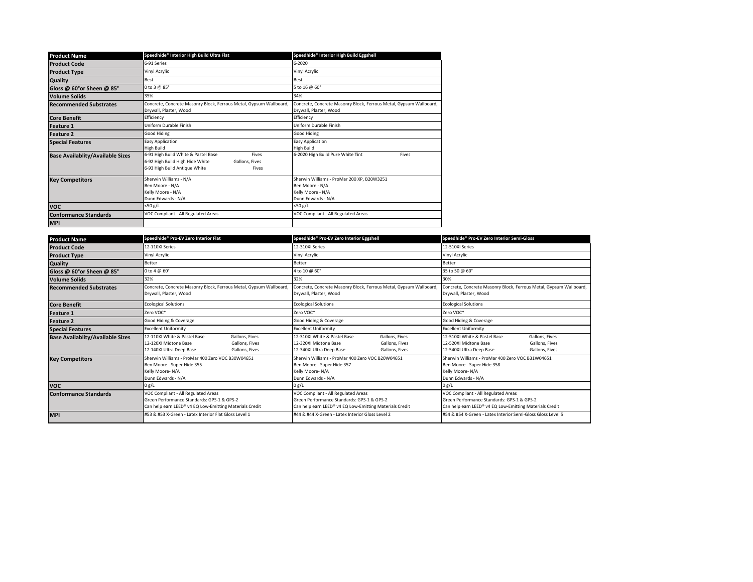| Product Name | Speedhide® Interior High Build Ultra Flat | Speedhide® Interior High Build Eggshell |
| --- | --- | --- |
| Product Code | 6-91 Series | 6-2020 |
| Product Type | Vinyl Acrylic | Vinyl Acrylic |
| Quality | Best | Best |
| Gloss @ 60°or Sheen @ 85° | 0 to 3 @ 85° | 5 to 16 @ 60° |
| Volume Solids | 35% | 34% |
| Recommended Substrates | Concrete, Concrete Masonry Block, Ferrous Metal, Gypsum Wallboard, Drywall, Plaster, Wood | Concrete, Concrete Masonry Block, Ferrous Metal, Gypsum Wallboard, Drywall, Plaster, Wood |
| Core Benefit | Efficiency | Efficiency |
| Feature 1 | Uniform Durable Finish | Uniform Durable Finish |
| Feature 2 | Good Hiding | Good Hiding |
| Special Features | Easy Application<br>High Build | Easy Application<br>High Build |
| Base Availablity/Available Sizes | 6-91 High Build White & Pastel Base — Fives<br>6-92 High Build High Hide White — Gallons, Fives<br>6-93 High Build Antique White — Fives | 6-2020 High Build Pure White Tint — Fives |
| Key Competitors | Sherwin Williams - N/A<br>Ben Moore - N/A<br>Kelly Moore - N/A<br>Dunn Edwards - N/A | Sherwin Williams - ProMar 200 XP, B20W3251<br>Ben Moore - N/A<br>Kelly Moore - N/A<br>Dunn Edwards - N/A |
| VOC | <50 g/L | <50 g/L |
| Conformance Standards | VOC Compliant - All Regulated Areas | VOC Compliant - All Regulated Areas |
| MPI | | |

| Product Name | Speedhide® Pro-EV Zero Interior Flat | Speedhide® Pro-EV Zero Interior Eggshell | Speedhide® Pro-EV Zero Interior Semi-Gloss |
| --- | --- | --- | --- |
| Product Code | 12-110XI Series | 12-310XI Series | 12-510XI Series |
| Product Type | Vinyl Acrylic | Vinyl Acrylic | Vinyl Acrylic |
| Quality | Better | Better | Better |
| Gloss @ 60°or Sheen @ 85° | 0 to 4 @ 60° | 4 to 10 @ 60° | 35 to 50 @ 60° |
| Volume Solids | 32% | 32% | 30% |
| Recommended Substrates | Concrete, Concrete Masonry Block, Ferrous Metal, Gypsum Wallboard, Drywall, Plaster, Wood | Concrete, Concrete Masonry Block, Ferrous Metal, Gypsum Wallboard, Drywall, Plaster, Wood | Concrete, Concrete Masonry Block, Ferrous Metal, Gypsum Wallboard, Drywall, Plaster, Wood |
| Core Benefit | Ecological Solutions | Ecological Solutions | Ecological Solutions |
| Feature 1 | Zero VOC* | Zero VOC* | Zero VOC* |
| Feature 2 | Good Hiding & Coverage | Good Hiding & Coverage | Good Hiding & Coverage |
| Special Features | Excellent Uniformity | Excellent Uniformity | Excellent Uniformity |
| Base Availablity/Available Sizes | 12-110XI White & Pastel Base — Gallons, Fives<br>12-120XI Midtone Base — Gallons, Fives<br>12-140XI Ultra Deep Base — Gallons, Fives | 12-310XI White & Pastel Base — Gallons, Fives<br>12-320XI Midtone Base — Gallons, Fives<br>12-340XI Ultra Deep Base — Gallons, Fives | 12-510XI White & Pastel Base — Gallons, Fives<br>12-520XI Midtone Base — Gallons, Fives<br>12-540XI Ultra Deep Base — Gallons, Fives |
| Key Competitors | Sherwin Williams - ProMar 400 Zero VOC B30W04651<br>Ben Moore - Super Hide 355<br>Kelly Moore- N/A<br>Dunn Edwards - N/A | Sherwin Williams - ProMar 400 Zero VOC B20W04651<br>Ben Moore - Super Hide 357<br>Kelly Moore- N/A<br>Dunn Edwards - N/A | Sherwin Williams - ProMar 400 Zero VOC B31W04651<br>Ben Moore - Super Hide 358<br>Kelly Moore- N/A<br>Dunn Edwards - N/A |
| VOC | 0 g/L | 0 g/L | 0 g/L |
| Conformance Standards | VOC Compliant - All Regulated Areas<br>Green Performance Standards: GPS-1 & GPS-2<br>Can help earn LEED® v4 EQ Low-Emitting Materials Credit | VOC Compliant - All Regulated Areas<br>Green Performance Standards: GPS-1 & GPS-2<br>Can help earn LEED® v4 EQ Low-Emitting Materials Credit | VOC Compliant - All Regulated Areas<br>Green Performance Standards: GPS-1 & GPS-2<br>Can help earn LEED® v4 EQ Low-Emitting Materials Credit |
| MPI | #53 & #53 X-Green - Latex Interior Flat Gloss Level 1 | #44 & #44 X-Green - Latex Interior Gloss Level 2 | #54 & #54 X-Green - Latex Interior Semi-Gloss Gloss Level 5 |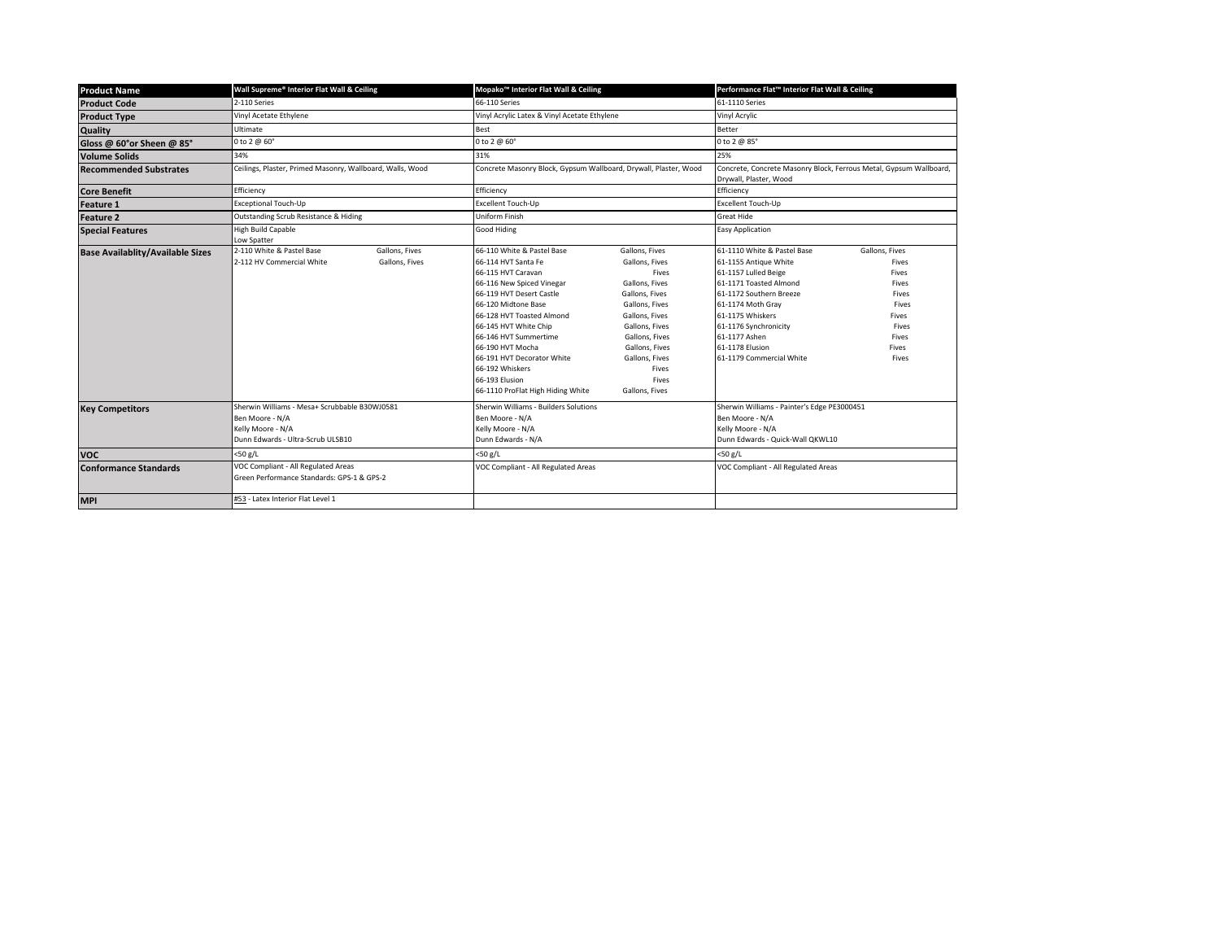| Product Name | Wall Supreme® Interior Flat Wall & Ceiling | Mopako™ Interior Flat Wall & Ceiling | Performance Flat™ Interior Flat Wall & Ceiling |
|---|---|---|---|
| Product Code | 2-110 Series | 66-110 Series | 61-1110 Series |
| Product Type | Vinyl Acetate Ethylene | Vinyl Acrylic Latex & Vinyl Acetate Ethylene | Vinyl Acrylic |
| Quality | Ultimate | Best | Better |
| Gloss @ 60°or Sheen @ 85° | 0 to 2 @ 60° | 0 to 2 @ 60° | 0 to 2 @ 85° |
| Volume Solids | 34% | 31% | 25% |
| Recommended Substrates | Ceilings, Plaster, Primed Masonry, Wallboard, Walls, Wood | Concrete Masonry Block, Gypsum Wallboard, Drywall, Plaster, Wood | Concrete, Concrete Masonry Block, Ferrous Metal, Gypsum Wallboard, Drywall, Plaster, Wood |
| Core Benefit | Efficiency | Efficiency | Efficiency |
| Feature 1 | Exceptional Touch-Up | Excellent Touch-Up | Excellent Touch-Up |
| Feature 2 | Outstanding Scrub Resistance & Hiding | Uniform Finish | Great Hide |
| Special Features | High Build Capable<br>Low Spatter | Good Hiding | Easy Application |
| Base Availablity/Available Sizes | 2-110 White & Pastel Base — Gallons, Fives<br>2-112 HV Commercial White — Gallons, Fives | 66-110 White & Pastel Base — Gallons, Fives<br>66-114 HVT Santa Fe — Gallons, Fives<br>66-115 HVT Caravan — Fives<br>66-116 New Spiced Vinegar — Gallons, Fives<br>66-119 HVT Desert Castle — Gallons, Fives<br>66-120 Midtone Base — Gallons, Fives<br>66-128 HVT Toasted Almond — Gallons, Fives<br>66-145 HVT White Chip — Gallons, Fives<br>66-146 HVT Summertime — Gallons, Fives<br>66-190 HVT Mocha — Gallons, Fives<br>66-191 HVT Decorator White — Gallons, Fives<br>66-192 Whiskers — Fives<br>66-193 Elusion — Fives<br>66-1110 ProFlat High Hiding White — Gallons, Fives | 61-1110 White & Pastel Base — Gallons, Fives<br>61-1155 Antique White — Fives<br>61-1157 Lulled Beige — Fives<br>61-1171 Toasted Almond — Fives<br>61-1172 Southern Breeze — Fives<br>61-1174 Moth Gray — Fives<br>61-1175 Whiskers — Fives<br>61-1176 Synchronicity — Fives<br>61-1177 Ashen — Fives<br>61-1178 Elusion — Fives<br>61-1179 Commercial White — Fives |
| Key Competitors | Sherwin Williams - Mesa+ Scrubbable B30WJ0581<br>Ben Moore - N/A<br>Kelly Moore - N/A<br>Dunn Edwards - Ultra-Scrub ULSB10 | Sherwin Williams - Builders Solutions<br>Ben Moore - N/A<br>Kelly Moore - N/A<br>Dunn Edwards - N/A | Sherwin Williams - Painter's Edge PE3000451<br>Ben Moore - N/A<br>Kelly Moore - N/A<br>Dunn Edwards - Quick-Wall QKWL10 |
| VOC | <50 g/L | <50 g/L | <50 g/L |
| Conformance Standards | VOC Compliant - All Regulated Areas<br>Green Performance Standards: GPS-1 & GPS-2 | VOC Compliant - All Regulated Areas | VOC Compliant - All Regulated Areas |
| MPI | #53 - Latex Interior Flat Level 1 | | |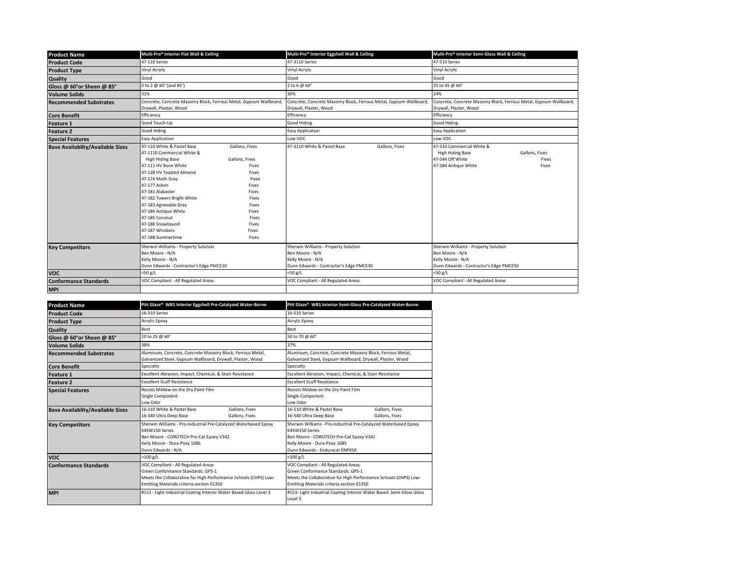| Product Name | Multi-Pro® Interior Flat Wall & Ceiling | Multi-Pro® Interior Eggshell Wall & Ceiling | Multi-Pro® Interior Semi-Gloss Wall & Ceiling |
|---|---|---|---|
| Product Code | 47-110 Series | 47-3110 Series | 47-510 Series |
| Product Type | Vinyl Acrylic | Vinyl Acrylic | Vinyl Acrylic |
| Quality | Good | Good | Good |
| Gloss @ 60°or Sheen @ 85° | 0 to 2 @ 60° (and 85°) | 2 to 6 @ 60° | 25 to 45 @ 60° |
| Volume Solids | 31% | 30% | 24% |
| Recommended Substrates | Concrete, Concrete Masonry Block, Ferrous Metal, Gypsum Wallboard, Drywall, Plaster, Wood | Concrete, Concrete Masonry Block, Ferrous Metal, Gypsum Wallboard, Drywall, Plaster, Wood | Concrete, Concrete Masonry Block, Ferrous Metal, Gypsum Wallboard, Drywall, Plaster, Wood |
| Core Benefit | Efficiency | Efficiency | Efficiency |
| Feature 1 | Good Touch-Up | Good Hiding | Good Hiding |
| Feature 2 | Good Hiding | Easy Application | Easy Application |
| Special Features | Easy Application | Low VOC | Low VOC |
| Base Availablity/Available Sizes | 47-110 White & Pastel Base — Gallons, Fives<br>47-1110 Commercial White & High Hiding Base — Gallons, Fives<br>47-111 HV Bone White — Fives<br>47-128 HV Toasted Almond — Fives<br>47-174 Moth Gray — Fives<br>47-177 Ashen — Fives<br>47-181 Alabaster — Fives<br>47-182 Towers Bright White — Fives<br>47-183 Agreeable Gray — Fives<br>47-184 Antique White — Fives<br>47-185 Coconut — Fives<br>47-186 Snowbound — Fives<br>47-187 Whiskers — Fives<br>47-188 Summertime — Fives | 47-3110 White & Pastel Base — Gallons, Fives | 47-510 Commercial White & High Hiding Base — Gallons, Fives<br>47-544 Off White — Fives<br>47-584 Antique White — Fives |
| Key Competitors | Sherwin Williams - Property Solution<br>Ben Moore - N/A<br>Kelly Moore - N/A<br>Dunn Edwards - Contractor's Edge PMCE10 | Sherwin Williams - Property Solution<br>Ben Moore - N/A<br>Kelly Moore - N/A<br>Dunn Edwards - Contractor's Edge PMCE30 | Sherwin Williams - Property Solution<br>Ben Moore - N/A<br>Kelly Moore - N/A<br>Dunn Edwards - Contractor's Edge PMCE50 |
| VOC | <50 g/L | <50 g/L | <50 g/L |
| Conformance Standards | VOC Compliant - All Regulated Areas | VOC Compliant - All Regulated Areas | VOC Compliant - All Regulated Areas |
| MPI | | | |

| Product Name | Pitt Glaze® WB1 Interior Eggshell Pre-Catalyzed Water-Borne | Pitt Glaze® WB1 Interior Semi-Gloss Pre-Catalyzed Water-Borne |
|---|---|---|
| Product Code | 16-310 Series | 16-510 Series |
| Product Type | Acrylic Epoxy | Acrylic Epoxy |
| Quality | Best | Best |
| Gloss @ 60°or Sheen @ 85° | 10 to 25 @ 60° | 50 to 70 @ 60° |
| Volume Solids | 38% | 37% |
| Recommended Substrates | Aluminum, Concrete, Concrete Masonry Block, Ferrous Metal, Galvanized Steel, Gypsum Wallboard, Drywall, Plaster, Wood | Aluminum, Concrete, Concrete Masonry Block, Ferrous Metal, Galvanized Steel, Gypsum Wallboard, Drywall, Plaster, Wood |
| Core Benefit | Specialty | Specialty |
| Feature 1 | Excellent Abrasion, Impact, Chemical, & Stain Resistance | Excellent Abrasion, Impact, Chemical, & Stain Resistance |
| Feature 2 | Excellent Scuff Resistance | Excellent Scuff Resistance |
| Special Features | Resists Mildew on the Dry Paint Film<br>Single Component<br>Low Odor | Resists Mildew on the Dry Paint Film<br>Single Component<br>Low Odor |
| Base Availablity/Available Sizes | 16-310 White & Pastel Base — Gallons, Fives<br>16-340 Ultra Deep Base — Gallons, Fives | 16-510 White & Pastel Base — Gallons, Fives<br>16-540 Ultra Deep Base — Gallons, Fives |
| Key Competitors | Sherwin Williams - Pro-Industrial Pre-Catalyzed Waterbased Epoxy K45W150 Series<br>Ben Moore - COROTECH Pre-Cat Epoxy V342<br>Kelly Moore - Dura-Poxy 1686<br>Dunn Edwards - N/A | Sherwin Williams - Pro-Industrial Pre-Catalyzed Waterbased Epoxy K45W150 Series<br>Ben Moore - COROTECH Pre-Cat Epoxy V341<br>Kelly Moore - Dura-Poxy 1685<br>Dunn Edwards - Enduracat ENPX50 |
| VOC | <100 g/L | <100 g/L |
| Conformance Standards | VOC Compliant - All Regulated Areas<br>Green Conformance Standards: GPS-1<br>Meets the Collaborative for High Performance Schools (CHPS) Low-Emitting Materials criteria section 01350 | VOC Compliant - All Regulated Areas<br>Green Conformance Standards: GPS-1<br>Meets the Collaborative for High Performance Schools (CHPS) Low-Emitting Materials criteria section 01350 |
| MPI | #151 - Light Industrial Coating Interior Water Based Gloss Level 3 | #153- Light Industrial Coating Interior Water Based Semi-Gloss Gloss Level 5 |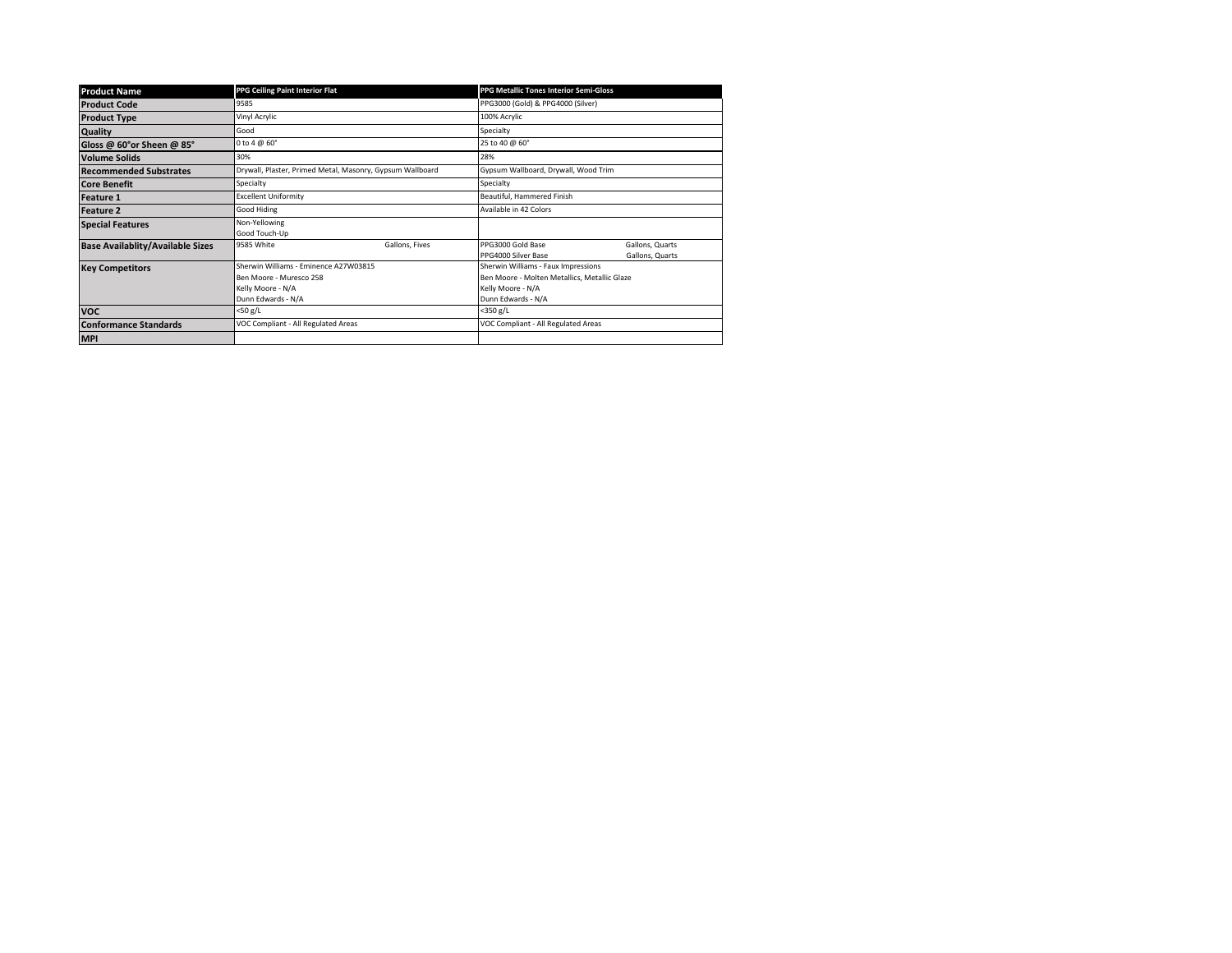| Product Name | PPG Ceiling Paint Interior Flat | PPG Metallic Tones Interior Semi-Gloss |
|---|---|---|
| Product Code | 9585 | PPG3000 (Gold) & PPG4000 (Silver) |
| Product Type | Vinyl Acrylic | 100% Acrylic |
| Quality | Good | Specialty |
| Gloss @ 60°or Sheen @ 85° | 0 to 4 @ 60° | 25 to 40 @ 60° |
| Volume Solids | 30% | 28% |
| Recommended Substrates | Drywall, Plaster, Primed Metal, Masonry, Gypsum Wallboard | Gypsum Wallboard, Drywall, Wood Trim |
| Core Benefit | Specialty | Specialty |
| Feature 1 | Excellent Uniformity | Beautiful, Hammered Finish |
| Feature 2 | Good Hiding | Available in 42 Colors |
| Special Features | Non-Yellowing<br>Good Touch-Up | |
| Base Availablity/Available Sizes | 9585 White — Gallons, Fives | PPG3000 Gold Base — Gallons, Quarts<br>PPG4000 Silver Base — Gallons, Quarts |
| Key Competitors | Sherwin Williams - Eminence A27W03815<br>Ben Moore - Muresco 258<br>Kelly Moore - N/A<br>Dunn Edwards - N/A | Sherwin Williams - Faux Impressions<br>Ben Moore - Molten Metallics, Metallic Glaze<br>Kelly Moore - N/A<br>Dunn Edwards - N/A |
| VOC | <50 g/L | <350 g/L |
| Conformance Standards | VOC Compliant - All Regulated Areas | VOC Compliant - All Regulated Areas |
| MPI | | |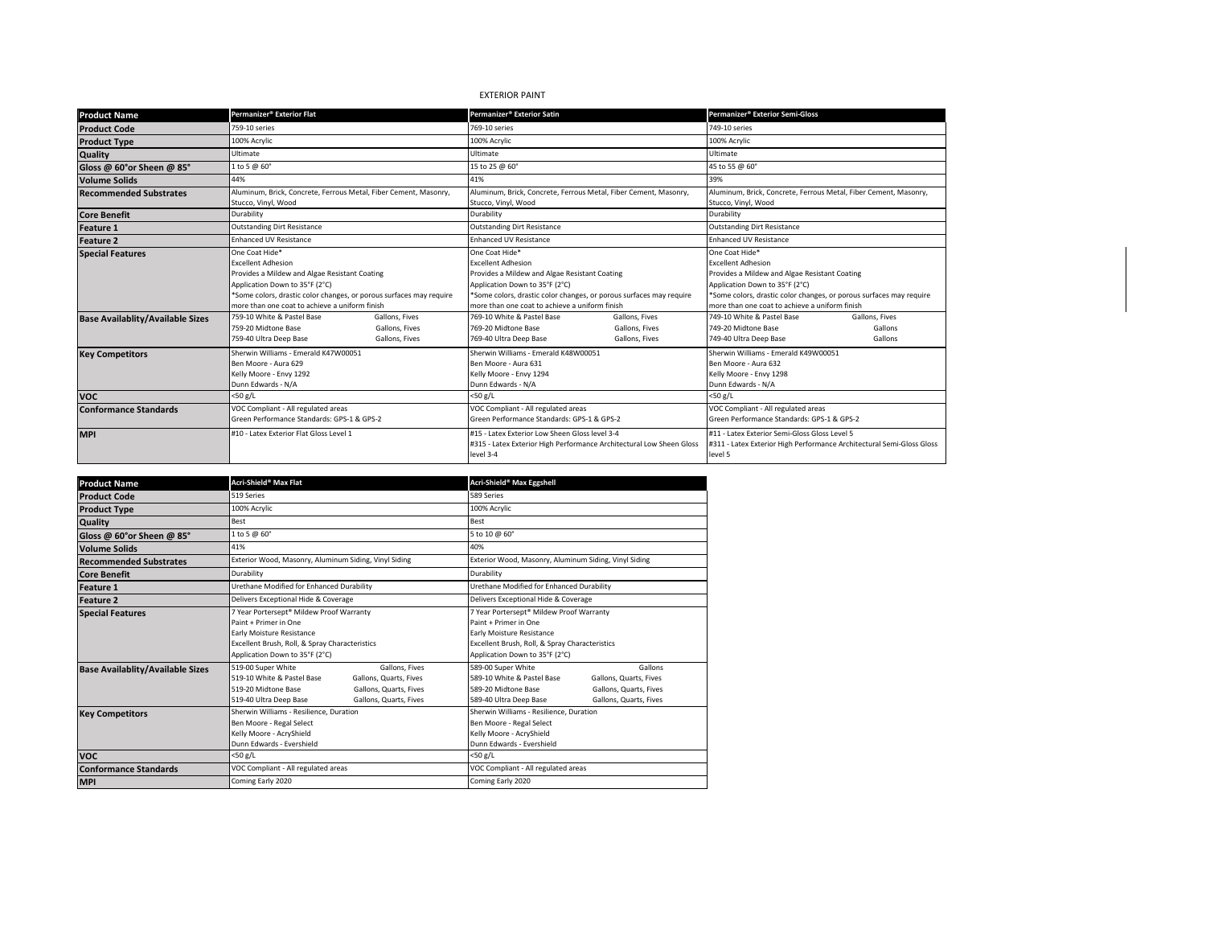EXTERIOR PAINT

| Product Name | Permanizer® Exterior Flat | Permanizer® Exterior Satin | Permanizer® Exterior Semi-Gloss |
|---|---|---|---|
| Product Code | 759-10 series | 769-10 series | 749-10 series |
| Product Type | 100% Acrylic | 100% Acrylic | 100% Acrylic |
| Quality | Ultimate | Ultimate | Ultimate |
| Gloss @ 60°or Sheen @ 85° | 1 to 5 @ 60° | 15 to 25 @ 60° | 45 to 55 @ 60° |
| Volume Solids | 44% | 41% | 39% |
| Recommended Substrates | Aluminum, Brick, Concrete, Ferrous Metal, Fiber Cement, Masonry, Stucco, Vinyl, Wood | Aluminum, Brick, Concrete, Ferrous Metal, Fiber Cement, Masonry, Stucco, Vinyl, Wood | Aluminum, Brick, Concrete, Ferrous Metal, Fiber Cement, Masonry, Stucco, Vinyl, Wood |
| Core Benefit | Durability | Durability | Durability |
| Feature 1 | Outstanding Dirt Resistance | Outstanding Dirt Resistance | Outstanding Dirt Resistance |
| Feature 2 | Enhanced UV Resistance | Enhanced UV Resistance | Enhanced UV Resistance |
| Special Features | One Coat Hide*<br>Excellent Adhesion<br>Provides a Mildew and Algae Resistant Coating<br>Application Down to 35°F (2°C)<br>*Some colors, drastic color changes, or porous surfaces may require more than one coat to achieve a uniform finish | One Coat Hide*<br>Excellent Adhesion<br>Provides a Mildew and Algae Resistant Coating<br>Application Down to 35°F (2°C)<br>*Some colors, drastic color changes, or porous surfaces may require more than one coat to achieve a uniform finish | One Coat Hide*<br>Excellent Adhesion<br>Provides a Mildew and Algae Resistant Coating<br>Application Down to 35°F (2°C)<br>*Some colors, drastic color changes, or porous surfaces may require more than one coat to achieve a uniform finish |
| Base Availablity/Available Sizes | 759-10 White & Pastel Base — Gallons, Fives<br>759-20 Midtone Base — Gallons, Fives<br>759-40 Ultra Deep Base — Gallons, Fives | 769-10 White & Pastel Base — Gallons, Fives<br>769-20 Midtone Base — Gallons, Fives<br>769-40 Ultra Deep Base — Gallons, Fives | 749-10 White & Pastel Base — Gallons, Fives<br>749-20 Midtone Base — Gallons<br>749-40 Ultra Deep Base — Gallons |
| Key Competitors | Sherwin Williams - Emerald K47W00051<br>Ben Moore - Aura 629<br>Kelly Moore - Envy 1292<br>Dunn Edwards - N/A | Sherwin Williams - Emerald K48W00051<br>Ben Moore - Aura 631<br>Kelly Moore - Envy 1294<br>Dunn Edwards - N/A | Sherwin Williams - Emerald K49W00051<br>Ben Moore - Aura 632<br>Kelly Moore - Envy 1298<br>Dunn Edwards - N/A |
| VOC | <50 g/L | <50 g/L | <50 g/L |
| Conformance Standards | VOC Compliant - All regulated areas<br>Green Performance Standards: GPS-1 & GPS-2 | VOC Compliant - All regulated areas<br>Green Performance Standards: GPS-1 & GPS-2 | VOC Compliant - All regulated areas<br>Green Performance Standards: GPS-1 & GPS-2 |
| MPI | #10 - Latex Exterior Flat Gloss Level 1 | #15 - Latex Exterior Low Sheen Gloss level 3-4<br>#315 - Latex Exterior High Performance Architectural Low Sheen Gloss level 3-4 | #11 - Latex Exterior Semi-Gloss Gloss Level 5<br>#311 - Latex Exterior High Performance Architectural Semi-Gloss Gloss level 5 |

| Product Name | Acri-Shield® Max Flat | Acri-Shield® Max Eggshell |
|---|---|---|
| Product Code | 519 Series | 589 Series |
| Product Type | 100% Acrylic | 100% Acrylic |
| Quality | Best | Best |
| Gloss @ 60°or Sheen @ 85° | 1 to 5 @ 60° | 5 to 10 @ 60° |
| Volume Solids | 41% | 40% |
| Recommended Substrates | Exterior Wood, Masonry, Aluminum Siding, Vinyl Siding | Exterior Wood, Masonry, Aluminum Siding, Vinyl Siding |
| Core Benefit | Durability | Durability |
| Feature 1 | Urethane Modified for Enhanced Durability | Urethane Modified for Enhanced Durability |
| Feature 2 | Delivers Exceptional Hide & Coverage | Delivers Exceptional Hide & Coverage |
| Special Features | 7 Year Portersept® Mildew Proof Warranty<br>Paint + Primer in One<br>Early Moisture Resistance<br>Excellent Brush, Roll, & Spray Characteristics<br>Application Down to 35°F (2°C) | 7 Year Portersept® Mildew Proof Warranty<br>Paint + Primer in One<br>Early Moisture Resistance<br>Excellent Brush, Roll, & Spray Characteristics<br>Application Down to 35°F (2°C) |
| Base Availablity/Available Sizes | 519-00 Super White — Gallons, Fives<br>519-10 White & Pastel Base — Gallons, Quarts, Fives<br>519-20 Midtone Base — Gallons, Quarts, Fives<br>519-40 Ultra Deep Base — Gallons, Quarts, Fives | 589-00 Super White — Gallons<br>589-10 White & Pastel Base — Gallons, Quarts, Fives<br>589-20 Midtone Base — Gallons, Quarts, Fives<br>589-40 Ultra Deep Base — Gallons, Quarts, Fives |
| Key Competitors | Sherwin Williams - Resilience, Duration<br>Ben Moore - Regal Select<br>Kelly Moore - AcryShield<br>Dunn Edwards - Evershield | Sherwin Williams - Resilience, Duration<br>Ben Moore - Regal Select<br>Kelly Moore - AcryShield<br>Dunn Edwards - Evershield |
| VOC | <50 g/L | <50 g/L |
| Conformance Standards | VOC Compliant - All regulated areas | VOC Compliant - All regulated areas |
| MPI | Coming Early 2020 | Coming Early 2020 |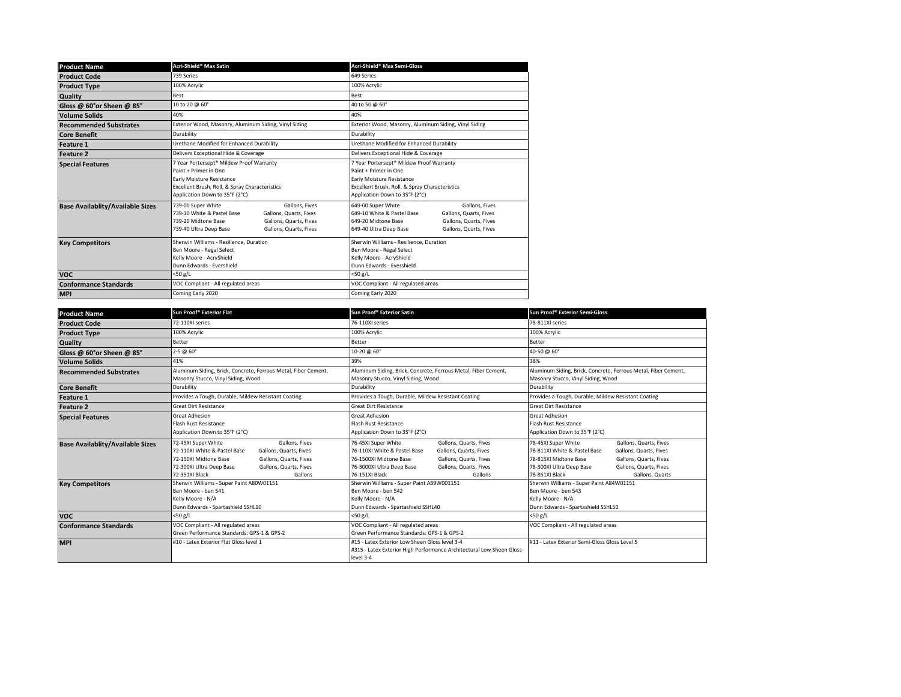| Product Name | Acri-Shield® Max Satin | Acri-Shield® Max Semi-Gloss |
|---|---|---|
| Product Code | 739 Series | 649 Series |
| Product Type | 100% Acrylic | 100% Acrylic |
| Quality | Best | Best |
| Gloss @ 60°or Sheen @ 85° | 10 to 20 @ 60° | 40 to 50 @ 60° |
| Volume Solids | 40% | 40% |
| Recommended Substrates | Exterior Wood, Masonry, Aluminum Siding, Vinyl Siding | Exterior Wood, Masonry, Aluminum Siding, Vinyl Siding |
| Core Benefit | Durability | Durability |
| Feature 1 | Urethane Modified for Enhanced Durability | Urethane Modified for Enhanced Durability |
| Feature 2 | Delivers Exceptional Hide & Coverage | Delivers Exceptional Hide & Coverage |
| Special Features | 7 Year Portersept® Mildew Proof Warranty<br>Paint + Primer in One<br>Early Moisture Resistance<br>Excellent Brush, Roll, & Spray Characteristics<br>Application Down to 35°F (2°C) | 7 Year Portersept® Mildew Proof Warranty<br>Paint + Primer in One<br>Early Moisture Resistance<br>Excellent Brush, Roll, & Spray Characteristics<br>Application Down to 35°F (2°C) |
| Base Availablity/Available Sizes | 739-00 Super White — Gallons, Fives<br>739-10 White & Pastel Base — Gallons, Quarts, Fives<br>739-20 Midtone Base — Gallons, Quarts, Fives<br>739-40 Ultra Deep Base — Gallons, Quarts, Fives | 649-00 Super White — Gallons, Fives<br>649-10 White & Pastel Base — Gallons, Quarts, Fives<br>649-20 Midtone Base — Gallons, Quarts, Fives<br>649-40 Ultra Deep Base — Gallons, Quarts, Fives |
| Key Competitors | Sherwin Williams - Resilience, Duration<br>Ben Moore - Regal Select<br>Kelly Moore - AcryShield<br>Dunn Edwards - Evershield | Sherwin Williams - Resilience, Duration<br>Ben Moore - Regal Select<br>Kelly Moore - AcryShield<br>Dunn Edwards - Evershield |
| VOC | <50 g/L | <50 g/L |
| Conformance Standards | VOC Compliant - All regulated areas | VOC Compliant - All regulated areas |
| MPI | Coming Early 2020 | Coming Early 2020 |

| Product Name | Sun Proof® Exterior Flat | Sun Proof® Exterior Satin | Sun Proof® Exterior Semi-Gloss |
|---|---|---|---|
| Product Code | 72-110XI series | 76-110XI series | 78-811XI series |
| Product Type | 100% Acrylic | 100% Acrylic | 100% Acrylic |
| Quality | Better | Better | Better |
| Gloss @ 60°or Sheen @ 85° | 2-5 @ 60° | 10-20 @ 60° | 40-50 @ 60° |
| Volume Solids | 41% | 39% | 38% |
| Recommended Substrates | Aluminum Siding, Brick, Concrete, Ferrous Metal, Fiber Cement, Masonry Stucco, Vinyl Siding, Wood | Aluminum Siding, Brick, Concrete, Ferrous Metal, Fiber Cement, Masonry Stucco, Vinyl Siding, Wood | Aluminum Siding, Brick, Concrete, Ferrous Metal, Fiber Cement, Masonry Stucco, Vinyl Siding, Wood |
| Core Benefit | Durability | Durability | Durability |
| Feature 1 | Provides a Tough, Durable, Mildew Resistant Coating | Provides a Tough, Durable, Mildew Resistant Coating | Provides a Tough, Durable, Mildew Resistant Coating |
| Feature 2 | Great Dirt Resistance | Great Dirt Resistance | Great Dirt Resistance |
| Special Features | Great Adhesion<br>Flash Rust Resistance<br>Application Down to 35°F (2°C) | Great Adhesion<br>Flash Rust Resistance<br>Application Down to 35°F (2°C) | Great Adhesion<br>Flash Rust Resistance<br>Application Down to 35°F (2°C) |
| Base Availablity/Available Sizes | 72-45XI Super White — Gallons, Fives<br>72-110XI White & Pastel Base — Gallons, Quarts, Fives<br>72-150XI Midtone Base — Gallons, Quarts, Fives<br>72-300XI Ultra Deep Base — Gallons, Quarts, Fives<br>72-351XI Black — Gallons | 76-45XI Super White — Gallons, Quarts, Fives<br>76-110XI White & Pastel Base — Gallons, Quarts, Fives<br>76-1500XI Midtone Base — Gallons, Quarts, Fives<br>76-3000XI Ultra Deep Base — Gallons, Quarts, Fives<br>76-151XI Black — Gallons | 78-45XI Super White — Gallons, Quarts, Fives<br>78-811XI White & Pastel Base — Gallons, Quarts, Fives<br>78-815XI Midtone Base — Gallons, Quarts, Fives<br>78-300XI Ultra Deep Base — Gallons, Quarts, Fives<br>78-851XI Black — Gallons, Quarts |
| Key Competitors | Sherwin Williams - Super Paint A80W01151<br>Ben Moore - ben 541<br>Kelly Moore - N/A<br>Dunn Edwards - Spartashield SSHL10 | Sherwin Williams - Super Paint A89W001151<br>Ben Moore - ben 542<br>Kelly Moore - N/A<br>Dunn Edwards - Spartashield SSHL40 | Sherwin Williams - Super Paint A84W01151<br>Ben Moore - ben 543<br>Kelly Moore - N/A<br>Dunn Edwards - Spartashield SSHL50 |
| VOC | <50 g/L | <50 g/L | <50 g/L |
| Conformance Standards | VOC Compliant - All regulated areas<br>Green Performance Standards: GPS-1 & GPS-2 | VOC Compliant - All regulated areas<br>Green Performance Standards: GPS-1 & GPS-2 | VOC Compliant - All regulated areas |
| MPI | #10 - Latex Exterior Flat Gloss level 1 | #15 - Latex Exterior Low Sheen Gloss level 3-4<br>#315 - Latex Exterior High Performance Architectural Low Sheen Gloss level 3-4 | #11 - Latex Exterior Semi-Gloss Gloss Level 5 |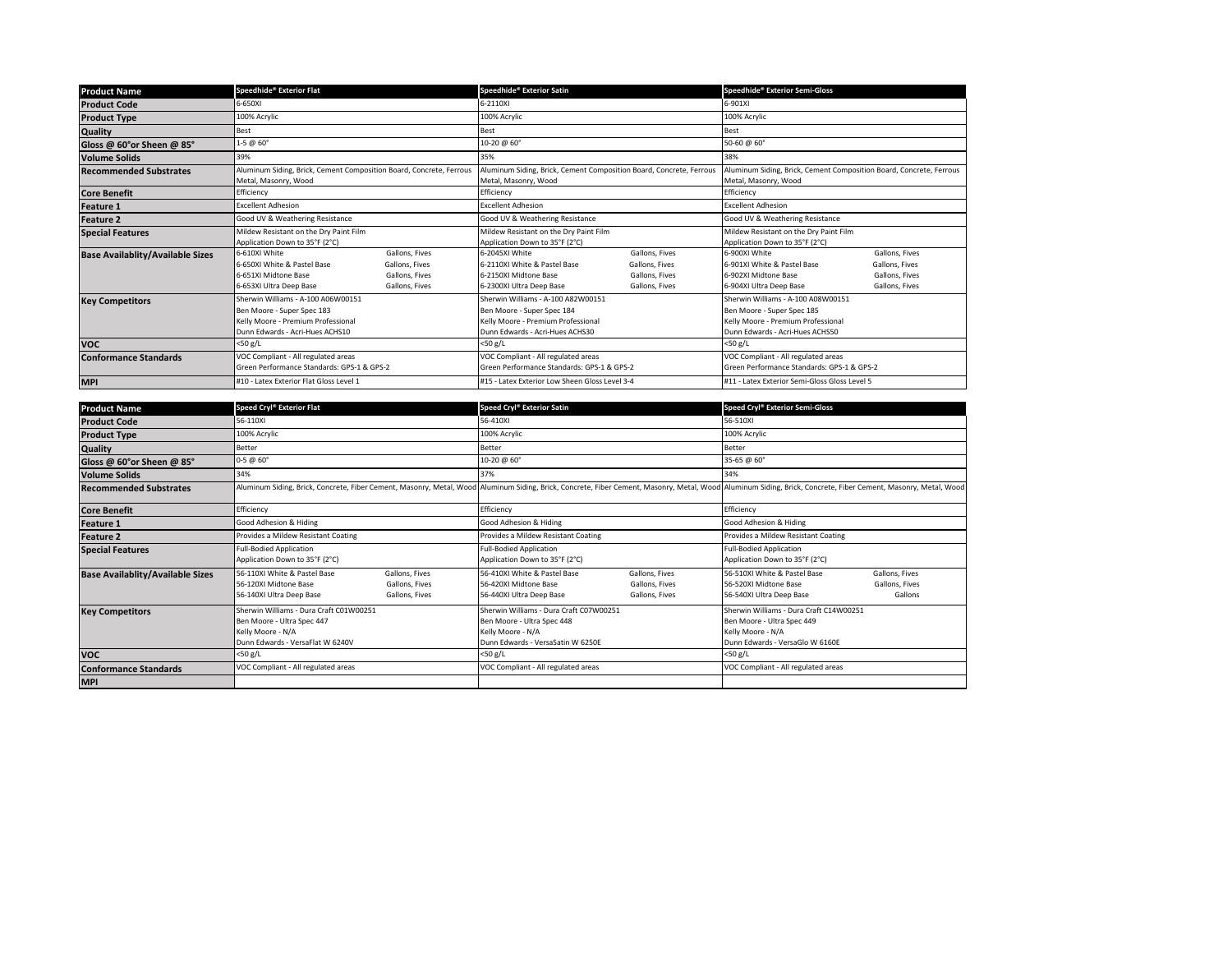| Product Name | Speedhide® Exterior Flat | Speedhide® Exterior Satin | Speedhide® Exterior Semi-Gloss |
|---|---|---|---|
| Product Code | 6-650XI | 6-2110XI | 6-901XI |
| Product Type | 100% Acrylic | 100% Acrylic | 100% Acrylic |
| Quality | Best | Best | Best |
| Gloss @ 60°or Sheen @ 85° | 1-5 @ 60° | 10-20 @ 60° | 50-60 @ 60° |
| Volume Solids | 39% | 35% | 38% |
| Recommended Substrates | Aluminum Siding, Brick, Cement Composition Board, Concrete, Ferrous Metal, Masonry, Wood | Aluminum Siding, Brick, Cement Composition Board, Concrete, Ferrous Metal, Masonry, Wood | Aluminum Siding, Brick, Cement Composition Board, Concrete, Ferrous Metal, Masonry, Wood |
| Core Benefit | Efficiency | Efficiency | Efficiency |
| Feature 1 | Excellent Adhesion | Excellent Adhesion | Excellent Adhesion |
| Feature 2 | Good UV & Weathering Resistance | Good UV & Weathering Resistance | Good UV & Weathering Resistance |
| Special Features | Mildew Resistant on the Dry Paint Film<br>Application Down to 35°F (2°C) | Mildew Resistant on the Dry Paint Film<br>Application Down to 35°F (2°C) | Mildew Resistant on the Dry Paint Film<br>Application Down to 35°F (2°C) |
| Base Availablity/Available Sizes | 6-610XI White — Gallons, Fives<br>6-650XI White & Pastel Base — Gallons, Fives<br>6-651XI Midtone Base — Gallons, Fives<br>6-653XI Ultra Deep Base — Gallons, Fives | 6-2045XI White — Gallons, Fives<br>6-2110XI White & Pastel Base — Gallons, Fives<br>6-2150XI Midtone Base — Gallons, Fives<br>6-2300XI Ultra Deep Base — Gallons, Fives | 6-900XI White — Gallons, Fives<br>6-901XI White & Pastel Base — Gallons, Fives<br>6-902XI Midtone Base — Gallons, Fives<br>6-904XI Ultra Deep Base — Gallons, Fives |
| Key Competitors | Sherwin Williams - A-100 A06W00151<br>Ben Moore - Super Spec 183<br>Kelly Moore - Premium Professional<br>Dunn Edwards - Acri-Hues ACHS10 | Sherwin Williams - A-100 A82W00151<br>Ben Moore - Super Spec 184<br>Kelly Moore - Premium Professional<br>Dunn Edwards - Acri-Hues ACHS30 | Sherwin Williams - A-100 A08W00151<br>Ben Moore - Super Spec 185<br>Kelly Moore - Premium Professional<br>Dunn Edwards - Acri-Hues ACHS50 |
| VOC | <50 g/L | <50 g/L | <50 g/L |
| Conformance Standards | VOC Compliant - All regulated areas<br>Green Performance Standards: GPS-1 & GPS-2 | VOC Compliant - All regulated areas<br>Green Performance Standards: GPS-1 & GPS-2 | VOC Compliant - All regulated areas<br>Green Performance Standards: GPS-1 & GPS-2 |
| MPI | #10 - Latex Exterior Flat Gloss Level 1 | #15 - Latex Exterior Low Sheen Gloss Level 3-4 | #11 - Latex Exterior Semi-Gloss Gloss Level 5 |

| Product Name | Speed Cryl® Exterior Flat | Speed Cryl® Exterior Satin | Speed Cryl® Exterior Semi-Gloss |
|---|---|---|---|
| Product Code | 56-110XI | 56-410XI | 56-510XI |
| Product Type | 100% Acrylic | 100% Acrylic | 100% Acrylic |
| Quality | Better | Better | Better |
| Gloss @ 60°or Sheen @ 85° | 0-5 @ 60° | 10-20 @ 60° | 35-65 @ 60° |
| Volume Solids | 34% | 37% | 34% |
| Recommended Substrates | Aluminum Siding, Brick, Concrete, Fiber Cement, Masonry, Metal, Wood | Aluminum Siding, Brick, Concrete, Fiber Cement, Masonry, Metal, Wood | Aluminum Siding, Brick, Concrete, Fiber Cement, Masonry, Metal, Wood |
| Core Benefit | Efficiency | Efficiency | Efficiency |
| Feature 1 | Good Adhesion & Hiding | Good Adhesion & Hiding | Good Adhesion & Hiding |
| Feature 2 | Provides a Mildew Resistant Coating | Provides a Mildew Resistant Coating | Provides a Mildew Resistant Coating |
| Special Features | Full-Bodied Application<br>Application Down to 35°F (2°C) | Full-Bodied Application<br>Application Down to 35°F (2°C) | Full-Bodied Application<br>Application Down to 35°F (2°C) |
| Base Availablity/Available Sizes | 56-110XI White & Pastel Base — Gallons, Fives<br>56-120XI Midtone Base — Gallons, Fives<br>56-140XI Ultra Deep Base — Gallons, Fives | 56-410XI White & Pastel Base — Gallons, Fives<br>56-420XI Midtone Base — Gallons, Fives<br>56-440XI Ultra Deep Base — Gallons, Fives | 56-510XI White & Pastel Base — Gallons, Fives<br>56-520XI Midtone Base — Gallons, Fives<br>56-540XI Ultra Deep Base — Gallons |
| Key Competitors | Sherwin Williams - Dura Craft C01W00251<br>Ben Moore - Ultra Spec 447<br>Kelly Moore - N/A<br>Dunn Edwards - VersaFlat W 6240V | Sherwin Williams - Dura Craft C07W00251<br>Ben Moore - Ultra Spec 448<br>Kelly Moore - N/A<br>Dunn Edwards - VersaSatin W 6250E | Sherwin Williams - Dura Craft C14W00251<br>Ben Moore - Ultra Spec 449<br>Kelly Moore - N/A<br>Dunn Edwards - VersaGlo W 6160E |
| VOC | <50 g/L | <50 g/L | <50 g/L |
| Conformance Standards | VOC Compliant - All regulated areas | VOC Compliant - All regulated areas | VOC Compliant - All regulated areas |
| MPI | | | |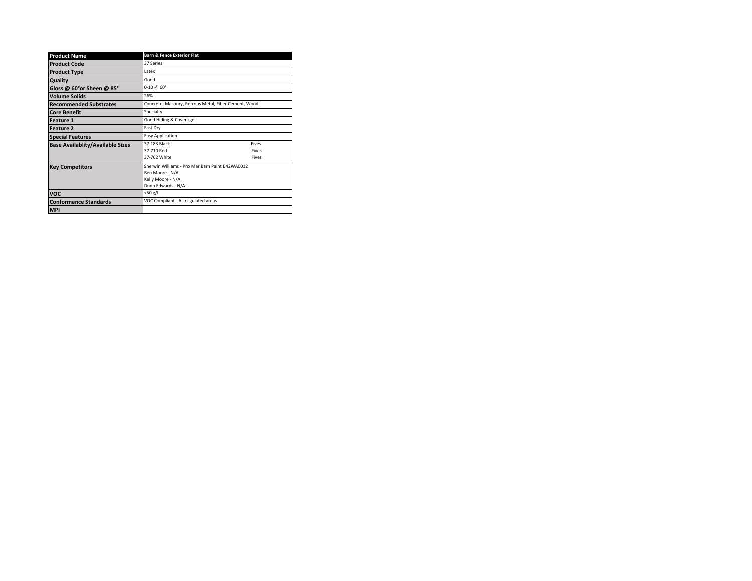| Product Name | Barn & Fence Exterior Flat |
|---|---|
| Product Code | 37 Series |
| Product Type | Latex |
| Quality | Good |
| Gloss @ 60°or Sheen @ 85° | 0-10 @ 60° |
| Volume Solids | 26% |
| Recommended Substrates | Concrete, Masonry, Ferrous Metal, Fiber Cement, Wood |
| Core Benefit | Specialty |
| Feature 1 | Good Hiding & Coverage |
| Feature 2 | Fast Dry |
| Special Features | Easy Application |
| Base Availablity/Available Sizes | 37-183 Black Fives<br>37-710 Red Fives<br>37-762 White Fives |
| Key Competitors | Sherwin Williams - Pro Mar Barn Paint B42WA0012<br>Ben Moore - N/A<br>Kelly Moore - N/A<br>Dunn Edwards - N/A |
| VOC | <50 g/L |
| Conformance Standards | VOC Compliant - All regulated areas |
| MPI | |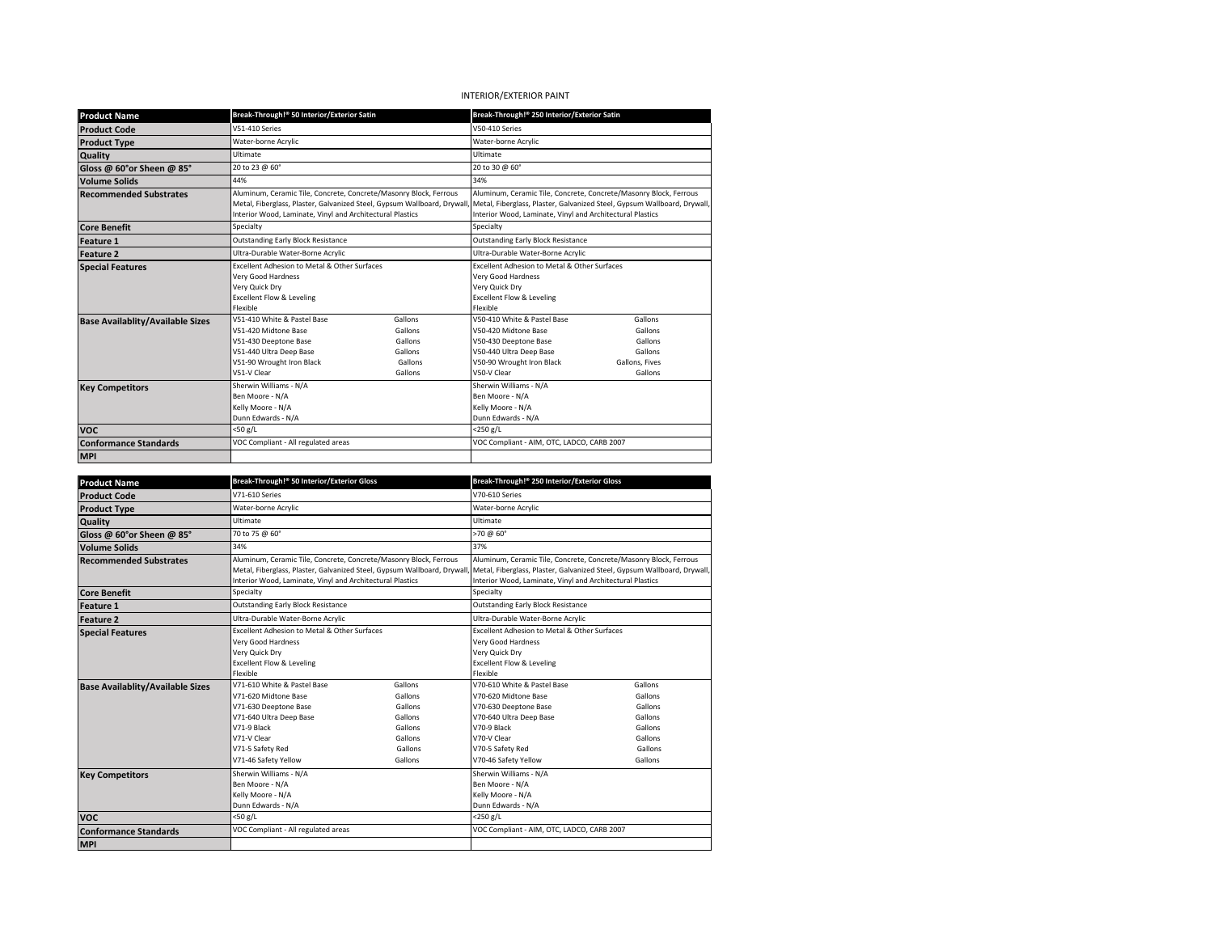# INTERIOR/EXTERIOR PAINT

| Product Name | Break-Through!® 50 Interior/Exterior Satin | Break-Through!® 250 Interior/Exterior Satin |
|---|---|---|
| Product Code | V51-410 Series | V50-410 Series |
| Product Type | Water-borne Acrylic | Water-borne Acrylic |
| Quality | Ultimate | Ultimate |
| Gloss @ 60°or Sheen @ 85° | 20 to 23 @ 60° | 20 to 30 @ 60° |
| Volume Solids | 44% | 34% |
| Recommended Substrates | Aluminum, Ceramic Tile, Concrete, Concrete/Masonry Block, Ferrous Metal, Fiberglass, Plaster, Galvanized Steel, Gypsum Wallboard, Drywall, Interior Wood, Laminate, Vinyl and Architectural Plastics | Aluminum, Ceramic Tile, Concrete, Concrete/Masonry Block, Ferrous Metal, Fiberglass, Plaster, Galvanized Steel, Gypsum Wallboard, Drywall, Interior Wood, Laminate, Vinyl and Architectural Plastics |
| Core Benefit | Specialty | Specialty |
| Feature 1 | Outstanding Early Block Resistance | Outstanding Early Block Resistance |
| Feature 2 | Ultra-Durable Water-Borne Acrylic | Ultra-Durable Water-Borne Acrylic |
| Special Features | Excellent Adhesion to Metal & Other Surfaces<br>Very Good Hardness<br>Very Quick Dry<br>Excellent Flow & Leveling<br>Flexible | Excellent Adhesion to Metal & Other Surfaces<br>Very Good Hardness<br>Very Quick Dry<br>Excellent Flow & Leveling<br>Flexible |
| Base Availablity/Available Sizes | V51-410 White & Pastel Base — Gallons<br>V51-420 Midtone Base — Gallons<br>V51-430 Deeptone Base — Gallons<br>V51-440 Ultra Deep Base — Gallons<br>V51-90 Wrought Iron Black — Gallons<br>V51-V Clear — Gallons | V50-410 White & Pastel Base — Gallons<br>V50-420 Midtone Base — Gallons<br>V50-430 Deeptone Base — Gallons<br>V50-440 Ultra Deep Base — Gallons<br>V50-90 Wrought Iron Black — Gallons, Fives<br>V50-V Clear — Gallons |
| Key Competitors | Sherwin Williams - N/A<br>Ben Moore - N/A<br>Kelly Moore - N/A<br>Dunn Edwards - N/A | Sherwin Williams - N/A<br>Ben Moore - N/A<br>Kelly Moore - N/A<br>Dunn Edwards - N/A |
| VOC | <50 g/L | <250 g/L |
| Conformance Standards | VOC Compliant - All regulated areas | VOC Compliant - AIM, OTC, LADCO, CARB 2007 |
| MPI | | |

| Product Name | Break-Through!® 50 Interior/Exterior Gloss | Break-Through!® 250 Interior/Exterior Gloss |
|---|---|---|
| Product Code | V71-610 Series | V70-610 Series |
| Product Type | Water-borne Acrylic | Water-borne Acrylic |
| Quality | Ultimate | Ultimate |
| Gloss @ 60°or Sheen @ 85° | 70 to 75 @ 60° | >70 @ 60° |
| Volume Solids | 34% | 37% |
| Recommended Substrates | Aluminum, Ceramic Tile, Concrete, Concrete/Masonry Block, Ferrous Metal, Fiberglass, Plaster, Galvanized Steel, Gypsum Wallboard, Drywall, Interior Wood, Laminate, Vinyl and Architectural Plastics | Aluminum, Ceramic Tile, Concrete, Concrete/Masonry Block, Ferrous Metal, Fiberglass, Plaster, Galvanized Steel, Gypsum Wallboard, Drywall, Interior Wood, Laminate, Vinyl and Architectural Plastics |
| Core Benefit | Specialty | Specialty |
| Feature 1 | Outstanding Early Block Resistance | Outstanding Early Block Resistance |
| Feature 2 | Ultra-Durable Water-Borne Acrylic | Ultra-Durable Water-Borne Acrylic |
| Special Features | Excellent Adhesion to Metal & Other Surfaces<br>Very Good Hardness<br>Very Quick Dry<br>Excellent Flow & Leveling<br>Flexible | Excellent Adhesion to Metal & Other Surfaces<br>Very Good Hardness<br>Very Quick Dry<br>Excellent Flow & Leveling<br>Flexible |
| Base Availablity/Available Sizes | V71-610 White & Pastel Base — Gallons<br>V71-620 Midtone Base — Gallons<br>V71-630 Deeptone Base — Gallons<br>V71-640 Ultra Deep Base — Gallons<br>V71-9 Black — Gallons<br>V71-V Clear — Gallons<br>V71-5 Safety Red — Gallons<br>V71-46 Safety Yellow — Gallons | V70-610 White & Pastel Base — Gallons<br>V70-620 Midtone Base — Gallons<br>V70-630 Deeptone Base — Gallons<br>V70-640 Ultra Deep Base — Gallons<br>V70-9 Black — Gallons<br>V70-V Clear — Gallons<br>V70-5 Safety Red — Gallons<br>V70-46 Safety Yellow — Gallons |
| Key Competitors | Sherwin Williams - N/A<br>Ben Moore - N/A<br>Kelly Moore - N/A<br>Dunn Edwards - N/A | Sherwin Williams - N/A<br>Ben Moore - N/A<br>Kelly Moore - N/A<br>Dunn Edwards - N/A |
| VOC | <50 g/L | <250 g/L |
| Conformance Standards | VOC Compliant - All regulated areas | VOC Compliant - AIM, OTC, LADCO, CARB 2007 |
| MPI | | |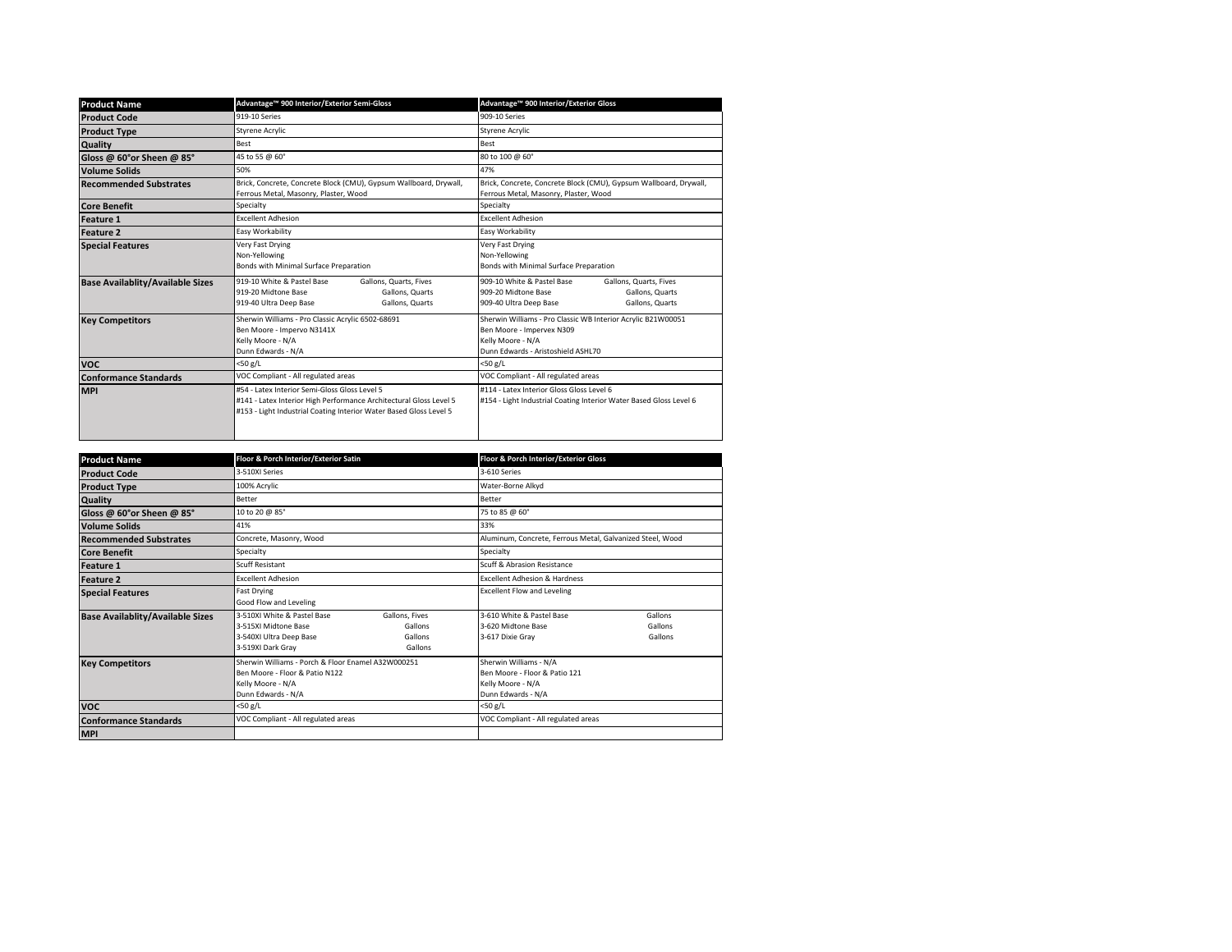| Product Name | Advantage™ 900 Interior/Exterior Semi-Gloss | Advantage™ 900 Interior/Exterior Gloss |
|---|---|---|
| Product Code | 919-10 Series | 909-10 Series |
| Product Type | Styrene Acrylic | Styrene Acrylic |
| Quality | Best | Best |
| Gloss @ 60°or Sheen @ 85° | 45 to 55 @ 60° | 80 to 100 @ 60° |
| Volume Solids | 50% | 47% |
| Recommended Substrates | Brick, Concrete, Concrete Block (CMU), Gypsum Wallboard, Drywall, Ferrous Metal, Masonry, Plaster, Wood | Brick, Concrete, Concrete Block (CMU), Gypsum Wallboard, Drywall, Ferrous Metal, Masonry, Plaster, Wood |
| Core Benefit | Specialty | Specialty |
| Feature 1 | Excellent Adhesion | Excellent Adhesion |
| Feature 2 | Easy Workability | Easy Workability |
| Special Features | Very Fast Drying<br>Non-Yellowing<br>Bonds with Minimal Surface Preparation | Very Fast Drying<br>Non-Yellowing<br>Bonds with Minimal Surface Preparation |
| Base Availablity/Available Sizes | 919-10 White & Pastel Base — Gallons, Quarts, Fives<br>919-20 Midtone Base — Gallons, Quarts<br>919-40 Ultra Deep Base — Gallons, Quarts | 909-10 White & Pastel Base — Gallons, Quarts, Fives<br>909-20 Midtone Base — Gallons, Quarts<br>909-40 Ultra Deep Base — Gallons, Quarts |
| Key Competitors | Sherwin Williams - Pro Classic Acrylic 6502-68691<br>Ben Moore - Impervo N3141X<br>Kelly Moore - N/A<br>Dunn Edwards - N/A | Sherwin Williams - Pro Classic WB Interior Acrylic B21W00051<br>Ben Moore - Impervex N309<br>Kelly Moore - N/A<br>Dunn Edwards - Aristoshield ASHL70 |
| VOC | <50 g/L | <50 g/L |
| Conformance Standards | VOC Compliant - All regulated areas | VOC Compliant - All regulated areas |
| MPI | #54 - Latex Interior Semi-Gloss Gloss Level 5<br>#141 - Latex Interior High Performance Architectural Gloss Level 5<br>#153 - Light Industrial Coating Interior Water Based Gloss Level 5 | #114 - Latex Interior Gloss Gloss Level 6<br>#154 - Light Industrial Coating Interior Water Based Gloss Level 6 |

| Product Name | Floor & Porch Interior/Exterior Satin | Floor & Porch Interior/Exterior Gloss |
|---|---|---|
| Product Code | 3-510XI Series | 3-610 Series |
| Product Type | 100% Acrylic | Water-Borne Alkyd |
| Quality | Better | Better |
| Gloss @ 60°or Sheen @ 85° | 10 to 20 @ 85° | 75 to 85 @ 60° |
| Volume Solids | 41% | 33% |
| Recommended Substrates | Concrete, Masonry, Wood | Aluminum, Concrete, Ferrous Metal, Galvanized Steel, Wood |
| Core Benefit | Specialty | Specialty |
| Feature 1 | Scuff Resistant | Scuff & Abrasion Resistance |
| Feature 2 | Excellent Adhesion | Excellent Adhesion & Hardness |
| Special Features | Fast Drying<br>Good Flow and Leveling | Excellent Flow and Leveling |
| Base Availablity/Available Sizes | 3-510XI White & Pastel Base — Gallons, Fives<br>3-515XI Midtone Base — Gallons<br>3-540XI Ultra Deep Base — Gallons<br>3-519XI Dark Gray — Gallons | 3-610 White & Pastel Base — Gallons<br>3-620 Midtone Base — Gallons<br>3-617 Dixie Gray — Gallons |
| Key Competitors | Sherwin Williams - Porch & Floor Enamel A32W000251<br>Ben Moore - Floor & Patio N122<br>Kelly Moore - N/A<br>Dunn Edwards - N/A | Sherwin Williams - N/A<br>Ben Moore - Floor & Patio 121<br>Kelly Moore - N/A<br>Dunn Edwards - N/A |
| VOC | <50 g/L | <50 g/L |
| Conformance Standards | VOC Compliant - All regulated areas | VOC Compliant - All regulated areas |
| MPI | | |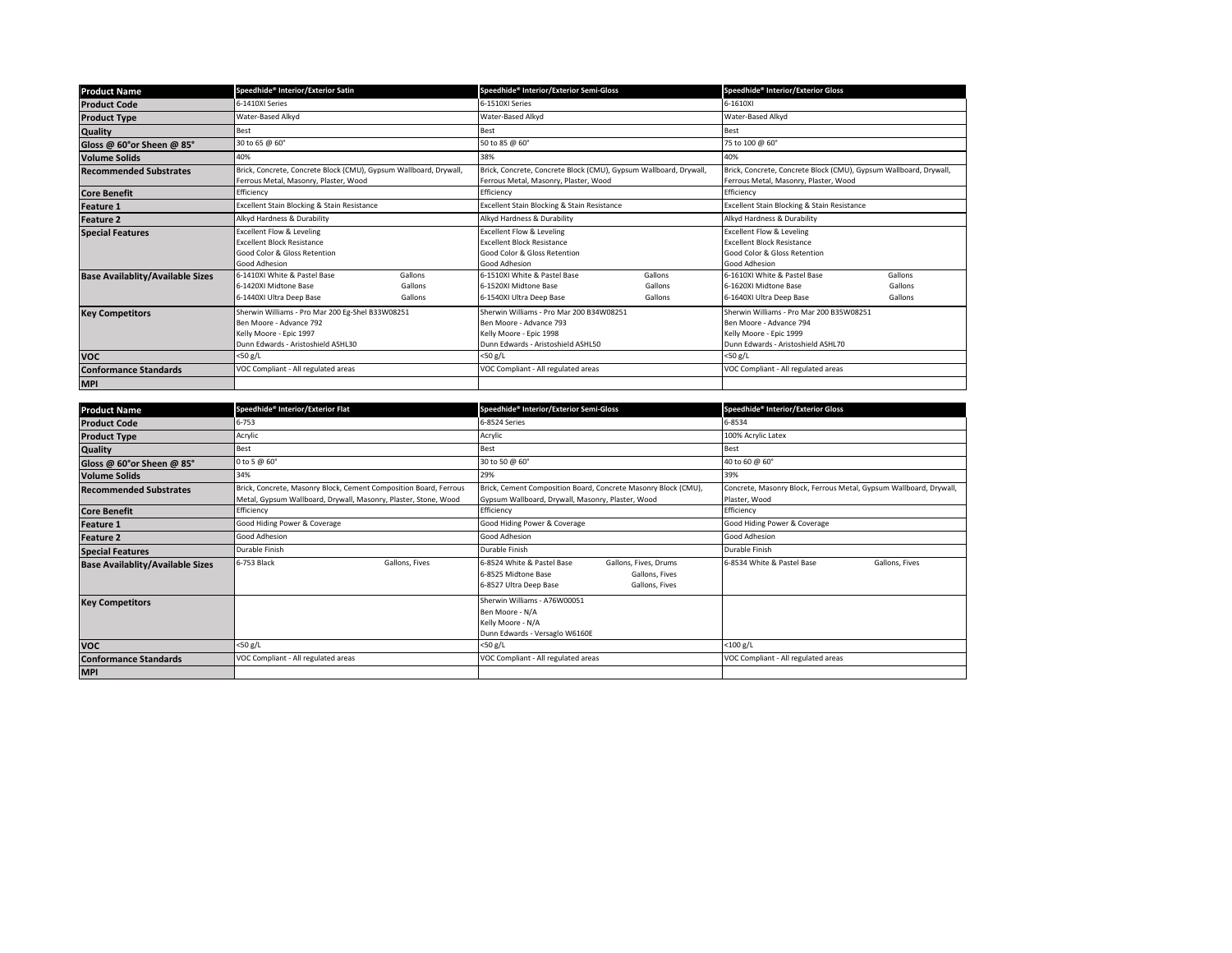| Product Name | Speedhide® Interior/Exterior Satin | Speedhide® Interior/Exterior Semi-Gloss | Speedhide® Interior/Exterior Gloss |
|---|---|---|---|
| Product Code | 6-1410XI Series | 6-1510XI Series | 6-1610XI |
| Product Type | Water-Based Alkyd | Water-Based Alkyd | Water-Based Alkyd |
| Quality | Best | Best | Best |
| Gloss @ 60°or Sheen @ 85° | 30 to 65 @ 60° | 50 to 85 @ 60° | 75 to 100 @ 60° |
| Volume Solids | 40% | 38% | 40% |
| Recommended Substrates | Brick, Concrete, Concrete Block (CMU), Gypsum Wallboard, Drywall, Ferrous Metal, Masonry, Plaster, Wood | Brick, Concrete, Concrete Block (CMU), Gypsum Wallboard, Drywall, Ferrous Metal, Masonry, Plaster, Wood | Brick, Concrete, Concrete Block (CMU), Gypsum Wallboard, Drywall, Ferrous Metal, Masonry, Plaster, Wood |
| Core Benefit | Efficiency | Efficiency | Efficiency |
| Feature 1 | Excellent Stain Blocking & Stain Resistance | Excellent Stain Blocking & Stain Resistance | Excellent Stain Blocking & Stain Resistance |
| Feature 2 | Alkyd Hardness & Durability | Alkyd Hardness & Durability | Alkyd Hardness & Durability |
| Special Features | Excellent Flow & Leveling<br>Excellent Block Resistance<br>Good Color & Gloss Retention<br>Good Adhesion | Excellent Flow & Leveling<br>Excellent Block Resistance<br>Good Color & Gloss Retention<br>Good Adhesion | Excellent Flow & Leveling<br>Excellent Block Resistance<br>Good Color & Gloss Retention<br>Good Adhesion |
| Base Availablity/Available Sizes | 6-1410XI White & Pastel Base — Gallons<br>6-1420XI Midtone Base — Gallons<br>6-1440XI Ultra Deep Base — Gallons | 6-1510XI White & Pastel Base — Gallons<br>6-1520XI Midtone Base — Gallons<br>6-1540XI Ultra Deep Base — Gallons | 6-1610XI White & Pastel Base — Gallons<br>6-1620XI Midtone Base — Gallons<br>6-1640XI Ultra Deep Base — Gallons |
| Key Competitors | Sherwin Williams - Pro Mar 200 Eg-Shel B33W08251<br>Ben Moore - Advance 792<br>Kelly Moore - Epic 1997<br>Dunn Edwards - Aristoshield ASHL30 | Sherwin Williams - Pro Mar 200 B34W08251<br>Ben Moore - Advance 793<br>Kelly Moore - Epic 1998<br>Dunn Edwards - Aristoshield ASHL50 | Sherwin Williams - Pro Mar 200 B35W08251<br>Ben Moore - Advance 794<br>Kelly Moore - Epic 1999<br>Dunn Edwards - Aristoshield ASHL70 |
| VOC | <50 g/L | <50 g/L | <50 g/L |
| Conformance Standards | VOC Compliant - All regulated areas | VOC Compliant - All regulated areas | VOC Compliant - All regulated areas |
| MPI | | | |

| Product Name | Speedhide® Interior/Exterior Flat | Speedhide® Interior/Exterior Semi-Gloss | Speedhide® Interior/Exterior Gloss |
|---|---|---|---|
| Product Code | 6-753 | 6-8524 Series | 6-8534 |
| Product Type | Acrylic | Acrylic | 100% Acrylic Latex |
| Quality | Best | Best | Best |
| Gloss @ 60°or Sheen @ 85° | 0 to 5 @ 60° | 30 to 50 @ 60° | 40 to 60 @ 60° |
| Volume Solids | 34% | 29% | 39% |
| Recommended Substrates | Brick, Concrete, Masonry Block, Cement Composition Board, Ferrous Metal, Gypsum Wallboard, Drywall, Masonry, Plaster, Stone, Wood | Brick, Cement Composition Board, Concrete Masonry Block (CMU), Gypsum Wallboard, Drywall, Masonry, Plaster, Wood | Concrete, Masonry Block, Ferrous Metal, Gypsum Wallboard, Drywall, Plaster, Wood |
| Core Benefit | Efficiency | Efficiency | Efficiency |
| Feature 1 | Good Hiding Power & Coverage | Good Hiding Power & Coverage | Good Hiding Power & Coverage |
| Feature 2 | Good Adhesion | Good Adhesion | Good Adhesion |
| Special Features | Durable Finish | Durable Finish | Durable Finish |
| Base Availablity/Available Sizes | 6-753 Black — Gallons, Fives | 6-8524 White & Pastel Base — Gallons, Fives, Drums<br>6-8525 Midtone Base — Gallons, Fives<br>6-8527 Ultra Deep Base — Gallons, Fives | 6-8534 White & Pastel Base — Gallons, Fives |
| Key Competitors | | Sherwin Williams - A76W00051<br>Ben Moore - N/A<br>Kelly Moore - N/A<br>Dunn Edwards - Versaglo W6160E | |
| VOC | <50 g/L | <50 g/L | <100 g/L |
| Conformance Standards | VOC Compliant - All regulated areas | VOC Compliant - All regulated areas | VOC Compliant - All regulated areas |
| MPI | | | |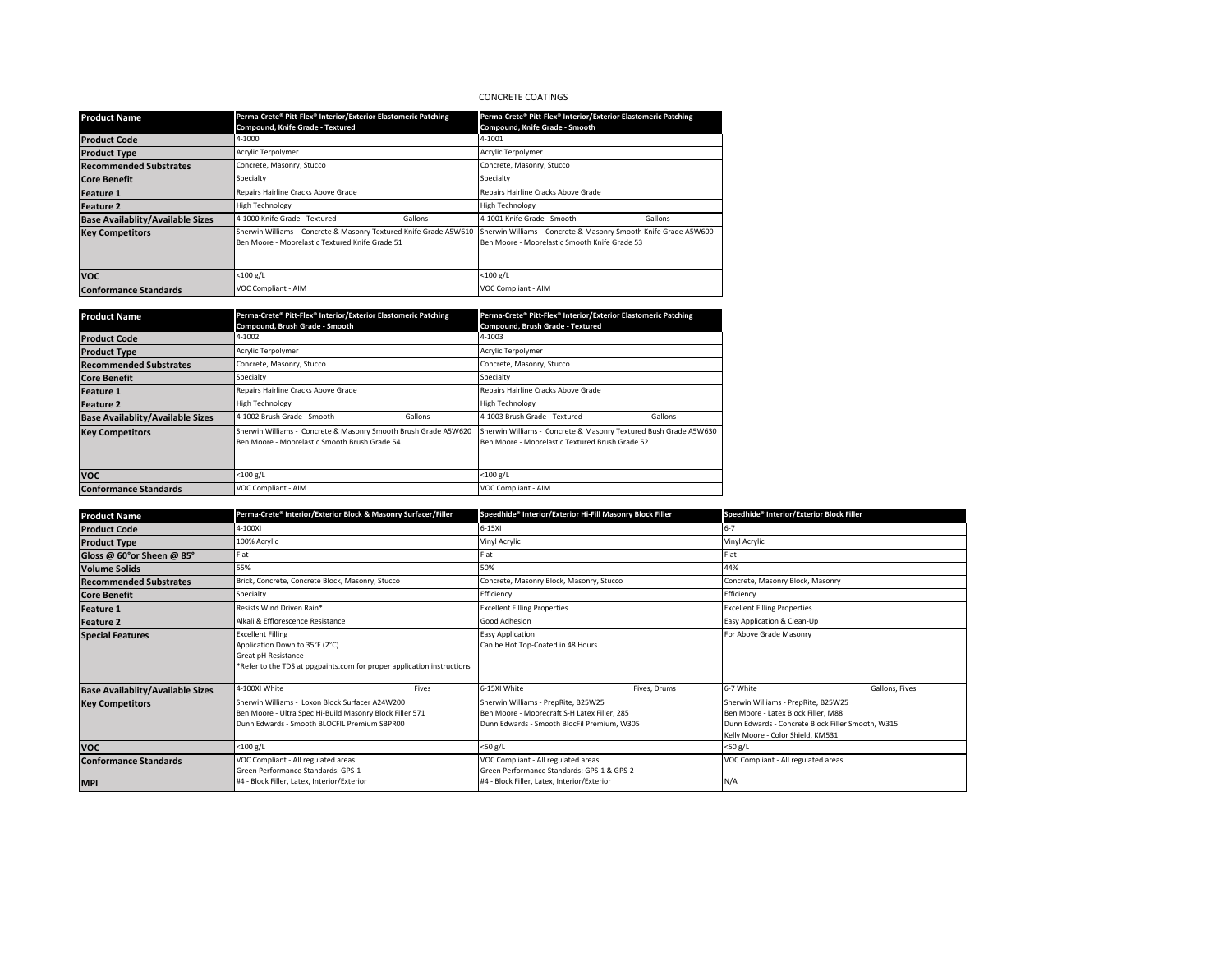# CONCRETE COATINGS

| Product Name | Perma-Crete® Pitt-Flex® Interior/Exterior Elastomeric Patching Compound, Knife Grade - Textured | Perma-Crete® Pitt-Flex® Interior/Exterior Elastomeric Patching Compound, Knife Grade - Smooth |
|---|---|---|
| Product Code | 4-1000 | 4-1001 |
| Product Type | Acrylic Terpolymer | Acrylic Terpolymer |
| Recommended Substrates | Concrete, Masonry, Stucco | Concrete, Masonry, Stucco |
| Core Benefit | Specialty | Specialty |
| Feature 1 | Repairs Hairline Cracks Above Grade | Repairs Hairline Cracks Above Grade |
| Feature 2 | High Technology | High Technology |
| Base Availablity/Available Sizes | 4-1000 Knife Grade - Textured Gallons | 4-1001 Knife Grade - Smooth Gallons |
| Key Competitors | Sherwin Williams - Concrete & Masonry Textured Knife Grade A5W610<br>Ben Moore - Moorelastic Textured Knife Grade 51 | Sherwin Williams - Concrete & Masonry Smooth Knife Grade A5W600<br>Ben Moore - Moorelastic Smooth Knife Grade 53 |
| VOC | <100 g/L | <100 g/L |
| Conformance Standards | VOC Compliant - AIM | VOC Compliant - AIM |

| Product Name | Perma-Crete® Pitt-Flex® Interior/Exterior Elastomeric Patching Compound, Brush Grade - Smooth | Perma-Crete® Pitt-Flex® Interior/Exterior Elastomeric Patching Compound, Brush Grade - Textured |
|---|---|---|
| Product Code | 4-1002 | 4-1003 |
| Product Type | Acrylic Terpolymer | Acrylic Terpolymer |
| Recommended Substrates | Concrete, Masonry, Stucco | Concrete, Masonry, Stucco |
| Core Benefit | Specialty | Specialty |
| Feature 1 | Repairs Hairline Cracks Above Grade | Repairs Hairline Cracks Above Grade |
| Feature 2 | High Technology | High Technology |
| Base Availablity/Available Sizes | 4-1002 Brush Grade - Smooth Gallons | 4-1003 Brush Grade - Textured Gallons |
| Key Competitors | Sherwin Williams - Concrete & Masonry Smooth Brush Grade A5W620<br>Ben Moore - Moorelastic Smooth Brush Grade 54 | Sherwin Williams - Concrete & Masonry Textured Bush Grade A5W630<br>Ben Moore - Moorelastic Textured Brush Grade 52 |
| VOC | <100 g/L | <100 g/L |
| Conformance Standards | VOC Compliant - AIM | VOC Compliant - AIM |

| Product Name | Perma-Crete® Interior/Exterior Block & Masonry Surfacer/Filler | Speedhide® Interior/Exterior Hi-Fill Masonry Block Filler | Speedhide® Interior/Exterior Block Filler |
|---|---|---|---|
| Product Code | 4-100XI | 6-15XI | 6-7 |
| Product Type | 100% Acrylic | Vinyl Acrylic | Vinyl Acrylic |
| Gloss @ 60°or Sheen @ 85° | Flat | Flat | Flat |
| Volume Solids | 55% | 50% | 44% |
| Recommended Substrates | Brick, Concrete, Concrete Block, Masonry, Stucco | Concrete, Masonry Block, Masonry, Stucco | Concrete, Masonry Block, Masonry |
| Core Benefit | Specialty | Efficiency | Efficiency |
| Feature 1 | Resists Wind Driven Rain* | Excellent Filling Properties | Excellent Filling Properties |
| Feature 2 | Alkali & Efflorescence Resistance | Good Adhesion | Easy Application & Clean-Up |
| Special Features | Excellent Filling<br>Application Down to 35°F (2°C)<br>Great pH Resistance<br>*Refer to the TDS at ppgpaints.com for proper application instructions | Easy Application<br>Can be Hot Top-Coated in 48 Hours | For Above Grade Masonry |
| Base Availablity/Available Sizes | 4-100XI White Fives | 6-15XI White Fives, Drums | 6-7 White Gallons, Fives |
| Key Competitors | Sherwin Williams - Loxon Block Surfacer A24W200<br>Ben Moore - Ultra Spec Hi-Build Masonry Block Filler 571<br>Dunn Edwards - Smooth BLOCFIL Premium SBPR00 | Sherwin Williams - PrepRite, B25W25<br>Ben Moore - Moorecraft S-H Latex Filler, 285<br>Dunn Edwards - Smooth BlocFil Premium, W305 | Sherwin Williams - PrepRite, B25W25<br>Ben Moore - Latex Block Filler, M88<br>Dunn Edwards - Concrete Block Filler Smooth, W315<br>Kelly Moore - Color Shield, KM531 |
| VOC | <100 g/L | <50 g/L | <50 g/L |
| Conformance Standards | VOC Compliant - All regulated areas<br>Green Performance Standards: GPS-1 | VOC Compliant - All regulated areas<br>Green Performance Standards: GPS-1 & GPS-2 | VOC Compliant - All regulated areas |
| MPI | #4 - Block Filler, Latex, Interior/Exterior | #4 - Block Filler, Latex, Interior/Exterior | N/A |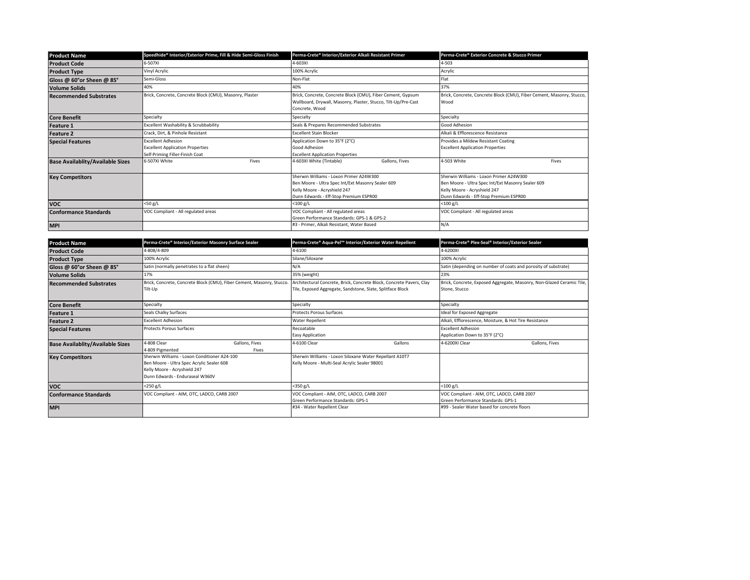| Product Name | Speedhide® Interior/Exterior Prime, Fill & Hide Semi-Gloss Finish | Perma-Crete® Interior/Exterior Alkali Resistant Primer | Perma-Crete® Exterior Concrete & Stucco Primer |
|---|---|---|---|
| Product Code | 6-507XI | 4-603XI | 4-503 |
| Product Type | Vinyl Acrylic | 100% Acrylic | Acrylic |
| Gloss @ 60°or Sheen @ 85° | Semi-Gloss | Non-Flat | Flat |
| Volume Solids | 40% | 40% | 37% |
| Recommended Substrates | Brick, Concrete, Concrete Block (CMU), Masonry, Plaster | Brick, Concrete, Concrete Block (CMU), Fiber Cement, Gypsum Wallboard, Drywall, Masonry, Plaster, Stucco, Tilt-Up/Pre-Cast Concrete, Wood | Brick, Concrete, Concrete Block (CMU), Fiber Cement, Masonry, Stucco, Wood |
| Core Benefit | Specialty | Specialty | Specialty |
| Feature 1 | Excellent Washability & Scrubbability | Seals & Prepares Recommended Substrates | Good Adhesion |
| Feature 2 | Crack, Dirt, & Pinhole Resistant | Excellent Stain Blocker | Alkali & Efflorescence Resistance |
| Special Features | Excellent Adhesion<br>Excellent Application Properties<br>Self-Priming Filler-Finish Coat | Application Down to 35°F (2°C)<br>Good Adhesion<br>Excellent Application Properties | Provides a Mildew Resistant Coating<br>Excellent Application Properties |
| Base Availablity/Available Sizes | 6-507XI White — Fives | 4-603XI White (Tintable) — Gallons, Fives | 4-503 White — Fives |
| Key Competitors | | Sherwin Williams - Loxon Primer A24W300<br>Ben Moore - Ultra Spec Int/Ext Masonry Sealer 609<br>Kelly Moore - Acryshield 247<br>Dunn Edwards - Eff-Stop Premium ESPR00 | Sherwin Williams - Loxon Primer A24W300<br>Ben Moore - Ultra Spec Int/Ext Masonry Sealer 609<br>Kelly Moore - Acryshield 247<br>Dunn Edwards - Eff-Stop Premium ESPR00 |
| VOC | <50 g/L | <100 g/L | <100 g/L |
| Conformance Standards | VOC Compliant - All regulated areas | VOC Compliant - All regulated areas<br>Green Performance Standards: GPS-1 & GPS-2 | VOC Compliant - All regulated areas |
| MPI | | #3 - Primer, Alkali Resistant, Water Based | N/A |

| Product Name | Perma-Crete® Interior/Exterior Masonry Surface Sealer | Perma-Crete® Aqua-Pel™ Interior/Exterior Water Repellent | Perma-Crete® Plex-Seal® Interior/Exterior Sealer |
|---|---|---|---|
| Product Code | 4-808/4-809 | 4-6100 | 4-6200XI |
| Product Type | 100% Acrylic | Silane/Siloxane | 100% Acrylic |
| Gloss @ 60°or Sheen @ 85° | Satin (normally penetrates to a flat sheen) | N/A | Satin (depending on number of coats and porosity of substrate) |
| Volume Solids | 17% | 35% (weight) | 23% |
| Recommended Substrates | Brick, Concrete, Concrete Block (CMU), Fiber Cement, Masonry, Stucco. Tilt-Up | Architectural Concrete, Brick, Concrete Block, Concrete Pavers, Clay Tile, Exposed Aggregate, Sandstone, Slate, Splitface Block | Brick, Concrete, Exposed Aggregate, Masonry, Non-Glazed Ceramic Tile, Stone, Stucco |
| Core Benefit | Specialty | Specialty | Specialty |
| Feature 1 | Seals Chalky Surfaces | Protects Porous Surfaces | Ideal for Exposed Aggregate |
| Feature 2 | Excellent Adhesion | Water Repellent | Alkali, Efflorescence, Moisture, & Hot Tire Resistance |
| Special Features | Protects Porous Surfaces | Recoatable<br>Easy Application | Excellent Adhesion<br>Application Down to 35°F (2°C) |
| Base Availablity/Available Sizes | 4-808 Clear — Gallons, Fives<br>4-809 Pigmented — Fives | 4-6100 Clear — Gallons | 4-6200XI Clear — Gallons, Fives |
| Key Competitors | Sherwin Williams - Loxon Conditioner A24-100<br>Ben Moore - Ultra Spec Acrylic Sealer 608<br>Kelly Moore - Acryshield 247<br>Dunn Edwards - Enduraseal W360V | Sherwin Williams - Loxon Siloxane Water Repellant A10T7<br>Kelly Moore - Multi-Seal Acrylic Sealer 98001 | |
| VOC | <250 g/L | <350 g/L | <100 g/L |
| Conformance Standards | VOC Compliant - AIM, OTC, LADCO, CARB 2007 | VOC Compliant - AIM, OTC, LADCO, CARB 2007<br>Green Performance Standards: GPS-1 | VOC Compliant - AIM, OTC, LADCO, CARB 2007<br>Green Performance Standards: GPS-1 |
| MPI | | #34 - Water Repellent Clear | #99 - Sealer Water based for concrete floors |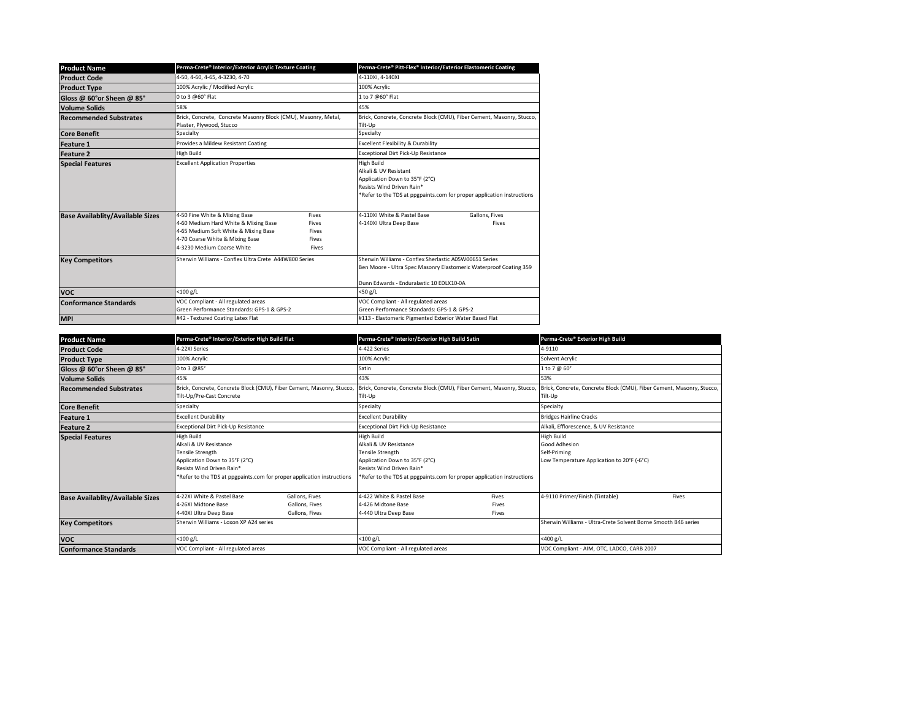| Product Name | Perma-Crete® Interior/Exterior Acrylic Texture Coating | Perma-Crete® Pitt-Flex® Interior/Exterior Elastomeric Coating |
|---|---|---|
| Product Code | 4-50, 4-60, 4-65, 4-3230, 4-70 | 4-110XI, 4-140XI |
| Product Type | 100% Acrylic / Modified Acrylic | 100% Acrylic |
| Gloss @ 60°or Sheen @ 85° | 0 to 3 @60° Flat | 1 to 7 @60° Flat |
| Volume Solids | 58% | 45% |
| Recommended Substrates | Brick, Concrete, Concrete Masonry Block (CMU), Masonry, Metal, Plaster, Plywood, Stucco | Brick, Concrete, Concrete Block (CMU), Fiber Cement, Masonry, Stucco, Tilt-Up |
| Core Benefit | Specialty | Specialty |
| Feature 1 | Provides a Mildew Resistant Coating | Excellent Flexibility & Durability |
| Feature 2 | High Build | Exceptional Dirt Pick-Up Resistance |
| Special Features | Excellent Application Properties | High Build<br>Alkali & UV Resistant<br>Application Down to 35°F (2°C)<br>Resists Wind Driven Rain*<br>*Refer to the TDS at ppgpaints.com for proper application instructions |
| Base Availablity/Available Sizes | 4-50 Fine White & Mixing Base — Fives<br>4-60 Medium Hard White & Mixing Base — Fives<br>4-65 Medium Soft White & Mixing Base — Fives<br>4-70 Coarse White & Mixing Base — Fives<br>4-3230 Medium Coarse White — Fives | 4-110XI White & Pastel Base — Gallons, Fives<br>4-140XI Ultra Deep Base — Fives |
| Key Competitors | Sherwin Williams - Conflex Ultra Crete A44W800 Series | Sherwin Williams - Conflex Sherlastic A05W00651 Series<br>Ben Moore - Ultra Spec Masonry Elastomeric Waterproof Coating 359<br>Dunn Edwards - Enduralastic 10 EDLX10-0A |
| VOC | <100 g/L | <50 g/L |
| Conformance Standards | VOC Compliant - All regulated areas<br>Green Performance Standards: GPS-1 & GPS-2 | VOC Compliant - All regulated areas<br>Green Performance Standards: GPS-1 & GPS-2 |
| MPI | #42 - Textured Coating Latex Flat | #113 - Elastomeric Pigmented Exterior Water Based Flat |

| Product Name | Perma-Crete® Interior/Exterior High Build Flat | Perma-Crete® Interior/Exterior High Build Satin | Perma-Crete® Exterior High Build |
|---|---|---|---|
| Product Code | 4-22XI Series | 4-422 Series | 4-9110 |
| Product Type | 100% Acrylic | 100% Acrylic | Solvent Acrylic |
| Gloss @ 60°or Sheen @ 85° | 0 to 3 @85° | Satin | 1 to 7 @ 60° |
| Volume Solids | 45% | 43% | 53% |
| Recommended Substrates | Brick, Concrete, Concrete Block (CMU), Fiber Cement, Masonry, Stucco, Tilt-Up/Pre-Cast Concrete | Brick, Concrete, Concrete Block (CMU), Fiber Cement, Masonry, Stucco, Tilt-Up | Brick, Concrete, Concrete Block (CMU), Fiber Cement, Masonry, Stucco, Tilt-Up |
| Core Benefit | Specialty | Specialty | Specialty |
| Feature 1 | Excellent Durability | Excellent Durability | Bridges Hairline Cracks |
| Feature 2 | Exceptional Dirt Pick-Up Resistance | Exceptional Dirt Pick-Up Resistance | Alkali, Efflorescence, & UV Resistance |
| Special Features | High Build<br>Alkali & UV Resistance<br>Tensile Strength<br>Application Down to 35°F (2°C)<br>Resists Wind Driven Rain*<br>*Refer to the TDS at ppgpaints.com for proper application instructions | High Build<br>Alkali & UV Resistance<br>Tensile Strength<br>Application Down to 35°F (2°C)<br>Resists Wind Driven Rain*<br>*Refer to the TDS at ppgpaints.com for proper application instructions | High Build<br>Good Adhesion<br>Self-Priming<br>Low Temperature Application to 20°F (-6°C) |
| Base Availablity/Available Sizes | 4-22XI White & Pastel Base — Gallons, Fives<br>4-26XI Midtone Base — Gallons, Fives<br>4-40XI Ultra Deep Base — Gallons, Fives | 4-422 White & Pastel Base — Fives<br>4-426 Midtone Base — Fives<br>4-440 Ultra Deep Base — Fives | 4-9110 Primer/Finish (Tintable) — Fives |
| Key Competitors | Sherwin Williams - Loxon XP A24 series | | Sherwin Williams - Ultra-Crete Solvent Borne Smooth B46 series |
| VOC | <100 g/L | <100 g/L | <400 g/L |
| Conformance Standards | VOC Compliant - All regulated areas | VOC Compliant - All regulated areas | VOC Compliant - AIM, OTC, LADCO, CARB 2007 |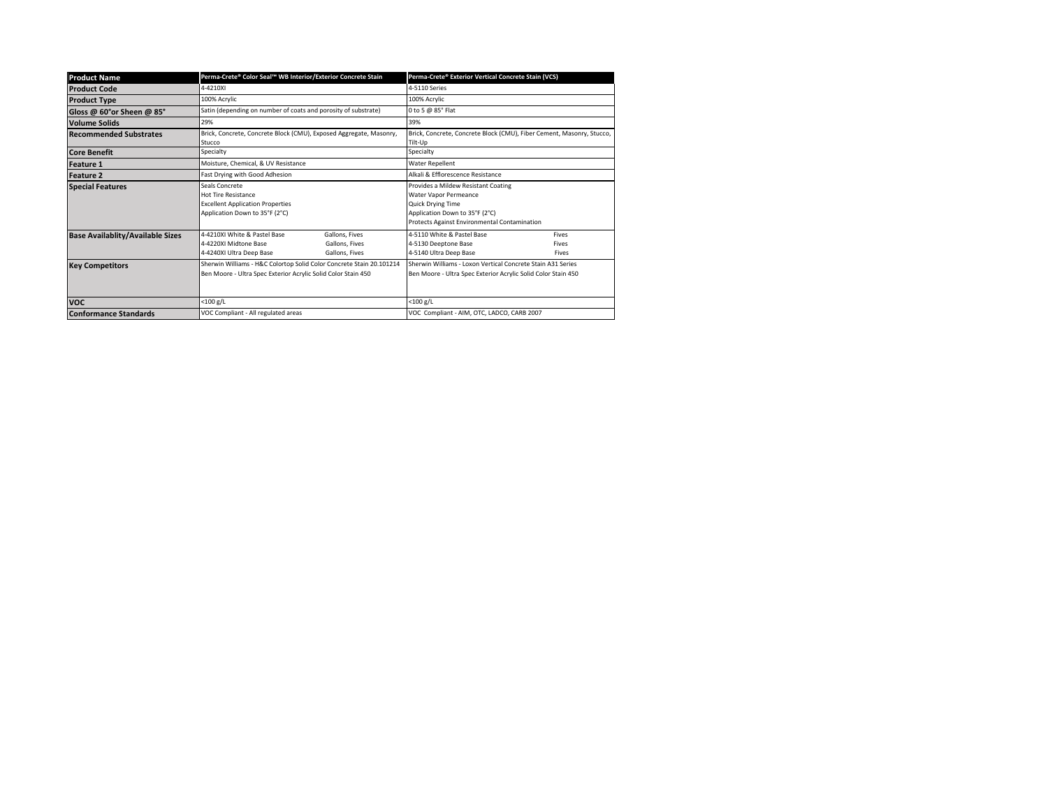| Product Name | Perma-Crete® Color Seal™ WB Interior/Exterior Concrete Stain | Perma-Crete® Exterior Vertical Concrete Stain (VCS) |
|---|---|---|
| Product Code | 4-4210XI | 4-5110 Series |
| Product Type | 100% Acrylic | 100% Acrylic |
| Gloss @ 60°or Sheen @ 85° | Satin (depending on number of coats and porosity of substrate) | 0 to 5 @ 85° Flat |
| Volume Solids | 29% | 39% |
| Recommended Substrates | Brick, Concrete, Concrete Block (CMU), Exposed Aggregate, Masonry, Stucco | Brick, Concrete, Concrete Block (CMU), Fiber Cement, Masonry, Stucco, Tilt-Up |
| Core Benefit | Specialty | Specialty |
| Feature 1 | Moisture, Chemical, & UV Resistance | Water Repellent |
| Feature 2 | Fast Drying with Good Adhesion | Alkali & Efflorescence Resistance |
| Special Features | Seals Concrete<br>Hot Tire Resistance<br>Excellent Application Properties<br>Application Down to 35°F (2°C) | Provides a Mildew Resistant Coating<br>Water Vapor Permeance<br>Quick Drying Time<br>Application Down to 35°F (2°C)<br>Protects Against Environmental Contamination |
| Base Availablity/Available Sizes | 4-4210XI White & Pastel Base — Gallons, Fives<br>4-4220XI Midtone Base — Gallons, Fives<br>4-4240XI Ultra Deep Base — Gallons, Fives | 4-5110 White & Pastel Base — Fives<br>4-5130 Deeptone Base — Fives<br>4-5140 Ultra Deep Base — Fives |
| Key Competitors | Sherwin Williams - H&C Colortop Solid Color Concrete Stain 20.101214<br>Ben Moore - Ultra Spec Exterior Acrylic Solid Color Stain 450 | Sherwin Williams - Loxon Vertical Concrete Stain A31 Series<br>Ben Moore - Ultra Spec Exterior Acrylic Solid Color Stain 450 |
| VOC | <100 g/L | <100 g/L |
| Conformance Standards | VOC Compliant - All regulated areas | VOC Compliant - AIM, OTC, LADCO, CARB 2007 |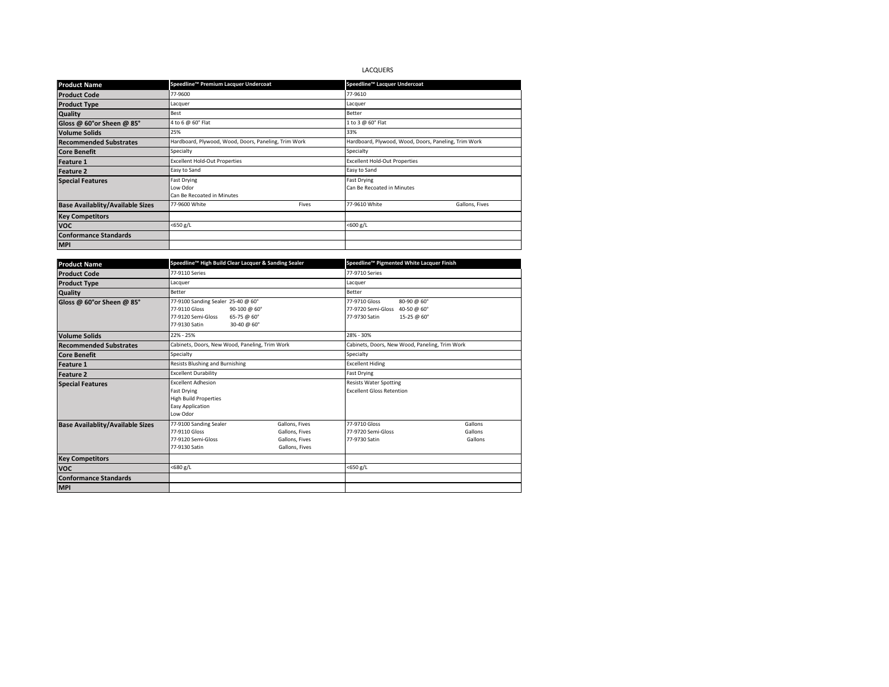LACQUERS

| Product Name | Speedline™ Premium Lacquer Undercoat | Speedline™ Lacquer Undercoat |
|---|---|---|
| Product Code | 77-9600 | 77-9610 |
| Product Type | Lacquer | Lacquer |
| Quality | Best | Better |
| Gloss @ 60°or Sheen @ 85° | 4 to 6 @ 60° Flat | 1 to 3 @ 60° Flat |
| Volume Solids | 25% | 33% |
| Recommended Substrates | Hardboard, Plywood, Wood, Doors, Paneling, Trim Work | Hardboard, Plywood, Wood, Doors, Paneling, Trim Work |
| Core Benefit | Specialty | Specialty |
| Feature 1 | Excellent Hold-Out Properties | Excellent Hold-Out Properties |
| Feature 2 | Easy to Sand | Easy to Sand |
| Special Features | Fast Drying<br>Low Odor<br>Can Be Recoated in Minutes | Fast Drying<br>Can Be Recoated in Minutes |
| Base Availablity/Available Sizes | 77-9600 White Fives | 77-9610 White Gallons, Fives |
| Key Competitors | | |
| VOC | <650 g/L | <600 g/L |
| Conformance Standards | | |
| MPI | | |

| Product Name | Speedline™ High Build Clear Lacquer & Sanding Sealer | Speedline™ Pigmented White Lacquer Finish |
|---|---|---|
| Product Code | 77-9110 Series | 77-9710 Series |
| Product Type | Lacquer | Lacquer |
| Quality | Better | Better |
| Gloss @ 60°or Sheen @ 85° | 77-9100 Sanding Sealer 25-40 @ 60°<br>77-9110 Gloss 90-100 @ 60°<br>77-9120 Semi-Gloss 65-75 @ 60°<br>77-9130 Satin 30-40 @ 60° | 77-9710 Gloss 80-90 @ 60°<br>77-9720 Semi-Gloss 40-50 @ 60°<br>77-9730 Satin 15-25 @ 60° |
| Volume Solids | 22% - 25% | 28% - 30% |
| Recommended Substrates | Cabinets, Doors, New Wood, Paneling, Trim Work | Cabinets, Doors, New Wood, Paneling, Trim Work |
| Core Benefit | Specialty | Specialty |
| Feature 1 | Resists Blushing and Burnishing | Excellent Hiding |
| Feature 2 | Excellent Durability | Fast Drying |
| Special Features | Excellent Adhesion<br>Fast Drying<br>High Build Properties<br>Easy Application<br>Low Odor | Resists Water Spotting<br>Excellent Gloss Retention |
| Base Availablity/Available Sizes | 77-9100 Sanding Sealer Gallons, Fives<br>77-9110 Gloss Gallons, Fives<br>77-9120 Semi-Gloss Gallons, Fives<br>77-9130 Satin Gallons, Fives | 77-9710 Gloss Gallons<br>77-9720 Semi-Gloss Gallons<br>77-9730 Satin Gallons |
| Key Competitors | | |
| VOC | <680 g/L | <650 g/L |
| Conformance Standards | | |
| MPI | | |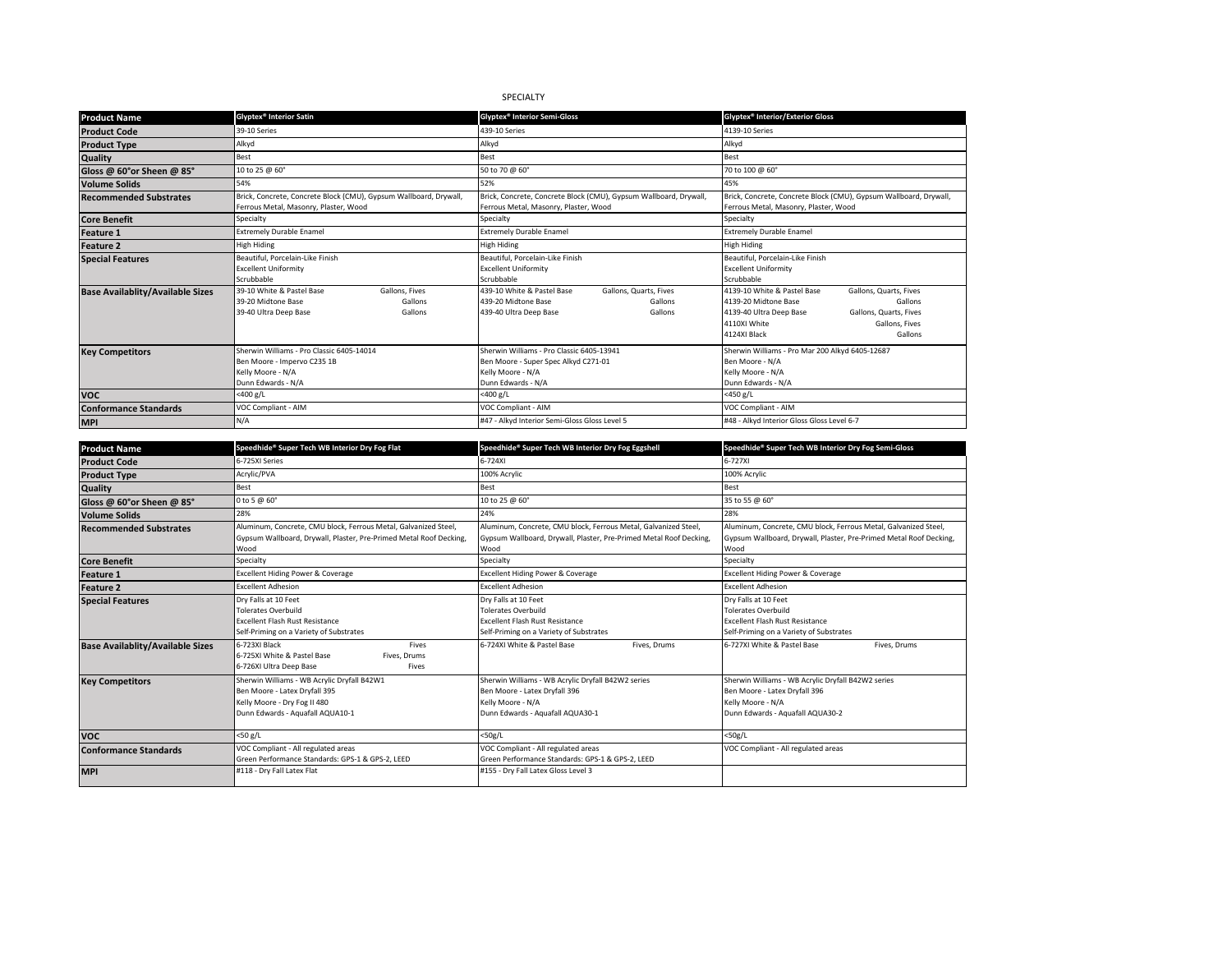SPECIALTY

| Product Name | Glyptex® Interior Satin | Glyptex® Interior Semi-Gloss | Glyptex® Interior/Exterior Gloss |
|---|---|---|---|
| Product Code | 39-10 Series | 439-10 Series | 4139-10 Series |
| Product Type | Alkyd | Alkyd | Alkyd |
| Quality | Best | Best | Best |
| Gloss @ 60°or Sheen @ 85° | 10 to 25 @ 60° | 50 to 70 @ 60° | 70 to 100 @ 60° |
| Volume Solids | 54% | 52% | 45% |
| Recommended Substrates | Brick, Concrete, Concrete Block (CMU), Gypsum Wallboard, Drywall, Ferrous Metal, Masonry, Plaster, Wood | Brick, Concrete, Concrete Block (CMU), Gypsum Wallboard, Drywall, Ferrous Metal, Masonry, Plaster, Wood | Brick, Concrete, Concrete Block (CMU), Gypsum Wallboard, Drywall, Ferrous Metal, Masonry, Plaster, Wood |
| Core Benefit | Specialty | Specialty | Specialty |
| Feature 1 | Extremely Durable Enamel | Extremely Durable Enamel | Extremely Durable Enamel |
| Feature 2 | High Hiding | High Hiding | High Hiding |
| Special Features | Beautiful, Porcelain-Like Finish<br>Excellent Uniformity<br>Scrubbable | Beautiful, Porcelain-Like Finish<br>Excellent Uniformity<br>Scrubbable | Beautiful, Porcelain-Like Finish<br>Excellent Uniformity<br>Scrubbable |
| Base Availablity/Available Sizes | 39-10 White & Pastel Base — Gallons, Fives<br>39-20 Midtone Base — Gallons<br>39-40 Ultra Deep Base — Gallons | 439-10 White & Pastel Base — Gallons, Quarts, Fives<br>439-20 Midtone Base — Gallons<br>439-40 Ultra Deep Base — Gallons | 4139-10 White & Pastel Base — Gallons, Quarts, Fives<br>4139-20 Midtone Base — Gallons<br>4139-40 Ultra Deep Base — Gallons, Quarts, Fives<br>4110XI White — Gallons, Fives<br>4124XI Black — Gallons |
| Key Competitors | Sherwin Williams - Pro Classic 6405-14014<br>Ben Moore - Impervo C235 1B<br>Kelly Moore - N/A<br>Dunn Edwards - N/A | Sherwin Williams - Pro Classic 6405-13941<br>Ben Moore - Super Spec Alkyd C271-01<br>Kelly Moore - N/A<br>Dunn Edwards - N/A | Sherwin Williams - Pro Mar 200 Alkyd 6405-12687<br>Ben Moore - N/A<br>Kelly Moore - N/A<br>Dunn Edwards - N/A |
| VOC | <400 g/L | <400 g/L | <450 g/L |
| Conformance Standards | VOC Compliant - AIM | VOC Compliant - AIM | VOC Compliant - AIM |
| MPI | N/A | #47 - Alkyd Interior Semi-Gloss Gloss Level 5 | #48 - Alkyd Interior Gloss Gloss Level 6-7 |

| Product Name | Speedhide® Super Tech WB Interior Dry Fog Flat | Speedhide® Super Tech WB Interior Dry Fog Eggshell | Speedhide® Super Tech WB Interior Dry Fog Semi-Gloss |
|---|---|---|---|
| Product Code | 6-725XI Series | 6-724XI | 6-727XI |
| Product Type | Acrylic/PVA | 100% Acrylic | 100% Acrylic |
| Quality | Best | Best | Best |
| Gloss @ 60°or Sheen @ 85° | 0 to 5 @ 60° | 10 to 25 @ 60° | 35 to 55 @ 60° |
| Volume Solids | 28% | 24% | 28% |
| Recommended Substrates | Aluminum, Concrete, CMU block, Ferrous Metal, Galvanized Steel, Gypsum Wallboard, Drywall, Plaster, Pre-Primed Metal Roof Decking, Wood | Aluminum, Concrete, CMU block, Ferrous Metal, Galvanized Steel, Gypsum Wallboard, Drywall, Plaster, Pre-Primed Metal Roof Decking, Wood | Aluminum, Concrete, CMU block, Ferrous Metal, Galvanized Steel, Gypsum Wallboard, Drywall, Plaster, Pre-Primed Metal Roof Decking, Wood |
| Core Benefit | Specialty | Specialty | Specialty |
| Feature 1 | Excellent Hiding Power & Coverage | Excellent Hiding Power & Coverage | Excellent Hiding Power & Coverage |
| Feature 2 | Excellent Adhesion | Excellent Adhesion | Excellent Adhesion |
| Special Features | Dry Falls at 10 Feet<br>Tolerates Overbuild<br>Excellent Flash Rust Resistance<br>Self-Priming on a Variety of Substrates | Dry Falls at 10 Feet<br>Tolerates Overbuild<br>Excellent Flash Rust Resistance<br>Self-Priming on a Variety of Substrates | Dry Falls at 10 Feet<br>Tolerates Overbuild<br>Excellent Flash Rust Resistance<br>Self-Priming on a Variety of Substrates |
| Base Availablity/Available Sizes | 6-723XI Black — Fives<br>6-725XI White & Pastel Base — Fives, Drums<br>6-726XI Ultra Deep Base — Fives | 6-724XI White & Pastel Base — Fives, Drums | 6-727XI White & Pastel Base — Fives, Drums |
| Key Competitors | Sherwin Williams - WB Acrylic Dryfall B42W1<br>Ben Moore - Latex Dryfall 395<br>Kelly Moore - Dry Fog II 480<br>Dunn Edwards - Aquafall AQUA10-1 | Sherwin Williams - WB Acrylic Dryfall B42W2 series<br>Ben Moore - Latex Dryfall 396<br>Kelly Moore - N/A<br>Dunn Edwards - Aquafall AQUA30-1 | Sherwin Williams - WB Acrylic Dryfall B42W2 series<br>Ben Moore - Latex Dryfall 396<br>Kelly Moore - N/A<br>Dunn Edwards - Aquafall AQUA30-2 |
| VOC | <50 g/L | <50g/L | <50g/L |
| Conformance Standards | VOC Compliant - All regulated areas<br>Green Performance Standards: GPS-1 & GPS-2, LEED | VOC Compliant - All regulated areas<br>Green Performance Standards: GPS-1 & GPS-2, LEED | VOC Compliant - All regulated areas |
| MPI | #118 - Dry Fall Latex Flat | #155 - Dry Fall Latex Gloss Level 3 | |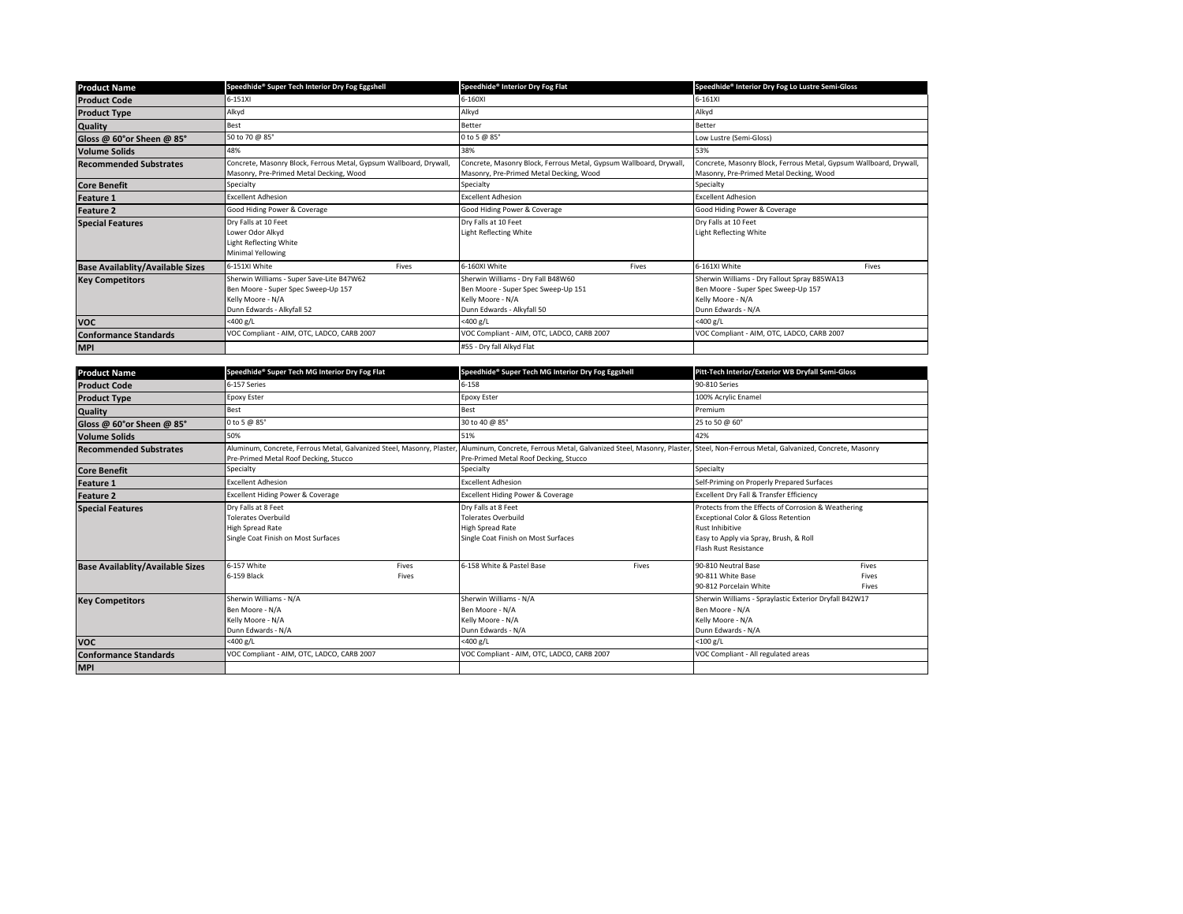| Product Name | Speedhide® Super Tech Interior Dry Fog Eggshell | Speedhide® Interior Dry Fog Flat | Speedhide® Interior Dry Fog Lo Lustre Semi-Gloss |
|---|---|---|---|
| Product Code | 6-151XI | 6-160XI | 6-161XI |
| Product Type | Alkyd | Alkyd | Alkyd |
| Quality | Best | Better | Better |
| Gloss @ 60°or Sheen @ 85° | 50 to 70 @ 85° | 0 to 5 @ 85° | Low Lustre (Semi-Gloss) |
| Volume Solids | 48% | 38% | 53% |
| Recommended Substrates | Concrete, Masonry Block, Ferrous Metal, Gypsum Wallboard, Drywall, Masonry, Pre-Primed Metal Decking, Wood | Concrete, Masonry Block, Ferrous Metal, Gypsum Wallboard, Drywall, Masonry, Pre-Primed Metal Decking, Wood | Concrete, Masonry Block, Ferrous Metal, Gypsum Wallboard, Drywall, Masonry, Pre-Primed Metal Decking, Wood |
| Core Benefit | Specialty | Specialty | Specialty |
| Feature 1 | Excellent Adhesion | Excellent Adhesion | Excellent Adhesion |
| Feature 2 | Good Hiding Power & Coverage | Good Hiding Power & Coverage | Good Hiding Power & Coverage |
| Special Features | Dry Falls at 10 Feet<br>Lower Odor Alkyd<br>Light Reflecting White<br>Minimal Yellowing | Dry Falls at 10 Feet<br>Light Reflecting White | Dry Falls at 10 Feet<br>Light Reflecting White |
| Base Availablity/Available Sizes | 6-151XI White Fives | 6-160XI White Fives | 6-161XI White Fives |
| Key Competitors | Sherwin Williams - Super Save-Lite B47W62<br>Ben Moore - Super Spec Sweep-Up 157<br>Kelly Moore - N/A<br>Dunn Edwards - Alkyfall 52 | Sherwin Williams - Dry Fall B48W60<br>Ben Moore - Super Spec Sweep-Up 151<br>Kelly Moore - N/A<br>Dunn Edwards - Alkyfall 50 | Sherwin Williams - Dry Fallout Spray B85WA13<br>Ben Moore - Super Spec Sweep-Up 157<br>Kelly Moore - N/A<br>Dunn Edwards - N/A |
| VOC | <400 g/L | <400 g/L | <400 g/L |
| Conformance Standards | VOC Compliant - AIM, OTC, LADCO, CARB 2007 | VOC Compliant - AIM, OTC, LADCO, CARB 2007 | VOC Compliant - AIM, OTC, LADCO, CARB 2007 |
| MPI | | #55 - Dry fall Alkyd Flat | |

| Product Name | Speedhide® Super Tech MG Interior Dry Fog Flat | Speedhide® Super Tech MG Interior Dry Fog Eggshell | Pitt-Tech Interior/Exterior WB Dryfall Semi-Gloss |
|---|---|---|---|
| Product Code | 6-157 Series | 6-158 | 90-810 Series |
| Product Type | Epoxy Ester | Epoxy Ester | 100% Acrylic Enamel |
| Quality | Best | Best | Premium |
| Gloss @ 60°or Sheen @ 85° | 0 to 5 @ 85° | 30 to 40 @ 85° | 25 to 50 @ 60° |
| Volume Solids | 50% | 51% | 42% |
| Recommended Substrates | Aluminum, Concrete, Ferrous Metal, Galvanized Steel, Masonry, Plaster, Pre-Primed Metal Roof Decking, Stucco | Aluminum, Concrete, Ferrous Metal, Galvanized Steel, Masonry, Plaster, Pre-Primed Metal Roof Decking, Stucco | Steel, Non-Ferrous Metal, Galvanized, Concrete, Masonry |
| Core Benefit | Specialty | Specialty | Specialty |
| Feature 1 | Excellent Adhesion | Excellent Adhesion | Self-Priming on Properly Prepared Surfaces |
| Feature 2 | Excellent Hiding Power & Coverage | Excellent Hiding Power & Coverage | Excellent Dry Fall & Transfer Efficiency |
| Special Features | Dry Falls at 8 Feet<br>Tolerates Overbuild<br>High Spread Rate<br>Single Coat Finish on Most Surfaces | Dry Falls at 8 Feet<br>Tolerates Overbuild<br>High Spread Rate<br>Single Coat Finish on Most Surfaces | Protects from the Effects of Corrosion & Weathering<br>Exceptional Color & Gloss Retention<br>Rust Inhibitive<br>Easy to Apply via Spray, Brush, & Roll<br>Flash Rust Resistance |
| Base Availablity/Available Sizes | 6-157 White Fives<br>6-159 Black Fives | 6-158 White & Pastel Base Fives | 90-810 Neutral Base Fives<br>90-811 White Base Fives<br>90-812 Porcelain White Fives |
| Key Competitors | Sherwin Williams - N/A<br>Ben Moore - N/A<br>Kelly Moore - N/A<br>Dunn Edwards - N/A | Sherwin Williams - N/A<br>Ben Moore - N/A<br>Kelly Moore - N/A<br>Dunn Edwards - N/A | Sherwin Williams - Spraylastic Exterior Dryfall B42W17<br>Ben Moore - N/A<br>Kelly Moore - N/A<br>Dunn Edwards - N/A |
| VOC | <400 g/L | <400 g/L | <100 g/L |
| Conformance Standards | VOC Compliant - AIM, OTC, LADCO, CARB 2007 | VOC Compliant - AIM, OTC, LADCO, CARB 2007 | VOC Compliant - All regulated areas |
| MPI | | | |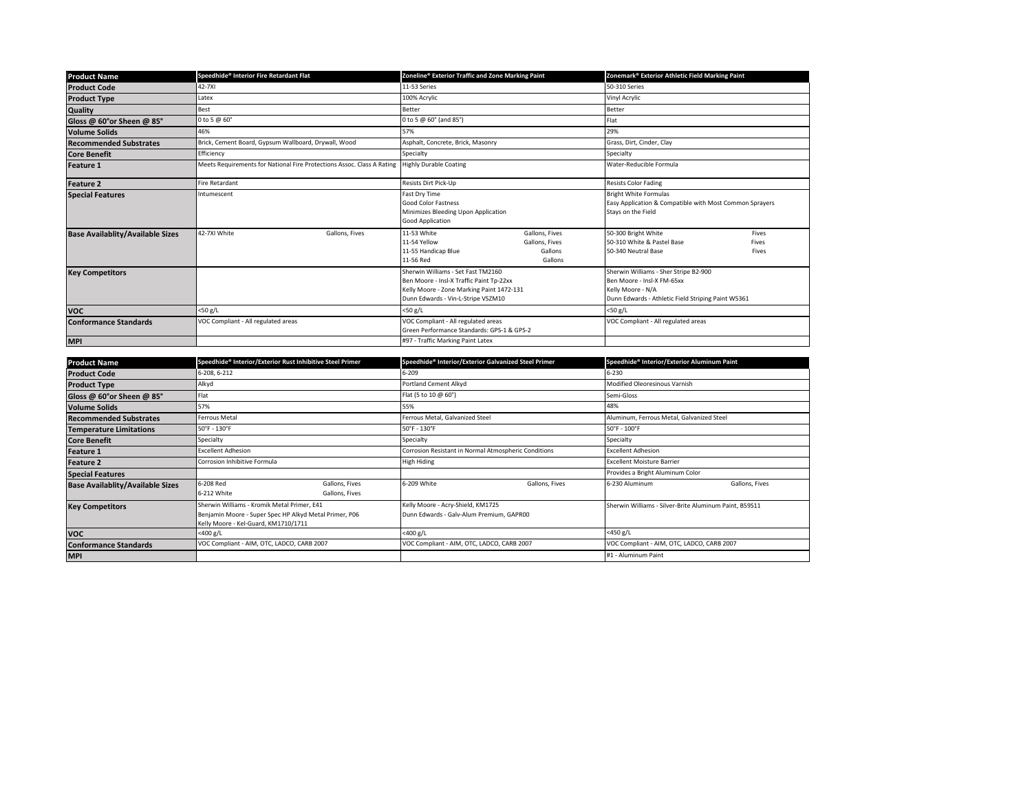| Product Name | Speedhide® Interior Fire Retardant Flat | Zoneline® Exterior Traffic and Zone Marking Paint | Zonemark® Exterior Athletic Field Marking Paint |
|---|---|---|---|
| Product Code | 42-7XI | 11-53 Series | 50-310 Series |
| Product Type | Latex | 100% Acrylic | Vinyl Acrylic |
| Quality | Best | Better | Better |
| Gloss @ 60°or Sheen @ 85° | 0 to 5 @ 60° | 0 to 5 @ 60° (and 85°) | Flat |
| Volume Solids | 46% | 57% | 29% |
| Recommended Substrates | Brick, Cement Board, Gypsum Wallboard, Drywall, Wood | Asphalt, Concrete, Brick, Masonry | Grass, Dirt, Cinder, Clay |
| Core Benefit | Efficiency | Specialty | Specialty |
| Feature 1 | Meets Requirements for National Fire Protections Assoc. Class A Rating | Highly Durable Coating | Water-Reducible Formula |
| Feature 2 | Fire Retardant | Resists Dirt Pick-Up | Resists Color Fading |
| Special Features | Intumescent | Fast Dry Time<br>Good Color Fastness<br>Minimizes Bleeding Upon Application<br>Good Application | Bright White Formulas<br>Easy Application & Compatible with Most Common Sprayers<br>Stays on the Field |
| Base Availablity/Available Sizes | 42-7XI White — Gallons, Fives | 11-53 White — Gallons, Fives<br>11-54 Yellow — Gallons, Fives<br>11-55 Handicap Blue — Gallons<br>11-56 Red — Gallons | 50-300 Bright White — Fives<br>50-310 White & Pastel Base — Fives<br>50-340 Neutral Base — Fives |
| Key Competitors | | Sherwin Williams - Set Fast TM2160<br>Ben Moore - Insl-X Traffic Paint Tp-22xx<br>Kelly Moore - Zone Marking Paint 1472-131<br>Dunn Edwards - Vin-L-Stripe VSZM10 | Sherwin Williams - Sher Stripe B2-900<br>Ben Moore - Insl-X FM-65xx<br>Kelly Moore - N/A<br>Dunn Edwards - Athletic Field Striping Paint W5361 |
| VOC | <50 g/L | <50 g/L | <50 g/L |
| Conformance Standards | VOC Compliant - All regulated areas | VOC Compliant - All regulated areas<br>Green Performance Standards: GPS-1 & GPS-2 | VOC Compliant - All regulated areas |
| MPI | | #97 - Traffic Marking Paint Latex | |

| Product Name | Speedhide® Interior/Exterior Rust Inhibitive Steel Primer | Speedhide® Interior/Exterior Galvanized Steel Primer | Speedhide® Interior/Exterior Aluminum Paint |
|---|---|---|---|
| Product Code | 6-208, 6-212 | 6-209 | 6-230 |
| Product Type | Alkyd | Portland Cement Alkyd | Modified Oleoresinous Varnish |
| Gloss @ 60°or Sheen @ 85° | Flat | Flat (5 to 10 @ 60°) | Semi-Gloss |
| Volume Solids | 57% | 55% | 48% |
| Recommended Substrates | Ferrous Metal | Ferrous Metal, Galvanized Steel | Aluminum, Ferrous Metal, Galvanized Steel |
| Temperature Limitations | 50°F - 130°F | 50°F - 130°F | 50°F - 100°F |
| Core Benefit | Specialty | Specialty | Specialty |
| Feature 1 | Excellent Adhesion | Corrosion Resistant in Normal Atmospheric Conditions | Excellent Adhesion |
| Feature 2 | Corrosion Inhibitive Formula | High Hiding | Excellent Moisture Barrier |
| Special Features | | | Provides a Bright Aluminum Color |
| Base Availablity/Available Sizes | 6-208 Red — Gallons, Fives<br>6-212 White — Gallons, Fives | 6-209 White — Gallons, Fives | 6-230 Aluminum — Gallons, Fives |
| Key Competitors | Sherwin Williams - Kromik Metal Primer, E41<br>Benjamin Moore - Super Spec HP Alkyd Metal Primer, P06<br>Kelly Moore - Kel-Guard, KM1710/1711 | Kelly Moore - Acry-Shield, KM1725<br>Dunn Edwards - Galv-Alum Premium, GAPR00 | Sherwin Williams - Silver-Brite Aluminum Paint, B59S11 |
| VOC | <400 g/L | <400 g/L | <450 g/L |
| Conformance Standards | VOC Compliant - AIM, OTC, LADCO, CARB 2007 | VOC Compliant - AIM, OTC, LADCO, CARB 2007 | VOC Compliant - AIM, OTC, LADCO, CARB 2007 |
| MPI | | | #1 - Aluminum Paint |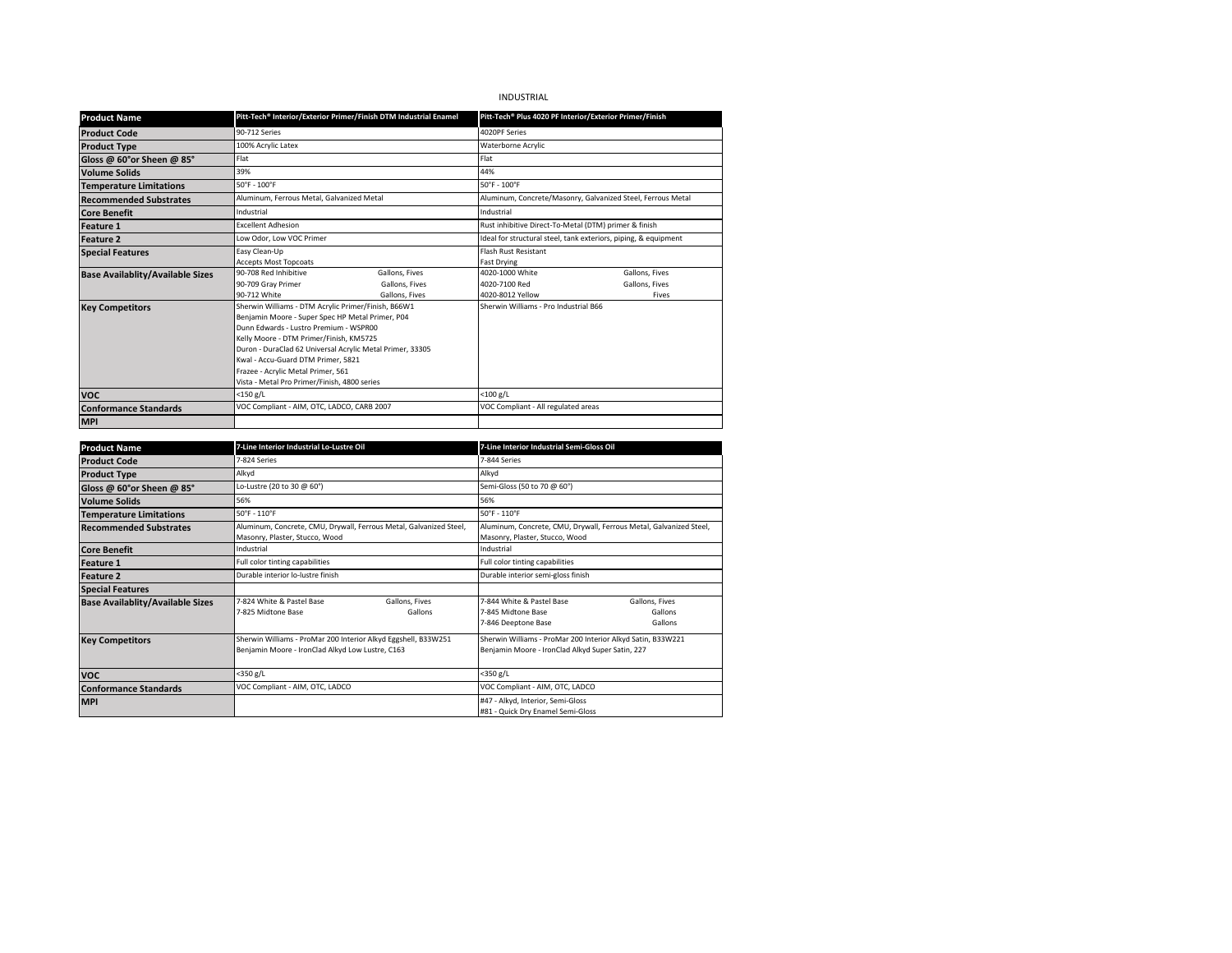# INDUSTRIAL

| Product Name | Pitt-Tech® Interior/Exterior Primer/Finish DTM Industrial Enamel | Pitt-Tech® Plus 4020 PF Interior/Exterior Primer/Finish |
|---|---|---|
| Product Code | 90-712 Series | 4020PF Series |
| Product Type | 100% Acrylic Latex | Waterborne Acrylic |
| Gloss @ 60°or Sheen @ 85° | Flat | Flat |
| Volume Solids | 39% | 44% |
| Temperature Limitations | 50°F - 100°F | 50°F - 100°F |
| Recommended Substrates | Aluminum, Ferrous Metal, Galvanized Metal | Aluminum, Concrete/Masonry, Galvanized Steel, Ferrous Metal |
| Core Benefit | Industrial | Industrial |
| Feature 1 | Excellent Adhesion | Rust inhibitive Direct-To-Metal (DTM) primer & finish |
| Feature 2 | Low Odor, Low VOC Primer | Ideal for structural steel, tank exteriors, piping, & equipment |
| Special Features | Easy Clean-Up<br>Accepts Most Topcoats | Flash Rust Resistant<br>Fast Drying |
| Base Availablity/Available Sizes | 90-708 Red Inhibitive — Gallons, Fives<br>90-709 Gray Primer — Gallons, Fives<br>90-712 White — Gallons, Fives | 4020-1000 White — Gallons, Fives<br>4020-7100 Red — Gallons, Fives<br>4020-8012 Yellow — Fives |
| Key Competitors | Sherwin Williams - DTM Acrylic Primer/Finish, B66W1<br>Benjamin Moore - Super Spec HP Metal Primer, P04<br>Dunn Edwards - Lustro Premium - WSPR00<br>Kelly Moore - DTM Primer/Finish, KM5725<br>Duron - DuraClad 62 Universal Acrylic Metal Primer, 33305<br>Kwal - Accu-Guard DTM Primer, 5821<br>Frazee - Acrylic Metal Primer, 561<br>Vista - Metal Pro Primer/Finish, 4800 series | Sherwin Williams - Pro Industrial B66 |
| VOC | <150 g/L | <100 g/L |
| Conformance Standards | VOC Compliant - AIM, OTC, LADCO, CARB 2007 | VOC Compliant - All regulated areas |
| MPI | | |

| Product Name | 7-Line Interior Industrial Lo-Lustre Oil | 7-Line Interior Industrial Semi-Gloss Oil |
|---|---|---|
| Product Code | 7-824 Series | 7-844 Series |
| Product Type | Alkyd | Alkyd |
| Gloss @ 60°or Sheen @ 85° | Lo-Lustre (20 to 30 @ 60°) | Semi-Gloss (50 to 70 @ 60°) |
| Volume Solids | 56% | 56% |
| Temperature Limitations | 50°F - 110°F | 50°F - 110°F |
| Recommended Substrates | Aluminum, Concrete, CMU, Drywall, Ferrous Metal, Galvanized Steel, Masonry, Plaster, Stucco, Wood | Aluminum, Concrete, CMU, Drywall, Ferrous Metal, Galvanized Steel, Masonry, Plaster, Stucco, Wood |
| Core Benefit | Industrial | Industrial |
| Feature 1 | Full color tinting capabilities | Full color tinting capabilities |
| Feature 2 | Durable interior lo-lustre finish | Durable interior semi-gloss finish |
| Special Features | | |
| Base Availablity/Available Sizes | 7-824 White & Pastel Base — Gallons, Fives<br>7-825 Midtone Base — Gallons | 7-844 White & Pastel Base — Gallons, Fives<br>7-845 Midtone Base — Gallons<br>7-846 Deeptone Base — Gallons |
| Key Competitors | Sherwin Williams - ProMar 200 Interior Alkyd Eggshell, B33W251<br>Benjamin Moore - IronClad Alkyd Low Lustre, C163 | Sherwin Williams - ProMar 200 Interior Alkyd Satin, B33W221<br>Benjamin Moore - IronClad Alkyd Super Satin, 227 |
| VOC | <350 g/L | <350 g/L |
| Conformance Standards | VOC Compliant - AIM, OTC, LADCO | VOC Compliant - AIM, OTC, LADCO |
| MPI | | #47 - Alkyd, Interior, Semi-Gloss<br>#81 - Quick Dry Enamel Semi-Gloss |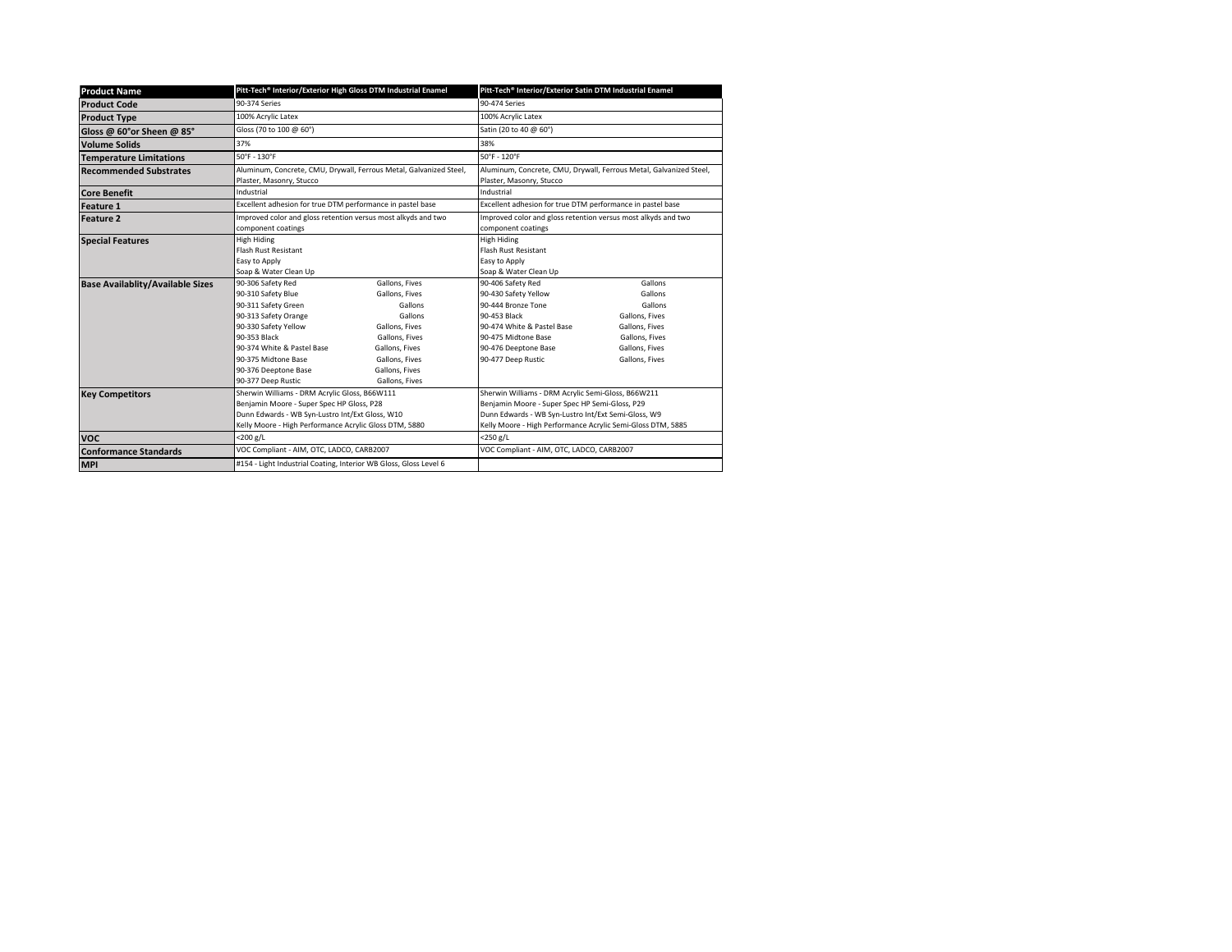| Product Name | Pitt-Tech® Interior/Exterior High Gloss DTM Industrial Enamel | Pitt-Tech® Interior/Exterior Satin DTM Industrial Enamel |
|---|---|---|
| Product Code | 90-374 Series | 90-474 Series |
| Product Type | 100% Acrylic Latex | 100% Acrylic Latex |
| Gloss @ 60°or Sheen @ 85° | Gloss (70 to 100 @ 60°) | Satin (20 to 40 @ 60°) |
| Volume Solids | 37% | 38% |
| Temperature Limitations | 50°F - 130°F | 50°F - 120°F |
| Recommended Substrates | Aluminum, Concrete, CMU, Drywall, Ferrous Metal, Galvanized Steel, Plaster, Masonry, Stucco | Aluminum, Concrete, CMU, Drywall, Ferrous Metal, Galvanized Steel, Plaster, Masonry, Stucco |
| Core Benefit | Industrial | Industrial |
| Feature 1 | Excellent adhesion for true DTM performance in pastel base | Excellent adhesion for true DTM performance in pastel base |
| Feature 2 | Improved color and gloss retention versus most alkyds and two component coatings | Improved color and gloss retention versus most alkyds and two component coatings |
| Special Features | High Hiding<br>Flash Rust Resistant<br>Easy to Apply<br>Soap & Water Clean Up | High Hiding<br>Flash Rust Resistant<br>Easy to Apply<br>Soap & Water Clean Up |
| Base Availablity/Available Sizes | 90-306 Safety Red — Gallons, Fives<br>90-310 Safety Blue — Gallons, Fives<br>90-311 Safety Green — Gallons<br>90-313 Safety Orange — Gallons<br>90-330 Safety Yellow — Gallons, Fives<br>90-353 Black — Gallons, Fives<br>90-374 White & Pastel Base — Gallons, Fives<br>90-375 Midtone Base — Gallons, Fives<br>90-376 Deeptone Base — Gallons, Fives<br>90-377 Deep Rustic — Gallons, Fives | 90-406 Safety Red — Gallons<br>90-430 Safety Yellow — Gallons<br>90-444 Bronze Tone — Gallons<br>90-453 Black — Gallons, Fives<br>90-474 White & Pastel Base — Gallons, Fives<br>90-475 Midtone Base — Gallons, Fives<br>90-476 Deeptone Base — Gallons, Fives<br>90-477 Deep Rustic — Gallons, Fives |
| Key Competitors | Sherwin Williams - DRM Acrylic Gloss, B66W111<br>Benjamin Moore - Super Spec HP Gloss, P28<br>Dunn Edwards - WB Syn-Lustro Int/Ext Gloss, W10<br>Kelly Moore - High Performance Acrylic Gloss DTM, 5880 | Sherwin Williams - DRM Acrylic Semi-Gloss, B66W211<br>Benjamin Moore - Super Spec HP Semi-Gloss, P29<br>Dunn Edwards - WB Syn-Lustro Int/Ext Semi-Gloss, W9<br>Kelly Moore - High Performance Acrylic Semi-Gloss DTM, 5885 |
| VOC | <200 g/L | <250 g/L |
| Conformance Standards | VOC Compliant - AIM, OTC, LADCO, CARB2007 | VOC Compliant - AIM, OTC, LADCO, CARB2007 |
| MPI | #154 - Light Industrial Coating, Interior WB Gloss, Gloss Level 6 | |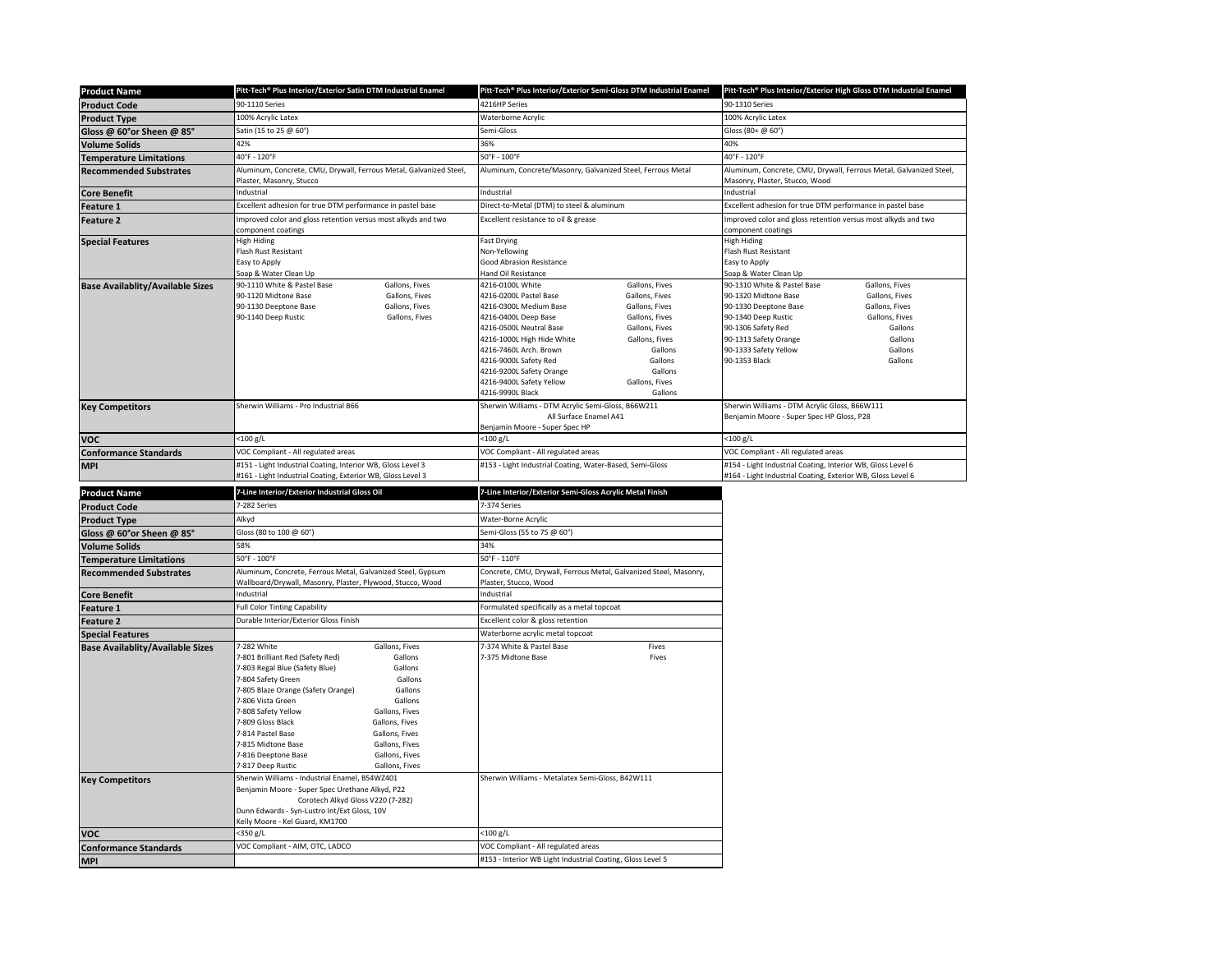| Product Name | Pitt-Tech® Plus Interior/Exterior Satin DTM Industrial Enamel | Pitt-Tech® Plus Interior/Exterior Semi-Gloss DTM Industrial Enamel | Pitt-Tech® Plus Interior/Exterior High Gloss DTM Industrial Enamel |
|---|---|---|---|
| Product Code | 90-1110 Series | 4216HP Series | 90-1310 Series |
| Product Type | 100% Acrylic Latex | Waterborne Acrylic | 100% Acrylic Latex |
| Gloss @ 60°or Sheen @ 85° | Satin (15 to 25 @ 60°) | Semi-Gloss | Gloss (80+ @ 60°) |
| Volume Solids | 42% | 36% | 40% |
| Temperature Limitations | 40°F - 120°F | 50°F - 100°F | 40°F - 120°F |
| Recommended Substrates | Aluminum, Concrete, CMU, Drywall, Ferrous Metal, Galvanized Steel, Plaster, Masonry, Stucco | Aluminum, Concrete/Masonry, Galvanized Steel, Ferrous Metal | Aluminum, Concrete, CMU, Drywall, Ferrous Metal, Galvanized Steel, Masonry, Plaster, Stucco, Wood |
| Core Benefit | Industrial | Industrial | Industrial |
| Feature 1 | Excellent adhesion for true DTM performance in pastel base | Direct-to-Metal (DTM) to steel & aluminum | Excellent adhesion for true DTM performance in pastel base |
| Feature 2 | Improved color and gloss retention versus most alkyds and two component coatings | Excellent resistance to oil & grease | Improved color and gloss retention versus most alkyds and two component coatings |
| Special Features | High Hiding<br>Flash Rust Resistant<br>Easy to Apply<br>Soap & Water Clean Up | Fast Drying<br>Non-Yellowing<br>Good Abrasion Resistance<br>Hand Oil Resistance | High Hiding<br>Flash Rust Resistant<br>Easy to Apply<br>Soap & Water Clean Up |
| Base Availablity/Available Sizes | 90-1110 White & Pastel Base — Gallons, Fives<br>90-1120 Midtone Base — Gallons, Fives<br>90-1130 Deeptone Base — Gallons, Fives<br>90-1140 Deep Rustic — Gallons, Fives | 4216-0100L White — Gallons, Fives<br>4216-0200L Pastel Base — Gallons, Fives<br>4216-0300L Medium Base — Gallons, Fives<br>4216-0400L Deep Base — Gallons, Fives<br>4216-0500L Neutral Base — Gallons, Fives<br>4216-1000L High Hide White — Gallons, Fives<br>4216-7460L Arch. Brown — Gallons<br>4216-9000L Safety Red — Gallons<br>4216-9200L Safety Orange — Gallons<br>4216-9400L Safety Yellow — Gallons, Fives<br>4216-9990L Black — Gallons | 90-1310 White & Pastel Base — Gallons, Fives<br>90-1320 Midtone Base — Gallons, Fives<br>90-1330 Deeptone Base — Gallons, Fives<br>90-1340 Deep Rustic — Gallons, Fives<br>90-1306 Safety Red — Gallons<br>90-1313 Safety Orange — Gallons<br>90-1333 Safety Yellow — Gallons<br>90-1353 Black — Gallons |
| Key Competitors | Sherwin Williams - Pro Industrial B66 | Sherwin Williams - DTM Acrylic Semi-Gloss, B66W211<br>All Surface Enamel A41<br>Benjamin Moore - Super Spec HP | Sherwin Williams - DTM Acrylic Gloss, B66W111<br>Benjamin Moore - Super Spec HP Gloss, P28 |
| VOC | <100 g/L | <100 g/L | <100 g/L |
| Conformance Standards | VOC Compliant - All regulated areas | VOC Compliant - All regulated areas | VOC Compliant - All regulated areas |
| MPI | #151 - Light Industrial Coating, Interior WB, Gloss Level 3<br>#161 - Light Industrial Coating, Exterior WB, Gloss Level 3 | #153 - Light Industrial Coating, Water-Based, Semi-Gloss | #154 - Light Industrial Coating, Interior WB, Gloss Level 6<br>#164 - Light Industrial Coating, Exterior WB, Gloss Level 6 |

| Product Name | 7-Line Interior/Exterior Industrial Gloss Oil | 7-Line Interior/Exterior Semi-Gloss Acrylic Metal Finish |
|---|---|---|
| Product Code | 7-282 Series | 7-374 Series |
| Product Type | Alkyd | Water-Borne Acrylic |
| Gloss @ 60°or Sheen @ 85° | Gloss (80 to 100 @ 60°) | Semi-Gloss (55 to 75 @ 60°) |
| Volume Solids | 58% | 34% |
| Temperature Limitations | 50°F - 100°F | 50°F - 110°F |
| Recommended Substrates | Aluminum, Concrete, Ferrous Metal, Galvanized Steel, Gypsum Wallboard/Drywall, Masonry, Plaster, Plywood, Stucco, Wood | Concrete, CMU, Drywall, Ferrous Metal, Galvanized Steel, Masonry, Plaster, Stucco, Wood |
| Core Benefit | Industrial | Industrial |
| Feature 1 | Full Color Tinting Capability | Formulated specifically as a metal topcoat |
| Feature 2 | Durable Interior/Exterior Gloss Finish | Excellent color & gloss retention |
| Special Features | | Waterborne acrylic metal topcoat |
| Base Availablity/Available Sizes | 7-282 White — Gallons, Fives<br>7-801 Brilliant Red (Safety Red) — Gallons<br>7-803 Regal Blue (Safety Blue) — Gallons<br>7-804 Safety Green — Gallons<br>7-805 Blaze Orange (Safety Orange) — Gallons<br>7-806 Vista Green — Gallons<br>7-808 Safety Yellow — Gallons, Fives<br>7-809 Gloss Black — Gallons, Fives<br>7-814 Pastel Base — Gallons, Fives<br>7-815 Midtone Base — Gallons, Fives<br>7-816 Deeptone Base — Gallons, Fives<br>7-817 Deep Rustic — Gallons, Fives | 7-374 White & Pastel Base — Fives<br>7-375 Midtone Base — Fives |
| Key Competitors | Sherwin Williams - Industrial Enamel, B54WZ401<br>Benjamin Moore - Super Spec Urethane Alkyd, P22<br>Corotech Alkyd Gloss V220 (7-282)<br>Dunn Edwards - Syn-Lustro Int/Ext Gloss, 10V<br>Kelly Moore - Kel Guard, KM1700 | Sherwin Williams - Metalatex Semi-Gloss, B42W111 |
| VOC | <350 g/L | <100 g/L |
| Conformance Standards | VOC Compliant - AIM, OTC, LADCO | VOC Compliant - All regulated areas |
| MPI | | #153 - Interior WB Light Industrial Coating, Gloss Level 5 |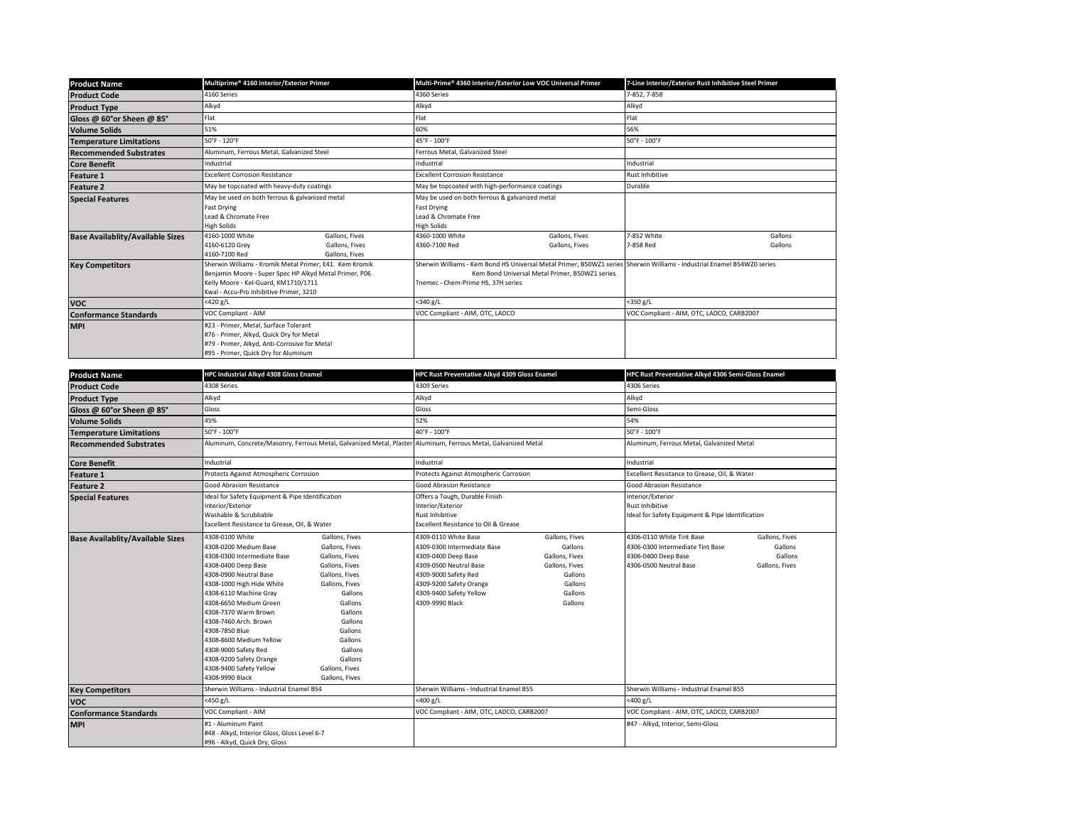| Product Name | Multiprime® 4160 Interior/Exterior Primer | Multi-Prime® 4360 Interior/Exterior Low VOC Universal Primer | 7-Line Interior/Exterior Rust Inhibitive Steel Primer |
|---|---|---|---|
| Product Code | 4160 Series | 4360 Series | 7-852, 7-858 |
| Product Type | Alkyd | Alkyd | Alkyd |
| Gloss @ 60°or Sheen @ 85° | Flat | Flat | Flat |
| Volume Solids | 51% | 60% | 56% |
| Temperature Limitations | 50°F - 120°F | 45°F - 100°F | 50°F - 100°F |
| Recommended Substrates | Aluminum, Ferrous Metal, Galvanized Steel | Ferrous Metal, Galvanized Steel | |
| Core Benefit | Industrial | Industrial | Industrial |
| Feature 1 | Excellent Corrosion Resistance | Excellent Corrosion Resistance | Rust Inhibitive |
| Feature 2 | May be topcoated with heavy-duty coatings | May be topcoated with high-performance coatings | Durable |
| Special Features | May be used on both ferrous & galvanized metal<br>Fast Drying<br>Lead & Chromate Free<br>High Solids | May be used on both ferrous & galvanized metal<br>Fast Drying<br>Lead & Chromate Free<br>High Solids | |
| Base Availablity/Available Sizes | 4160-1000 White — Gallons, Fives<br>4160-6120 Grey — Gallons, Fives<br>4160-7100 Red — Gallons, Fives | 4360-1000 White — Gallons, Fives<br>4360-7100 Red — Gallons, Fives | 7-852 White — Gallons<br>7-858 Red — Gallons |
| Key Competitors | Sherwin Williams - Kromik Metal Primer, E41. Kem Kromik<br>Benjamin Moore - Super Spec HP Alkyd Metal Primer, P06<br>Kelly Moore - Kel-Guard, KM1710/1711<br>Kwal - Accu-Pro Inhibitive Primer, 3210 | Sherwin Williams - Kem Bond HS Universal Metal Primer, B50WZ1 series<br>Kem Bond Universal Metal Primer, B50WZ1 series<br>Tnemec - Chem-Prime HS, 37H series | Sherwin Williams - Industrial Enamel B54WZ0 series |
| VOC | <420 g/L | <340 g/L | <350 g/L |
| Conformance Standards | VOC Compliant - AIM | VOC Compliant - AIM, OTC, LADCO | VOC Compliant - AIM, OTC, LADCO, CARB2007 |
| MPI | #23 - Primer, Metal, Surface Tolerant<br>#76 - Primer, Alkyd, Quick Dry for Metal<br>#79 - Primer, Alkyd, Anti-Corrosive for Metal<br>#95 - Primer, Quick Dry for Aluminum | | |

| Product Name | HPC Industrial Alkyd 4308 Gloss Enamel | HPC Rust Preventative Alkyd 4309 Gloss Enamel | HPC Rust Preventative Alkyd 4306 Semi-Gloss Enamel |
|---|---|---|---|
| Product Code | 4308 Series | 4309 Series | 4306 Series |
| Product Type | Alkyd | Alkyd | Alkyd |
| Gloss @ 60°or Sheen @ 85° | Gloss | Gloss | Semi-Gloss |
| Volume Solids | 45% | 52% | 54% |
| Temperature Limitations | 50°F - 100°F | 40°F - 100°F | 50°F - 100°F |
| Recommended Substrates | Aluminum, Concrete/Masonry, Ferrous Metal, Galvanized Metal, Plaster | Aluminum, Ferrous Metal, Galvanized Metal | Aluminum, Ferrous Metal, Galvanized Metal |
| Core Benefit | Industrial | Industrial | Industrial |
| Feature 1 | Protects Against Atmospheric Corrosion | Protects Against Atmospheric Corrosion | Excellent Resistance to Grease, Oil, & Water |
| Feature 2 | Good Abrasion Resistance | Good Abrasion Resistance | Good Abrasion Resistance |
| Special Features | Ideal for Safety Equipment & Pipe Identification<br>Interior/Exterior<br>Washable & Scrubbable<br>Excellent Resistance to Grease, Oil, & Water | Offers a Tough, Durable Finish<br>Interior/Exterior<br>Rust Inhibitive<br>Excellent Resistance to Oil & Grease | Interior/Exterior<br>Rust Inhibitive<br>Ideal for Safety Equipment & Pipe Identification |
| Base Availablity/Available Sizes | 4308-0100 White — Gallons, Fives<br>4308-0200 Medium Base — Gallons, Fives<br>4308-0300 Intermediate Base — Gallons, Fives<br>4308-0400 Deep Base — Gallons, Fives<br>4308-0900 Neutral Base — Gallons, Fives<br>4308-1000 High Hide White — Gallons, Fives<br>4308-6110 Machine Gray — Gallons<br>4308-6650 Medium Green — Gallons<br>4308-7370 Warm Brown — Gallons<br>4308-7460 Arch. Brown — Gallons<br>4308-7850 Blue — Gallons<br>4308-8600 Medium Yellow — Gallons<br>4308-9000 Safety Red — Gallons<br>4308-9200 Safety Orange — Gallons<br>4308-9400 Safety Yellow — Gallons, Fives<br>4308-9990 Black — Gallons, Fives | 4309-0110 White Base — Gallons, Fives<br>4309-0300 Intermediate Base — Gallons<br>4309-0400 Deep Base — Gallons, Fives<br>4309-0500 Neutral Base — Gallons, Fives<br>4309-9000 Safety Red — Gallons<br>4309-9200 Safety Orange — Gallons<br>4309-9400 Safety Yellow — Gallons<br>4309-9990 Black — Gallons | 4306-0110 White Tint Base — Gallons, Fives<br>4306-0300 Intermediate Tint Base — Gallons<br>4306-0400 Deep Base — Gallons<br>4306-0500 Neutral Base — Gallons, Fives |
| Key Competitors | Sherwin Williams - Industrial Enamel B54 | Sherwin Williams - Industrial Enamel B55 | Sherwin Williams - Industrial Enamel B55 |
| VOC | <450 g/L | <400 g/L | <400 g/L |
| Conformance Standards | VOC Compliant - AIM | VOC Compliant - AIM, OTC, LADCO, CARB2007 | VOC Compliant - AIM, OTC, LADCO, CARB2007 |
| MPI | #1 - Aluminum Paint<br>#48 - Alkyd, Interior Gloss, Gloss Level 6-7<br>#96 - Alkyd, Quick Dry, Gloss | | #47 - Alkyd, Interior, Semi-Gloss |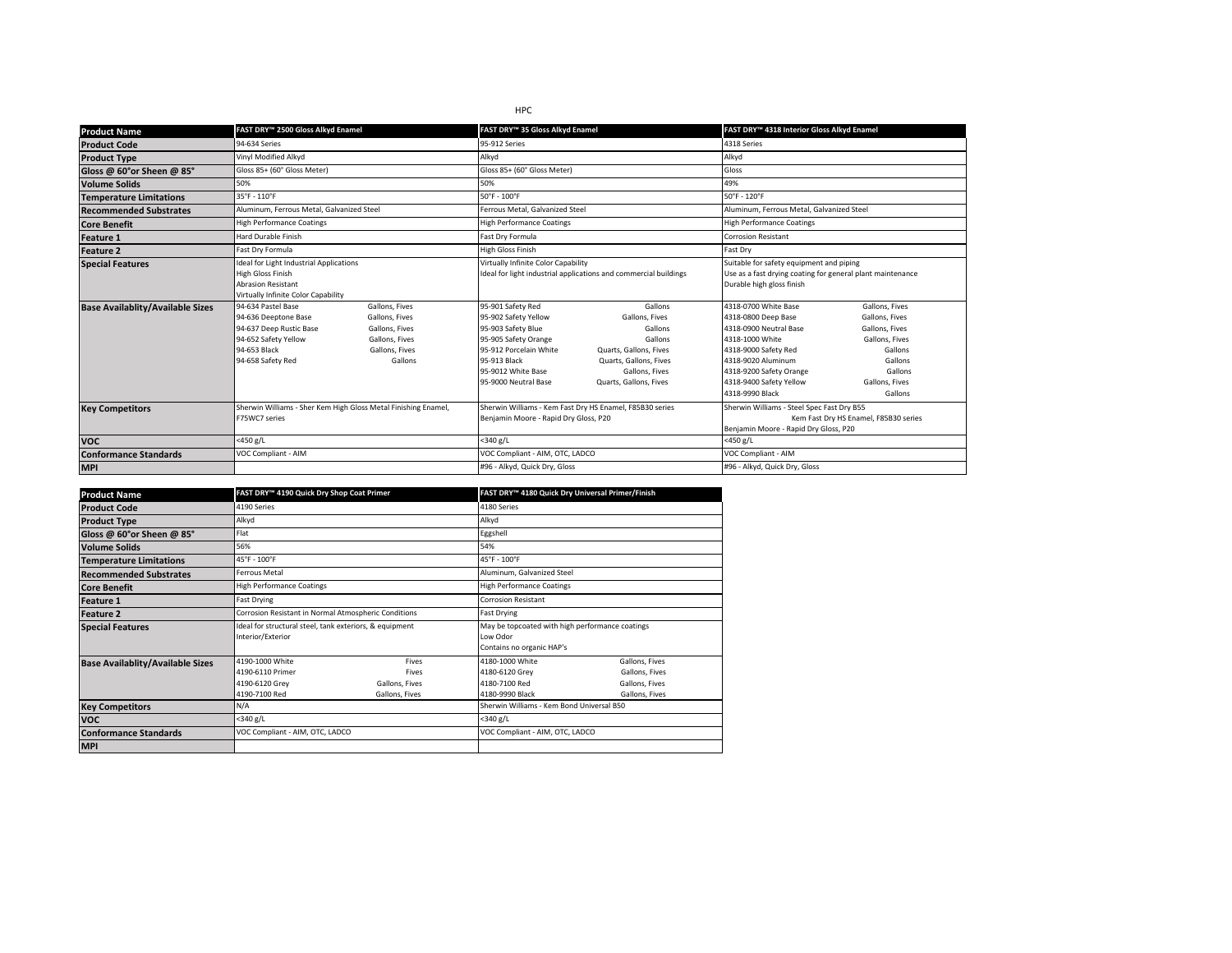HPC

| Product Name | FAST DRY™ 2500 Gloss Alkyd Enamel | FAST DRY™ 35 Gloss Alkyd Enamel | FAST DRY™ 4318 Interior Gloss Alkyd Enamel |
|---|---|---|---|
| Product Code | 94-634 Series | 95-912 Series | 4318 Series |
| Product Type | Vinyl Modified Alkyd | Alkyd | Alkyd |
| Gloss @ 60°or Sheen @ 85° | Gloss 85+ (60° Gloss Meter) | Gloss 85+ (60° Gloss Meter) | Gloss |
| Volume Solids | 50% | 50% | 49% |
| Temperature Limitations | 35°F - 110°F | 50°F - 100°F | 50°F - 120°F |
| Recommended Substrates | Aluminum, Ferrous Metal, Galvanized Steel | Ferrous Metal, Galvanized Steel | Aluminum, Ferrous Metal, Galvanized Steel |
| Core Benefit | High Performance Coatings | High Performance Coatings | High Performance Coatings |
| Feature 1 | Hard Durable Finish | Fast Dry Formula | Corrosion Resistant |
| Feature 2 | Fast Dry Formula | High Gloss Finish | Fast Dry |
| Special Features | Ideal for Light Industrial Applications<br>High Gloss Finish<br>Abrasion Resistant<br>Virtually Infinite Color Capability | Virtually Infinite Color Capability<br>Ideal for light industrial applications and commercial buildings | Suitable for safety equipment and piping<br>Use as a fast drying coating for general plant maintenance<br>Durable high gloss finish |
| Base Availablity/Available Sizes | 94-634 Pastel Base — Gallons, Fives<br>94-636 Deeptone Base — Gallons, Fives<br>94-637 Deep Rustic Base — Gallons, Fives<br>94-652 Safety Yellow — Gallons, Fives<br>94-653 Black — Gallons, Fives<br>94-658 Safety Red — Gallons | 95-901 Safety Red — Gallons<br>95-902 Safety Yellow — Gallons, Fives<br>95-903 Safety Blue — Gallons<br>95-905 Safety Orange — Gallons<br>95-912 Porcelain White — Quarts, Gallons, Fives<br>95-913 Black — Quarts, Gallons, Fives<br>95-9012 White Base — Gallons, Fives<br>95-9000 Neutral Base — Quarts, Gallons, Fives | 4318-0700 White Base — Gallons, Fives<br>4318-0800 Deep Base — Gallons, Fives<br>4318-0900 Neutral Base — Gallons, Fives<br>4318-1000 White — Gallons, Fives<br>4318-9000 Safety Red — Gallons<br>4318-9020 Aluminum — Gallons<br>4318-9200 Safety Orange — Gallons<br>4318-9400 Safety Yellow — Gallons, Fives<br>4318-9990 Black — Gallons |
| Key Competitors | Sherwin Williams - Sher Kem High Gloss Metal Finishing Enamel, F75WC7 series | Sherwin Williams - Kem Fast Dry HS Enamel, F85B30 series<br>Benjamin Moore - Rapid Dry Gloss, P20 | Sherwin Williams - Steel Spec Fast Dry B55<br>Kem Fast Dry HS Enamel, F85B30 series<br>Benjamin Moore - Rapid Dry Gloss, P20 |
| VOC | <450 g/L | <340 g/L | <450 g/L |
| Conformance Standards | VOC Compliant - AIM | VOC Compliant - AIM, OTC, LADCO | VOC Compliant - AIM |
| MPI | | #96 - Alkyd, Quick Dry, Gloss | #96 - Alkyd, Quick Dry, Gloss |

| Product Name | FAST DRY™ 4190 Quick Dry Shop Coat Primer | FAST DRY™ 4180 Quick Dry Universal Primer/Finish |
|---|---|---|
| Product Code | 4190 Series | 4180 Series |
| Product Type | Alkyd | Alkyd |
| Gloss @ 60°or Sheen @ 85° | Flat | Eggshell |
| Volume Solids | 56% | 54% |
| Temperature Limitations | 45°F - 100°F | 45°F - 100°F |
| Recommended Substrates | Ferrous Metal | Aluminum, Galvanized Steel |
| Core Benefit | High Performance Coatings | High Performance Coatings |
| Feature 1 | Fast Drying | Corrosion Resistant |
| Feature 2 | Corrosion Resistant in Normal Atmospheric Conditions | Fast Drying |
| Special Features | Ideal for structural steel, tank exteriors, & equipment<br>Interior/Exterior | May be topcoated with high performance coatings<br>Low Odor<br>Contains no organic HAP's |
| Base Availablity/Available Sizes | 4190-1000 White — Fives<br>4190-6110 Primer — Fives<br>4190-6120 Grey — Gallons, Fives<br>4190-7100 Red — Gallons, Fives | 4180-1000 White — Gallons, Fives<br>4180-6120 Grey — Gallons, Fives<br>4180-7100 Red — Gallons, Fives<br>4180-9990 Black — Gallons, Fives |
| Key Competitors | N/A | Sherwin Williams - Kem Bond Universal B50 |
| VOC | <340 g/L | <340 g/L |
| Conformance Standards | VOC Compliant - AIM, OTC, LADCO | VOC Compliant - AIM, OTC, LADCO |
| MPI | | |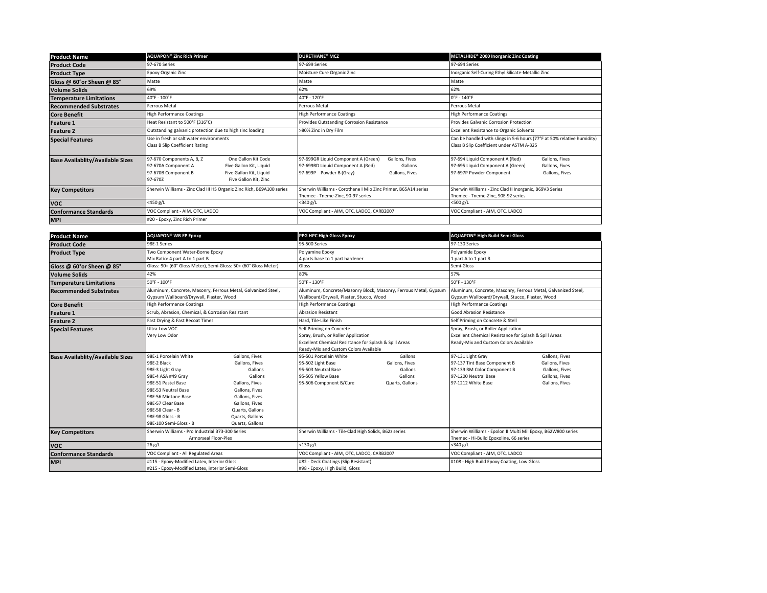| Product Name | AQUAPON® Zinc Rich Primer | DURETHANE® MCZ | METALHIDE® 2000 Inorganic Zinc Coating |
|---|---|---|---|
| Product Code | 97-670 Series | 97-699 Series | 97-694 Series |
| Product Type | Epoxy Organic Zinc | Moisture Cure Organic Zinc | Inorganic Self-Curing Ethyl Silicate-Metallic Zinc |
| Gloss @ 60°or Sheen @ 85° | Matte | Matte | Matte |
| Volume Solids | 69% | 62% | 62% |
| Temperature Limitations | 40°F - 100°F | 40°F - 120°F | 0°F - 140°F |
| Recommended Substrates | Ferrous Metal | Ferrous Metal | Ferrous Metal |
| Core Benefit | High Performance Coatings | High Performance Coatings | High Performance Coatings |
| Feature 1 | Heat Resistant to 500°F (316°C) | Provides Outstanding Corrosion Resistance | Provides Galvanic Corrosion Protection |
| Feature 2 | Outstanding galvanic protection due to high zinc loading | >80% Zinc in Dry Film | Excellent Resistance to Organic Solvents |
| Special Features | Use in fresh or salt water environments<br>Class B Slip Coefficient Rating | | Can be handled with slings in 5-6 hours (77°F at 50% relative humidity)<br>Class B Slip Coefficient under ASTM A-325 |
| Base Availablity/Available Sizes | 97-670 Components A, B, Z — One Gallon Kit Code<br>97-670A Component A — Five Gallon Kit, Liquid<br>97-670B Component B — Five Gallon Kit, Liquid<br>97-670Z — Five Gallon Kit, Zinc | 97-699GR Liquid Component A (Green) — Gallons, Fives<br>97-699RD Liquid Component A (Red) — Gallons<br>97-699P Powder B (Gray) — Gallons, Fives | 97-694 Liquid Component A (Red) — Gallons, Fives<br>97-695 Liquid Component A (Green) — Gallons, Fives<br>97-697P Powder Component — Gallons, Fives |
| Key Competitors | Sherwin Williams - Zinc Clad III HS Organic Zinc Rich, B69A100 series | Sherwin Williams - Corothane I Mio Zinc Primer, B65A14 series<br>Tnemec - Tneme-Zinc, 90-97 series | Sherwin Williams - Zinc Clad II Inorganic, B69V3 Series<br>Tnemec - Tneme-Zinc, 90E-92 series |
| VOC | <450 g/L | <340 g/L | <500 g/L |
| Conformance Standards | VOC Compliant - AIM, OTC, LADCO | VOC Compliant - AIM, OTC, LADCO, CARB2007 | VOC Compliant - AIM, OTC, LADCO |
| MPI | #20 - Epoxy, Zinc Rich Primer | | |

| Product Name | AQUAPON® WB EP Epoxy | PPG HPC High Gloss Epoxy | AQUAPON® High Build Semi-Gloss |
|---|---|---|---|
| Product Code | 98E-1 Series | 95-500 Series | 97-130 Series |
| Product Type | Two Component Water-Borne Epoxy<br>Mix Ratio: 4 part A to 1 part B | Polyamine Epoxy<br>4 parts base to 1 part hardener | Polyamide Epoxy<br>1 part A to 1 part B |
| Gloss @ 60°or Sheen @ 85° | Gloss: 90+ (60° Gloss Meter), Semi-Gloss: 50+ (60° Gloss Meter) | Gloss | Semi-Gloss |
| Volume Solids | 42% | 80% | 57% |
| Temperature Limitations | 50°F - 100°F | 50°F - 130°F | 50°F - 130°F |
| Recommended Substrates | Aluminum, Concrete, Masonry, Ferrous Metal, Galvanized Steel, Gypsum Wallboard/Drywall, Plaster, Wood | Aluminum, Concrete/Masonry Block, Masonry, Ferrous Metal, Gypsum Wallboard/Drywall, Plaster, Stucco, Wood | Aluminum, Concrete, Masonry, Ferrous Metal, Galvanized Steel, Gypsum Wallboard/Drywall, Stucco, Plaster, Wood |
| Core Benefit | High Performance Coatings | High Performance Coatings | High Performance Coatings |
| Feature 1 | Scrub, Abrasion, Chemical, & Corrosion Resistant | Abrasion Resistant | Good Abrasion Resistance |
| Feature 2 | Fast Drying & Fast Recoat Times | Hard, Tile-Like Finish | Self Priming on Concrete & Stell |
| Special Features | Ultra Low VOC<br>Very Low Odor | Self Priming on Concrete<br>Spray, Brush, or Roller Application<br>Excellent Chemical Resistance for Splash & Spill Areas<br>Ready-Mix and Custom Colors Available | Spray, Brush, or Roller Application<br>Excellent Chemical Resistance for Splash & Spill Areas<br>Ready-Mix and Custom Colors Available |
| Base Availablity/Available Sizes | 98E-1 Porcelain White — Gallons, Fives<br>98E-2 Black — Gallons, Fives<br>98E-3 Light Gray — Gallons<br>98E-4 ASA #49 Gray — Gallons<br>98E-51 Pastel Base — Gallons, Fives<br>98E-53 Neutral Base — Gallons, Fives<br>98E-56 Midtone Base — Gallons, Fives<br>98E-57 Clear Base — Gallons, Fives<br>98E-58 Clear - B — Quarts, Gallons<br>98E-98 Gloss - B — Quarts, Gallons<br>98E-100 Semi-Gloss - B — Quarts, Gallons | 95-501 Porcelain White — Gallons<br>95-502 Light Base — Gallons, Fives<br>95-503 Neutral Base — Gallons<br>95-505 Yellow Base — Gallons<br>95-506 Component B/Cure — Quarts, Gallons | 97-131 Light Gray — Gallons, Fives<br>97-137 Tint Base Component B — Gallons, Fives<br>97-139 RM Color Component B — Gallons, Fives<br>97-1200 Neutral Base — Gallons, Fives<br>97-1212 White Base — Gallons, Fives |
| Key Competitors | Sherwin Williams - Pro Industrial B73-300 Series<br>Armorseal Floor-Plex | Sherwin Williams - Tile-Clad High Solids, B62z series | Sherwin Williams - Epolon II Multi Mil Epoxy, B62W800 series<br>Tnemec - Hi-Build Epoxoline, 66 series |
| VOC | 26 g/L | <130 g/L | <340 g/L |
| Conformance Standards | VOC Compliant - All Regulated Areas | VOC Compliant - AIM, OTC, LADCO, CARB2007 | VOC Compliant - AIM, OTC, LADCO |
| MPI | #115 - Epoxy-Modified Latex, Interior Gloss<br>#215 - Epoxy-Modified Latex, interior Semi-Gloss | #82 - Deck Coatings (Slip Resistant)<br>#98 - Epoxy, High Build, Gloss | #108 - High Build Epoxy Coating, Low Gloss |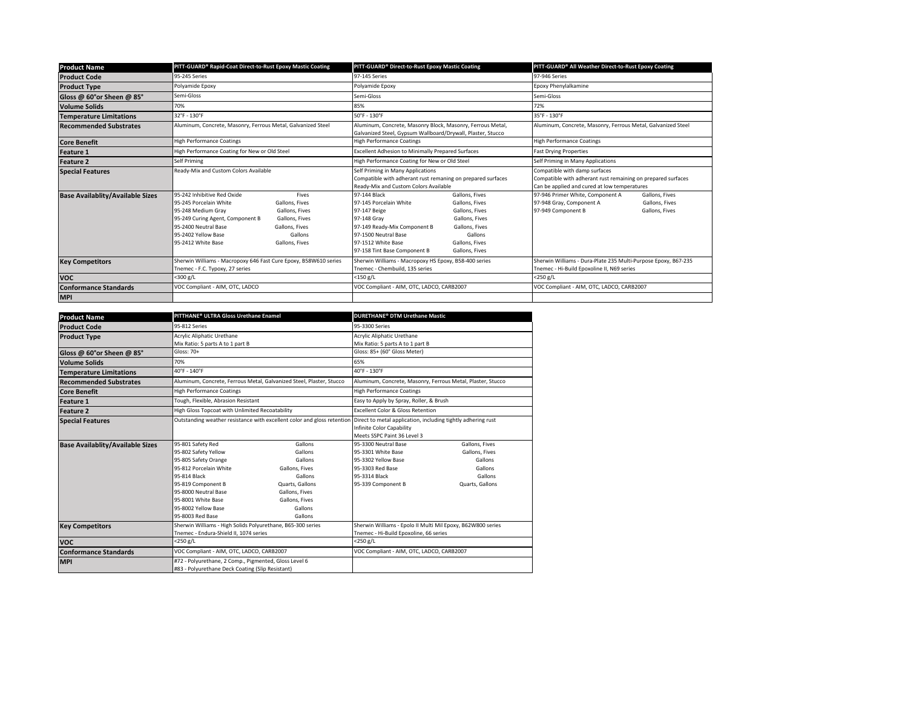| Product Name | PITT-GUARD® Rapid-Coat Direct-to-Rust Epoxy Mastic Coating | PITT-GUARD® Direct-to-Rust Epoxy Mastic Coating | PITT-GUARD® All Weather Direct-to-Rust Epoxy Coating |
|---|---|---|---|
| Product Code | 95-245 Series | 97-145 Series | 97-946 Series |
| Product Type | Polyamide Epoxy | Polyamide Epoxy | Epoxy Phenylalkamine |
| Gloss @ 60°or Sheen @ 85° | Semi-Gloss | Semi-Gloss | Semi-Gloss |
| Volume Solids | 70% | 85% | 72% |
| Temperature Limitations | 32°F - 130°F | 50°F - 130°F | 35°F - 130°F |
| Recommended Substrates | Aluminum, Concrete, Masonry, Ferrous Metal, Galvanized Steel | Aluminum, Concrete, Masonry Block, Masonry, Ferrous Metal, Galvanized Steel, Gypsum Wallboard/Drywall, Plaster, Stucco | Aluminum, Concrete, Masonry, Ferrous Metal, Galvanized Steel |
| Core Benefit | High Performance Coatings | High Performance Coatings | High Performance Coatings |
| Feature 1 | High Performance Coating for New or Old Steel | Excellent Adhesion to Minimally Prepared Surfaces | Fast Drying Properties |
| Feature 2 | Self Priming | High Performance Coating for New or Old Steel | Self Priming in Many Applications |
| Special Features | Ready-Mix and Custom Colors Available | Self Priming in Many Applications<br>Compatible with adherant rust remaning on prepared surfaces<br>Ready-Mix and Custom Colors Available | Compatible with damp surfaces<br>Compatible with adherant rust remaining on prepared surfaces<br>Can be applied and cured at low temperatures |
| Base Availablity/Available Sizes | 95-242 Inhibitive Red Oxide — Fives<br>95-245 Porcelain White — Gallons, Fives<br>95-248 Medium Gray — Gallons, Fives<br>95-249 Curing Agent, Component B — Gallons, Fives<br>95-2400 Neutral Base — Gallons, Fives<br>95-2402 Yellow Base — Gallons<br>95-2412 White Base — Gallons, Fives | 97-144 Black — Gallons, Fives<br>97-145 Porcelain White — Gallons, Fives<br>97-147 Beige — Gallons, Fives<br>97-148 Gray — Gallons, Fives<br>97-149 Ready-Mix Component B — Gallons, Fives<br>97-1500 Neutral Base — Gallons<br>97-1512 White Base — Gallons, Fives<br>97-158 Tint Base Component B — Gallons, Fives | 97-946 Primer White, Component A — Gallons, Fives<br>97-948 Gray, Component A — Gallons, Fives<br>97-949 Component B — Gallons, Fives |
| Key Competitors | Sherwin Williams - Macropoxy 646 Fast Cure Epoxy, B58W610 series<br>Tnemec - F.C. Typoxy, 27 series | Sherwin Williams - Macropoxy HS Epoxy, B58-400 series<br>Tnemec - Chembuild, 135 series | Sherwin Williams - Dura-Plate 235 Multi-Purpose Epoxy, B67-235<br>Tnemec - Hi-Build Epoxoline II, N69 series |
| VOC | <300 g/L | <150 g/L | <250 g/L |
| Conformance Standards | VOC Compliant - AIM, OTC, LADCO | VOC Compliant - AIM, OTC, LADCO, CARB2007 | VOC Compliant - AIM, OTC, LADCO, CARB2007 |
| MPI | | | |

| Product Name | PITTHANE® ULTRA Gloss Urethane Enamel | DURETHANE® DTM Urethane Mastic |
|---|---|---|
| Product Code | 95-812 Series | 95-3300 Series |
| Product Type | Acrylic Aliphatic Urethane<br>Mix Ratio: 5 parts A to 1 part B | Acrylic Aliphatic Urethane<br>Mix Ratio: 5 parts A to 1 part B |
| Gloss @ 60°or Sheen @ 85° | Gloss: 70+ | Gloss: 85+ (60° Gloss Meter) |
| Volume Solids | 70% | 65% |
| Temperature Limitations | 40°F - 140°F | 40°F - 130°F |
| Recommended Substrates | Aluminum, Concrete, Ferrous Metal, Galvanized Steel, Plaster, Stucco | Aluminum, Concrete, Masonry, Ferrous Metal, Plaster, Stucco |
| Core Benefit | High Performance Coatings | High Performance Coatings |
| Feature 1 | Tough, Flexible, Abrasion Resistant | Easy to Apply by Spray, Roller, & Brush |
| Feature 2 | High Gloss Topcoat with Unlimited Recoatability | Excellent Color & Gloss Retention |
| Special Features | Outstanding weather resistance with excellent color and gloss retention | Direct to metal application, including tightly adhering rust<br>Infinite Color Capability<br>Meets SSPC Paint 36 Level 3 |
| Base Availablity/Available Sizes | 95-801 Safety Red — Gallons<br>95-802 Safety Yellow — Gallons<br>95-805 Safety Orange — Gallons<br>95-812 Porcelain White — Gallons, Fives<br>95-814 Black — Gallons<br>95-819 Component B — Quarts, Gallons<br>95-8000 Neutral Base — Gallons, Fives<br>95-8001 White Base — Gallons, Fives<br>95-8002 Yellow Base — Gallons<br>95-8003 Red Base — Gallons | 95-3300 Neutral Base — Gallons, Fives<br>95-3301 White Base — Gallons, Fives<br>95-3302 Yellow Base — Gallons<br>95-3303 Red Base — Gallons<br>95-3314 Black — Gallons<br>95-339 Component B — Quarts, Gallons |
| Key Competitors | Sherwin Williams - High Solids Polyurethane, B65-300 series<br>Tnemec - Endura-Shield II, 1074 series | Sherwin Williams - Epolo II Multi Mil Epoxy, B62W800 series<br>Tnemec - Hi-Build Epoxoline, 66 series |
| VOC | <250 g/L | <250 g/L |
| Conformance Standards | VOC Compliant - AIM, OTC, LADCO, CARB2007 | VOC Compliant - AIM, OTC, LADCO, CARB2007 |
| MPI | #72 - Polyurethane, 2 Comp., Pigmented, Gloss Level 6<br>#83 - Polyurethane Deck Coating (Slip Resistant) | |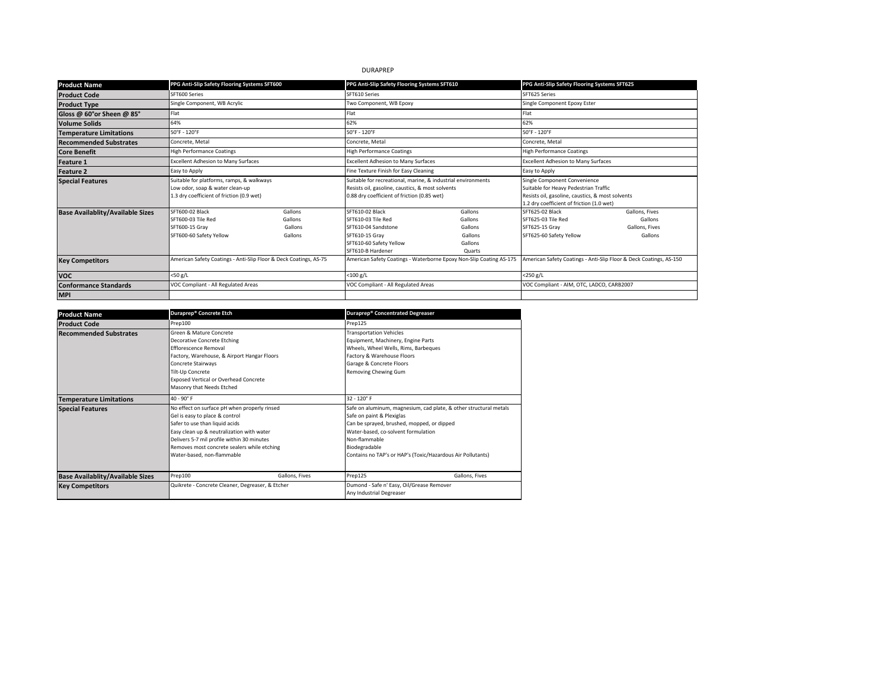DURAPREP

| Product Name | PPG Anti-Slip Safety Flooring Systems SFT600 | PPG Anti-Slip Safety Flooring Systems SFT610 | PPG Anti-Slip Safety Flooring Systems SFT625 |
|---|---|---|---|
| Product Code | SFT600 Series | SFT610 Series | SFT625 Series |
| Product Type | Single Component, WB Acrylic | Two Component, WB Epoxy | Single Component Epoxy Ester |
| Gloss @ 60°or Sheen @ 85° | Flat | Flat | Flat |
| Volume Solids | 64% | 62% | 62% |
| Temperature Limitations | 50°F - 120°F | 50°F - 120°F | 50°F - 120°F |
| Recommended Substrates | Concrete, Metal | Concrete, Metal | Concrete, Metal |
| Core Benefit | High Performance Coatings | High Performance Coatings | High Performance Coatings |
| Feature 1 | Excellent Adhesion to Many Surfaces | Excellent Adhesion to Many Surfaces | Excellent Adhesion to Many Surfaces |
| Feature 2 | Easy to Apply | Fine Texture Finish for Easy Cleaning | Easy to Apply |
| Special Features | Suitable for platforms, ramps, & walkways<br>Low odor, soap & water clean-up<br>1.3 dry coefficient of friction (0.9 wet) | Suitable for recreational, marine, & industrial environments<br>Resists oil, gasoline, caustics, & most solvents<br>0.88 dry coefficient of friction (0.85 wet) | Single Component Convenience<br>Suitable for Heavy Pedestrian Traffic<br>Resists oil, gasoline, caustics, & most solvents<br>1.2 dry coefficient of friction (1.0 wet) |
| Base Availablity/Available Sizes | SFT600-02 Black — Gallons<br>SFT600-03 Tile Red — Gallons<br>SFT600-15 Gray — Gallons<br>SFT600-60 Safety Yellow — Gallons | SFT610-02 Black — Gallons<br>SFT610-03 Tile Red — Gallons<br>SFT610-04 Sandstone — Gallons<br>SFT610-15 Gray — Gallons<br>SFT610-60 Safety Yellow — Gallons<br>SFT610-B Hardener — Quarts | SFT625-02 Black — Gallons, Fives<br>SFT625-03 Tile Red — Gallons<br>SFT625-15 Gray — Gallons, Fives<br>SFT625-60 Safety Yellow — Gallons |
| Key Competitors | American Safety Coatings - Anti-Slip Floor & Deck Coatings, AS-75 | American Safety Coatings - Waterborne Epoxy Non-Slip Coating AS-175 | American Safety Coatings - Anti-Slip Floor & Deck Coatings, AS-150 |
| VOC | <50 g/L | <100 g/L | <250 g/L |
| Conformance Standards | VOC Compliant - All Regulated Areas | VOC Compliant - All Regulated Areas | VOC Compliant - AIM, OTC, LADCO, CARB2007 |
| MPI | | | |

| Product Name | Duraprep® Concrete Etch | Duraprep® Concentrated Degreaser |
|---|---|---|
| Product Code | Prep100 | Prep125 |
| Recommended Substrates | Green & Mature Concrete<br>Decorative Concrete Etching<br>Efflorescence Removal<br>Factory, Warehouse, & Airport Hangar Floors<br>Concrete Stairways<br>Tilt-Up Concrete<br>Exposed Vertical or Overhead Concrete<br>Masonry that Needs Etched | Transportation Vehicles<br>Equipment, Machinery, Engine Parts<br>Wheels, Wheel Wells, Rims, Barbeques<br>Factory & Warehouse Floors<br>Garage & Concrete Floors<br>Removing Chewing Gum |
| Temperature Limitations | 40 - 90° F | 32 - 120° F |
| Special Features | No effect on surface pH when properly rinsed<br>Gel is easy to place & control<br>Safer to use than liquid acids<br>Easy clean up & neutralization with water<br>Delivers 5-7 mil profile within 30 minutes<br>Removes most concrete sealers while etching<br>Water-based, non-flammable | Safe on aluminum, magnesium, cad plate, & other structural metals<br>Safe on paint & Plexiglas<br>Can be sprayed, brushed, mopped, or dipped<br>Water-based, co-solvent formulation<br>Non-flammable<br>Biodegradable<br>Contains no TAP's or HAP's (Toxic/Hazardous Air Pollutants) |
| Base Availablity/Available Sizes | Prep100 — Gallons, Fives | Prep125 — Gallons, Fives |
| Key Competitors | Quikrete - Concrete Cleaner, Degreaser, & Etcher | Dumond - Safe n' Easy, Oil/Grease Remover<br>Any Industrial Degreaser |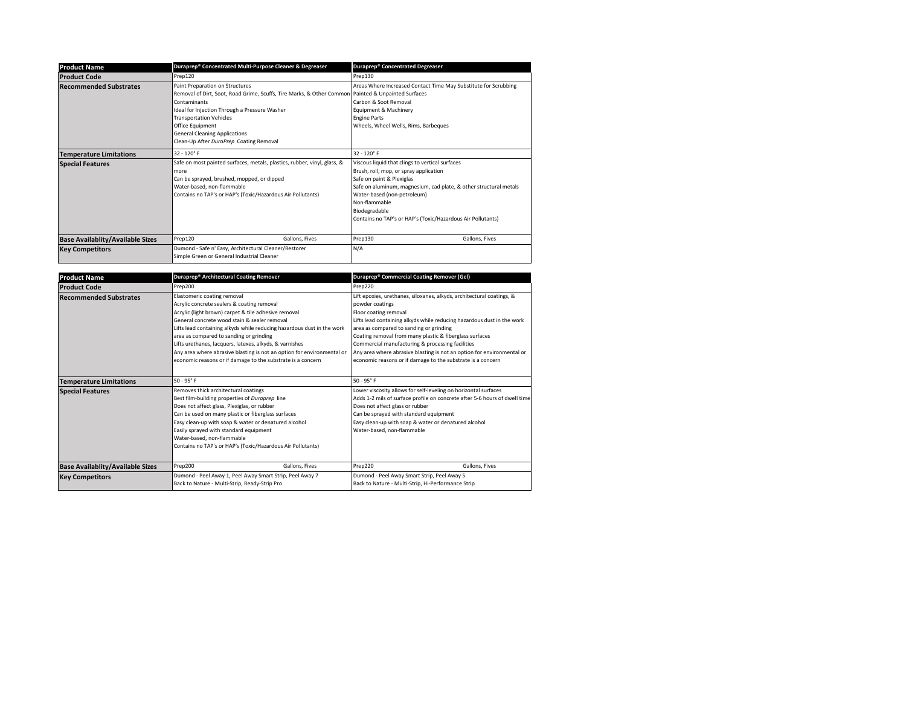| Product Name | Duraprep® Concentrated Multi-Purpose Cleaner & Degreaser | | Duraprep® Concentrated Degreaser | |
|---|---|---|---|---|
| Product Code | Prep120 | | Prep130 | |
| Recommended Substrates | Paint Preparation on Structures<br>Removal of Dirt, Soot, Road Grime, Scuffs, Tire Marks, & Other Common Contaminants<br>Ideal for Injection Through a Pressure Washer<br>Transportation Vehicles<br>Office Equipment<br>General Cleaning Applications<br>Clean-Up After *DuraPrep* Coating Removal | | Areas Where Increased Contact Time May Substitute for Scrubbing<br>Painted & Unpainted Surfaces<br>Carbon & Soot Removal<br>Equipment & Machinery<br>Engine Parts<br>Wheels, Wheel Wells, Rims, Barbeques | |
| Temperature Limitations | 32 - 120° F | | 32 - 120° F | |
| Special Features | Safe on most painted surfaces, metals, plastics, rubber, vinyl, glass, & more<br>Can be sprayed, brushed, mopped, or dipped<br>Water-based, non-flammable<br>Contains no TAP's or HAP's (Toxic/Hazardous Air Pollutants) | | Viscous liquid that clings to vertical surfaces<br>Brush, roll, mop, or spray application<br>Safe on paint & Plexiglas<br>Safe on aluminum, magnesium, cad plate, & other structural metals<br>Water-based (non-petroleum)<br>Non-flammable<br>Biodegradable<br>Contains no TAP's or HAP's (Toxic/Hazardous Air Pollutants) | |
| Base Availablity/Available Sizes | Prep120 | Gallons, Fives | Prep130 | Gallons, Fives |
| Key Competitors | Dumond - Safe n' Easy, Architectural Cleaner/Restorer<br>Simple Green or General Industrial Cleaner | | N/A | |

| Product Name | Duraprep® Architectural Coating Remover | | Duraprep® Commercial Coating Remover (Gel) | |
|---|---|---|---|---|
| Product Code | Prep200 | | Prep220 | |
| Recommended Substrates | Elastomeric coating removal<br>Acrylic concrete sealers & coating removal<br>Acrylic (light brown) carpet & tile adhesive removal<br>General concrete wood stain & sealer removal<br>Lifts lead containing alkyds while reducing hazardous dust in the work area as compared to sanding or grinding<br>Lifts urethanes, lacquers, latexes, alkyds, & varnishes<br>Any area where abrasive blasting is not an option for environmental or economic reasons or if damage to the substrate is a concern | | Lift epoxies, urethanes, siloxanes, alkyds, architectural coatings, & powder coatings<br>Floor coating removal<br>Lifts lead containing alkyds while reducing hazardous dust in the work area as compared to sanding or grinding<br>Coating removal from many plastic & fiberglass surfaces<br>Commercial manufacturing & processing facilities<br>Any area where abrasive blasting is not an option for environmental or economic reasons or if damage to the substrate is a concern | |
| Temperature Limitations | 50 - 95° F | | 50 - 95° F | |
| Special Features | Removes thick architectural coatings<br>Best film-building properties of *Duraprep* line<br>Does not affect glass, Plexiglas, or rubber<br>Can be used on many plastic or fiberglass surfaces<br>Easy clean-up with soap & water or denatured alcohol<br>Easily sprayed with standard equipment<br>Water-based, non-flammable<br>Contains no TAP's or HAP's (Toxic/Hazardous Air Pollutants) | | Lower viscosity allows for self-leveling on horizontal surfaces<br>Adds 1-2 mils of surface profile on concrete after 5-6 hours of dwell time<br>Does not affect glass or rubber<br>Can be sprayed with standard equipment<br>Easy clean-up with soap & water or denatured alcohol<br>Water-based, non-flammable | |
| Base Availablity/Available Sizes | Prep200 | Gallons, Fives | Prep220 | Gallons, Fives |
| Key Competitors | Dumond - Peel Away 1, Peel Away Smart Strip, Peel Away 7<br>Back to Nature - Multi-Strip, Ready-Strip Pro | | Dumond - Peel Away Smart Strip, Peel Away 5<br>Back to Nature - Multi-Strip, Hi-Performance Strip | |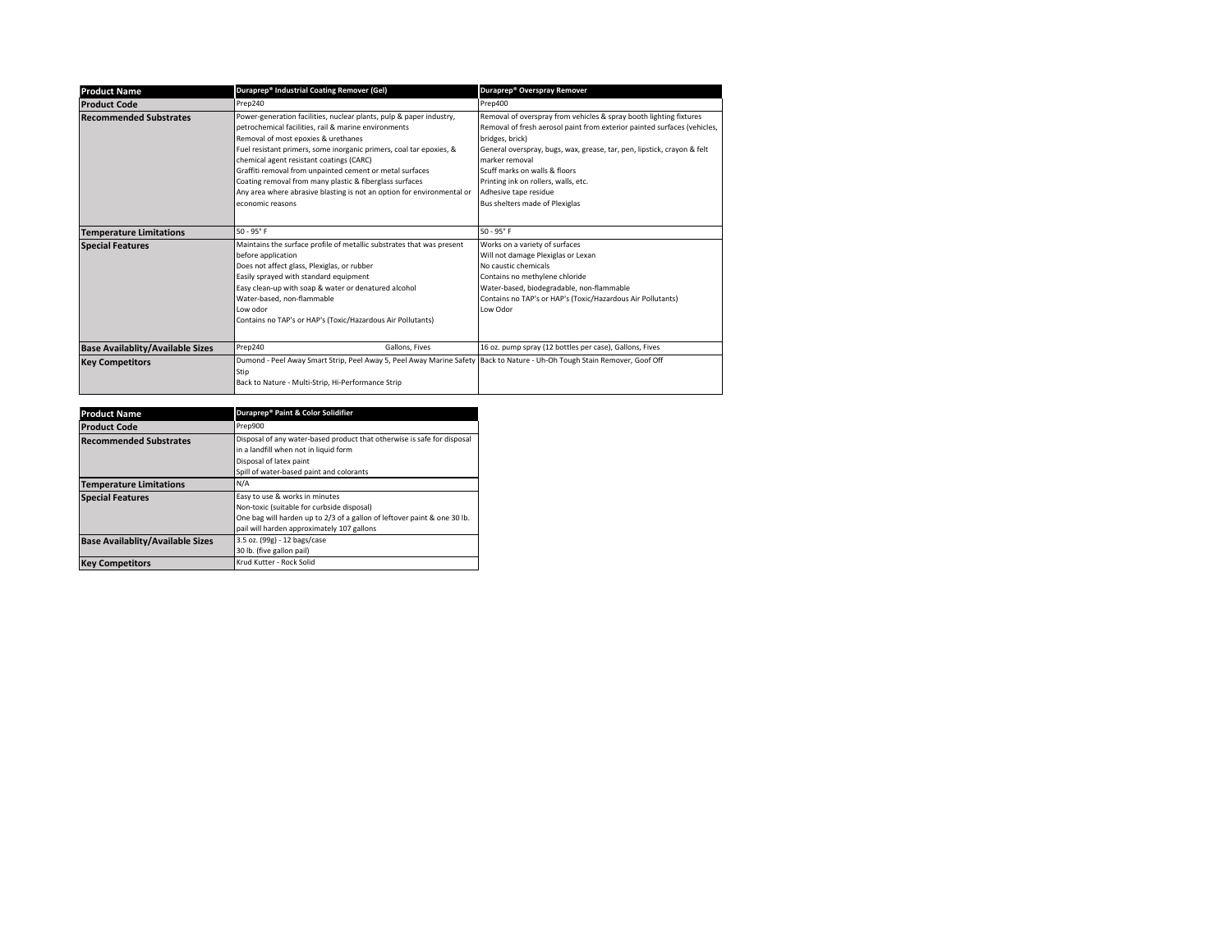| Product Name | Duraprep® Industrial Coating Remover (Gel) | Duraprep® Overspray Remover |
|---|---|---|
| Product Code | Prep240 | Prep400 |
| Recommended Substrates | Power-generation facilities, nuclear plants, pulp & paper industry, petrochemical facilities, rail & marine environments<br>Removal of most epoxies & urethanes<br>Fuel resistant primers, some inorganic primers, coal tar epoxies, & chemical agent resistant coatings (CARC)<br>Graffiti removal from unpainted cement or metal surfaces<br>Coating removal from many plastic & fiberglass surfaces<br>Any area where abrasive blasting is not an option for environmental or economic reasons | Removal of overspray from vehicles & spray booth lighting fixtures<br>Removal of fresh aerosol paint from exterior painted surfaces (vehicles, bridges, brick)<br>General overspray, bugs, wax, grease, tar, pen, lipstick, crayon & felt marker removal<br>Scuff marks on walls & floors<br>Printing ink on rollers, walls, etc.<br>Adhesive tape residue<br>Bus shelters made of Plexiglas |
| Temperature Limitations | 50 - 95° F | 50 - 95° F |
| Special Features | Maintains the surface profile of metallic substrates that was present before application<br>Does not affect glass, Plexiglas, or rubber<br>Easily sprayed with standard equipment<br>Easy clean-up with soap & water or denatured alcohol<br>Water-based, non-flammable<br>Low odor<br>Contains no TAP's or HAP's (Toxic/Hazardous Air Pollutants) | Works on a variety of surfaces<br>Will not damage Plexiglas or Lexan<br>No caustic chemicals<br>Contains no methylene chloride<br>Water-based, biodegradable, non-flammable<br>Contains no TAP's or HAP's (Toxic/Hazardous Air Pollutants)<br>Low Odor |
| Base Availablity/Available Sizes | Prep240 Gallons, Fives | 16 oz. pump spray (12 bottles per case), Gallons, Fives |
| Key Competitors | Dumond - Peel Away Smart Strip, Peel Away 5, Peel Away Marine Safety Stip<br>Back to Nature - Multi-Strip, Hi-Performance Strip | Back to Nature - Uh-Oh Tough Stain Remover, Goof Off |

| Product Name | Duraprep® Paint & Color Solidifier |
|---|---|
| Product Code | Prep900 |
| Recommended Substrates | Disposal of any water-based product that otherwise is safe for disposal in a landfill when not in liquid form<br>Disposal of latex paint<br>Spill of water-based paint and colorants |
| Temperature Limitations | N/A |
| Special Features | Easy to use & works in minutes<br>Non-toxic (suitable for curbside disposal)<br>One bag will harden up to 2/3 of a gallon of leftover paint & one 30 lb. pail will harden approximately 107 gallons |
| Base Availablity/Available Sizes | 3.5 oz. (99g) - 12 bags/case<br>30 lb. (five gallon pail) |
| Key Competitors | Krud Kutter - Rock Solid |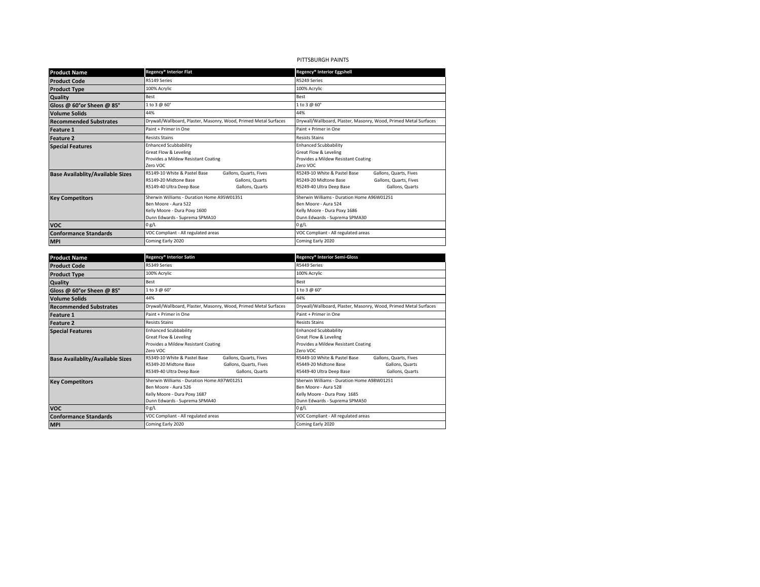PITTSBURGH PAINTS

| Product Name | Regency® Interior Flat | Regency® Interior Eggshell |
|---|---|---|
| Product Code | R5149 Series | R5249 Series |
| Product Type | 100% Acrylic | 100% Acrylic |
| Quality | Best | Best |
| Gloss @ 60°or Sheen @ 85° | 1 to 3 @ 60° | 1 to 3 @ 60° |
| Volume Solids | 44% | 44% |
| Recommended Substrates | Drywall/Wallboard, Plaster, Masonry, Wood, Primed Metal Surfaces | Drywall/Wallboard, Plaster, Masonry, Wood, Primed Metal Surfaces |
| Feature 1 | Paint + Primer in One | Paint + Primer in One |
| Feature 2 | Resists Stains | Resists Stains |
| Special Features | Enhanced Scubbability<br>Great Flow & Leveling<br>Provides a Mildew Resistant Coating<br>Zero VOC | Enhanced Scubbability<br>Great Flow & Leveling<br>Provides a Mildew Resistant Coating<br>Zero VOC |
| Base Availablity/Available Sizes | R5149-10 White & Pastel Base — Gallons, Quarts, Fives<br>R5149-20 Midtone Base — Gallons, Quarts<br>R5149-40 Ultra Deep Base — Gallons, Quarts | R5249-10 White & Pastel Base — Gallons, Quarts, Fives<br>R5249-20 Midtone Base — Gallons, Quarts, Fives<br>R5249-40 Ultra Deep Base — Gallons, Quarts |
| Key Competitors | Sherwin Williams - Duration Home A95W01351<br>Ben Moore - Aura 522<br>Kelly Moore - Dura Poxy 1600<br>Dunn Edwards - Suprema SPMA10 | Sherwin Williams - Duration Home A96W01251<br>Ben Moore - Aura 524<br>Kelly Moore - Dura Poxy 1686<br>Dunn Edwards - Suprema SPMA30 |
| VOC | 0 g/L | 0 g/L |
| Conformance Standards | VOC Compliant - All regulated areas | VOC Compliant - All regulated areas |
| MPI | Coming Early 2020 | Coming Early 2020 |

| Product Name | Regency® Interior Satin | Regency® Interior Semi-Gloss |
|---|---|---|
| Product Code | R5349 Series | R5449 Series |
| Product Type | 100% Acrylic | 100% Acrylic |
| Quality | Best | Best |
| Gloss @ 60°or Sheen @ 85° | 1 to 3 @ 60° | 1 to 3 @ 60° |
| Volume Solids | 44% | 44% |
| Recommended Substrates | Drywall/Wallboard, Plaster, Masonry, Wood, Primed Metal Surfaces | Drywall/Wallboard, Plaster, Masonry, Wood, Primed Metal Surfaces |
| Feature 1 | Paint + Primer in One | Paint + Primer in One |
| Feature 2 | Resists Stains | Resists Stains |
| Special Features | Enhanced Scubbability<br>Great Flow & Leveling<br>Provides a Mildew Resistant Coating<br>Zero VOC | Enhanced Scubbability<br>Great Flow & Leveling<br>Provides a Mildew Resistant Coating<br>Zero VOC |
| Base Availablity/Available Sizes | R5349-10 White & Pastel Base — Gallons, Quarts, Fives<br>R5349-20 Midtone Base — Gallons, Quarts, Fives<br>R5349-40 Ultra Deep Base — Gallons, Quarts | R5449-10 White & Pastel Base — Gallons, Quarts, Fives<br>R5449-20 Midtone Base — Gallons, Quarts<br>R5449-40 Ultra Deep Base — Gallons, Quarts |
| Key Competitors | Sherwin Williams - Duration Home A97W01251<br>Ben Moore - Aura 526<br>Kelly Moore - Dura Poxy 1687<br>Dunn Edwards - Suprema SPMA40 | Sherwin Williams - Duration Home A98W01251<br>Ben Moore - Aura 528<br>Kelly Moore - Dura Poxy 1685<br>Dunn Edwards - Suprema SPMA50 |
| VOC | 0 g/L | 0 g/L |
| Conformance Standards | VOC Compliant - All regulated areas | VOC Compliant - All regulated areas |
| MPI | Coming Early 2020 | Coming Early 2020 |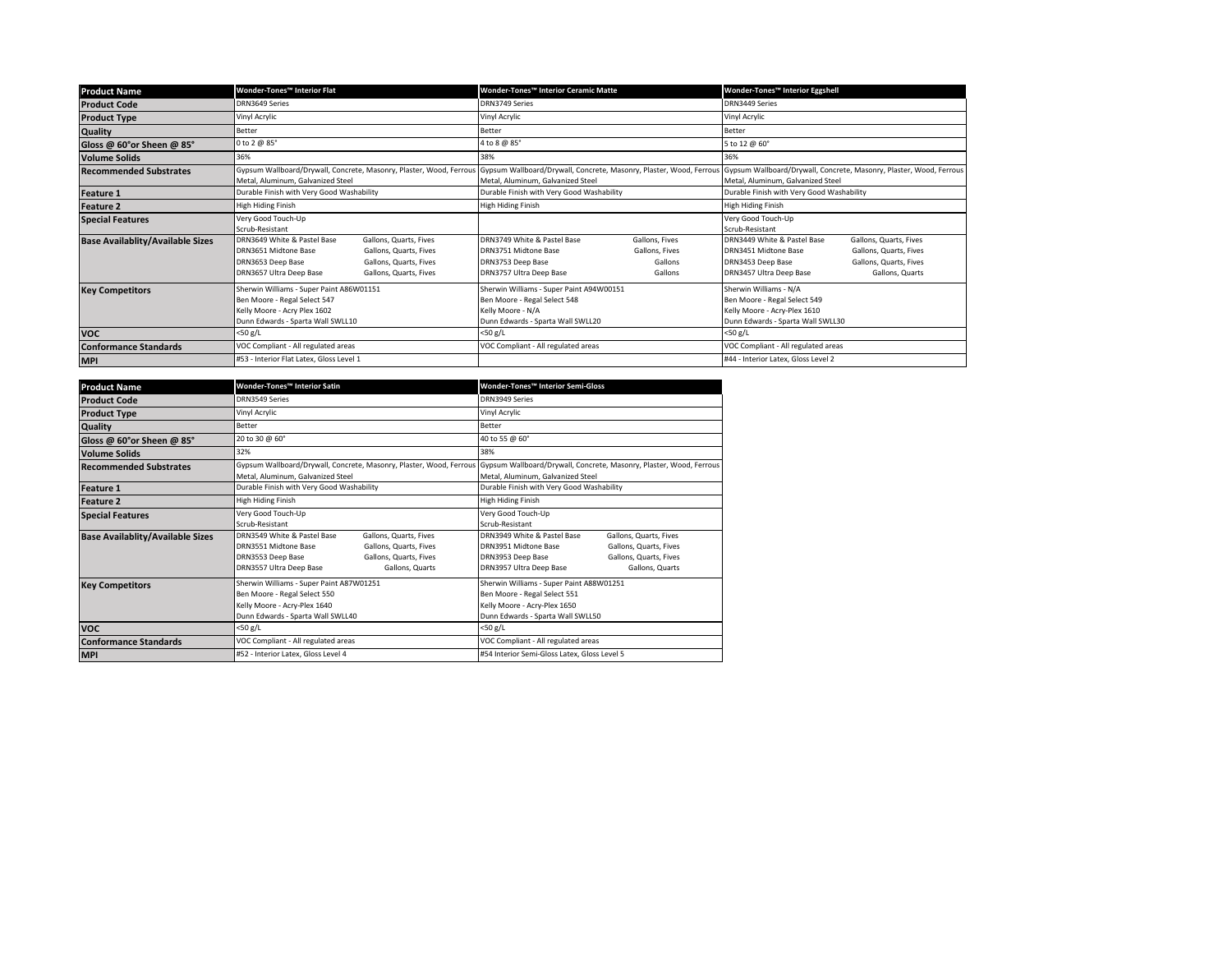| Product Name | Wonder-Tones™ Interior Flat | Wonder-Tones™ Interior Ceramic Matte | Wonder-Tones™ Interior Eggshell |
|---|---|---|---|
| Product Code | DRN3649 Series | DRN3749 Series | DRN3449 Series |
| Product Type | Vinyl Acrylic | Vinyl Acrylic | Vinyl Acrylic |
| Quality | Better | Better | Better |
| Gloss @ 60°or Sheen @ 85° | 0 to 2 @ 85° | 4 to 8 @ 85° | 5 to 12 @ 60° |
| Volume Solids | 36% | 38% | 36% |
| Recommended Substrates | Gypsum Wallboard/Drywall, Concrete, Masonry, Plaster, Wood, Ferrous Metal, Aluminum, Galvanized Steel | Gypsum Wallboard/Drywall, Concrete, Masonry, Plaster, Wood, Ferrous Metal, Aluminum, Galvanized Steel | Gypsum Wallboard/Drywall, Concrete, Masonry, Plaster, Wood, Ferrous Metal, Aluminum, Galvanized Steel |
| Feature 1 | Durable Finish with Very Good Washability | Durable Finish with Very Good Washability | Durable Finish with Very Good Washability |
| Feature 2 | High Hiding Finish | High Hiding Finish | High Hiding Finish |
| Special Features | Very Good Touch-Up<br>Scrub-Resistant | | Very Good Touch-Up<br>Scrub-Resistant |
| Base Availablity/Available Sizes | DRN3649 White & Pastel Base — Gallons, Quarts, Fives<br>DRN3651 Midtone Base — Gallons, Quarts, Fives<br>DRN3653 Deep Base — Gallons, Quarts, Fives<br>DRN3657 Ultra Deep Base — Gallons, Quarts, Fives | DRN3749 White & Pastel Base — Gallons, Fives<br>DRN3751 Midtone Base — Gallons, Fives<br>DRN3753 Deep Base — Gallons<br>DRN3757 Ultra Deep Base — Gallons | DRN3449 White & Pastel Base — Gallons, Quarts, Fives<br>DRN3451 Midtone Base — Gallons, Quarts, Fives<br>DRN3453 Deep Base — Gallons, Quarts, Fives<br>DRN3457 Ultra Deep Base — Gallons, Quarts |
| Key Competitors | Sherwin Williams - Super Paint A86W01151<br>Ben Moore - Regal Select 547<br>Kelly Moore - Acry Plex 1602<br>Dunn Edwards - Sparta Wall SWLL10 | Sherwin Williams - Super Paint A94W00151<br>Ben Moore - Regal Select 548<br>Kelly Moore - N/A<br>Dunn Edwards - Sparta Wall SWLL20 | Sherwin Williams - N/A<br>Ben Moore - Regal Select 549<br>Kelly Moore - Acry-Plex 1610<br>Dunn Edwards - Sparta Wall SWLL30 |
| VOC | <50 g/L | <50 g/L | <50 g/L |
| Conformance Standards | VOC Compliant - All regulated areas | VOC Compliant - All regulated areas | VOC Compliant - All regulated areas |
| MPI | #53 - Interior Flat Latex, Gloss Level 1 | | #44 - Interior Latex, Gloss Level 2 |

| Product Name | Wonder-Tones™ Interior Satin | Wonder-Tones™ Interior Semi-Gloss |
|---|---|---|
| Product Code | DRN3549 Series | DRN3949 Series |
| Product Type | Vinyl Acrylic | Vinyl Acrylic |
| Quality | Better | Better |
| Gloss @ 60°or Sheen @ 85° | 20 to 30 @ 60° | 40 to 55 @ 60° |
| Volume Solids | 32% | 38% |
| Recommended Substrates | Gypsum Wallboard/Drywall, Concrete, Masonry, Plaster, Wood, Ferrous Metal, Aluminum, Galvanized Steel | Gypsum Wallboard/Drywall, Concrete, Masonry, Plaster, Wood, Ferrous Metal, Aluminum, Galvanized Steel |
| Feature 1 | Durable Finish with Very Good Washability | Durable Finish with Very Good Washability |
| Feature 2 | High Hiding Finish | High Hiding Finish |
| Special Features | Very Good Touch-Up<br>Scrub-Resistant | Very Good Touch-Up<br>Scrub-Resistant |
| Base Availablity/Available Sizes | DRN3549 White & Pastel Base — Gallons, Quarts, Fives<br>DRN3551 Midtone Base — Gallons, Quarts, Fives<br>DRN3553 Deep Base — Gallons, Quarts, Fives<br>DRN3557 Ultra Deep Base — Gallons, Quarts | DRN3949 White & Pastel Base — Gallons, Quarts, Fives<br>DRN3951 Midtone Base — Gallons, Quarts, Fives<br>DRN3953 Deep Base — Gallons, Quarts, Fives<br>DRN3957 Ultra Deep Base — Gallons, Quarts |
| Key Competitors | Sherwin Williams - Super Paint A87W01251<br>Ben Moore - Regal Select 550<br>Kelly Moore - Acry-Plex 1640<br>Dunn Edwards - Sparta Wall SWLL40 | Sherwin Williams - Super Paint A88W01251<br>Ben Moore - Regal Select 551<br>Kelly Moore - Acry-Plex 1650<br>Dunn Edwards - Sparta Wall SWLL50 |
| VOC | <50 g/L | <50 g/L |
| Conformance Standards | VOC Compliant - All regulated areas | VOC Compliant - All regulated areas |
| MPI | #52 - Interior Latex, Gloss Level 4 | #54 Interior Semi-Gloss Latex, Gloss Level 5 |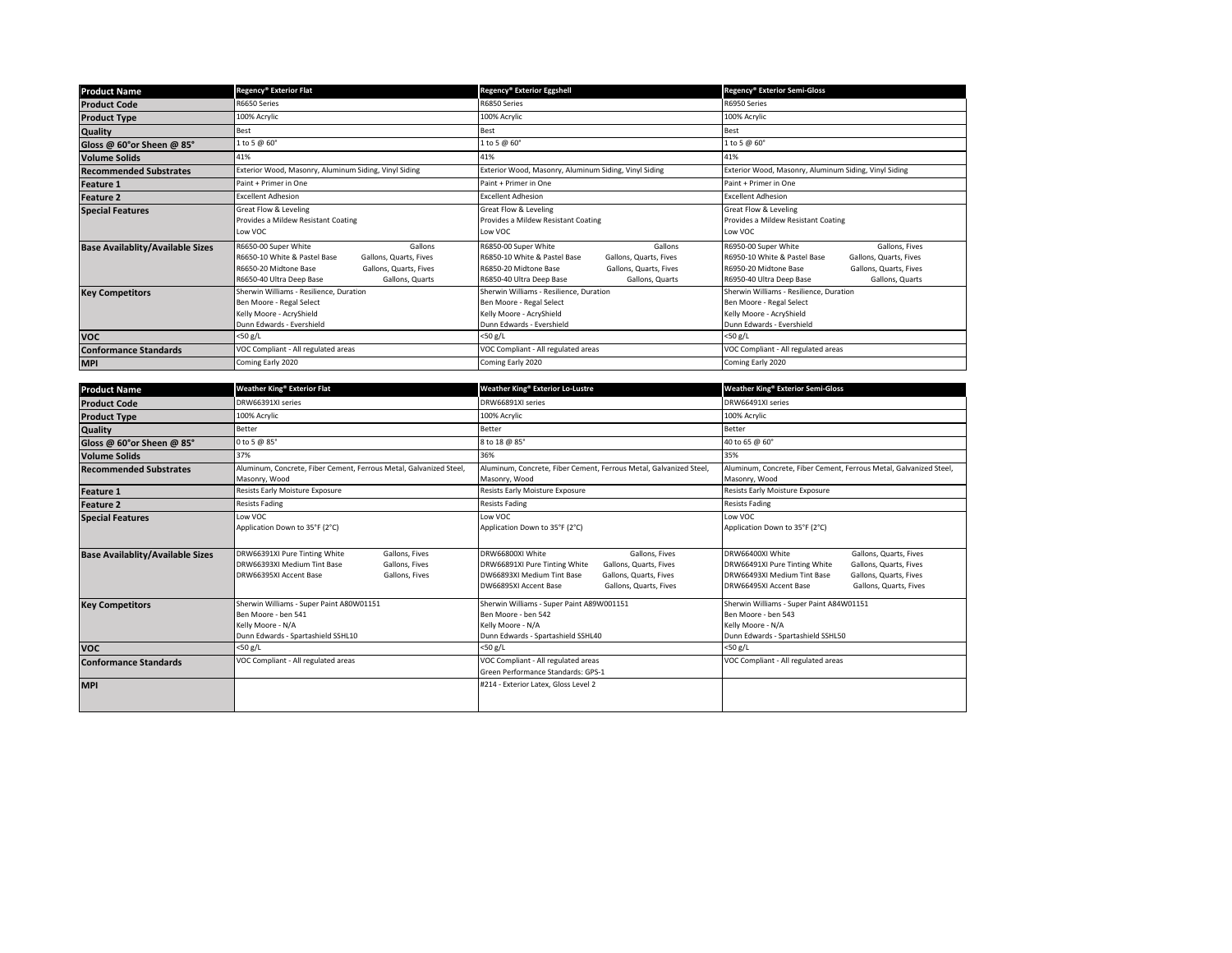| Product Name | Regency® Exterior Flat | Regency® Exterior Eggshell | Regency® Exterior Semi-Gloss |
| --- | --- | --- | --- |
| Product Code | R6650 Series | R6850 Series | R6950 Series |
| Product Type | 100% Acrylic | 100% Acrylic | 100% Acrylic |
| Quality | Best | Best | Best |
| Gloss @ 60°or Sheen @ 85° | 1 to 5 @ 60° | 1 to 5 @ 60° | 1 to 5 @ 60° |
| Volume Solids | 41% | 41% | 41% |
| Recommended Substrates | Exterior Wood, Masonry, Aluminum Siding, Vinyl Siding | Exterior Wood, Masonry, Aluminum Siding, Vinyl Siding | Exterior Wood, Masonry, Aluminum Siding, Vinyl Siding |
| Feature 1 | Paint + Primer in One | Paint + Primer in One | Paint + Primer in One |
| Feature 2 | Excellent Adhesion | Excellent Adhesion | Excellent Adhesion |
| Special Features | Great Flow & Leveling<br>Provides a Mildew Resistant Coating<br>Low VOC | Great Flow & Leveling<br>Provides a Mildew Resistant Coating<br>Low VOC | Great Flow & Leveling<br>Provides a Mildew Resistant Coating<br>Low VOC |
| Base Availablity/Available Sizes | R6650-00 Super White — Gallons<br>R6650-10 White & Pastel Base — Gallons, Quarts, Fives<br>R6650-20 Midtone Base — Gallons, Quarts, Fives<br>R6650-40 Ultra Deep Base — Gallons, Quarts | R6850-00 Super White — Gallons<br>R6850-10 White & Pastel Base — Gallons, Quarts, Fives<br>R6850-20 Midtone Base — Gallons, Quarts, Fives<br>R6850-40 Ultra Deep Base — Gallons, Quarts | R6950-00 Super White — Gallons, Fives<br>R6950-10 White & Pastel Base — Gallons, Quarts, Fives<br>R6950-20 Midtone Base — Gallons, Quarts, Fives<br>R6950-40 Ultra Deep Base — Gallons, Quarts |
| Key Competitors | Sherwin Williams - Resilience, Duration<br>Ben Moore - Regal Select<br>Kelly Moore - AcryShield<br>Dunn Edwards - Evershield | Sherwin Williams - Resilience, Duration<br>Ben Moore - Regal Select<br>Kelly Moore - AcryShield<br>Dunn Edwards - Evershield | Sherwin Williams - Resilience, Duration<br>Ben Moore - Regal Select<br>Kelly Moore - AcryShield<br>Dunn Edwards - Evershield |
| VOC | <50 g/L | <50 g/L | <50 g/L |
| Conformance Standards | VOC Compliant - All regulated areas | VOC Compliant - All regulated areas | VOC Compliant - All regulated areas |
| MPI | Coming Early 2020 | Coming Early 2020 | Coming Early 2020 |

| Product Name | Weather King® Exterior Flat | Weather King® Exterior Lo-Lustre | Weather King® Exterior Semi-Gloss |
| --- | --- | --- | --- |
| Product Code | DRW66391XI series | DRW66891XI series | DRW66491XI series |
| Product Type | 100% Acrylic | 100% Acrylic | 100% Acrylic |
| Quality | Better | Better | Better |
| Gloss @ 60°or Sheen @ 85° | 0 to 5 @ 85° | 8 to 18 @ 85° | 40 to 65 @ 60° |
| Volume Solids | 37% | 36% | 35% |
| Recommended Substrates | Aluminum, Concrete, Fiber Cement, Ferrous Metal, Galvanized Steel, Masonry, Wood | Aluminum, Concrete, Fiber Cement, Ferrous Metal, Galvanized Steel, Masonry, Wood | Aluminum, Concrete, Fiber Cement, Ferrous Metal, Galvanized Steel, Masonry, Wood |
| Feature 1 | Resists Early Moisture Exposure | Resists Early Moisture Exposure | Resists Early Moisture Exposure |
| Feature 2 | Resists Fading | Resists Fading | Resists Fading |
| Special Features | Low VOC<br>Application Down to 35°F (2°C) | Low VOC<br>Application Down to 35°F (2°C) | Low VOC<br>Application Down to 35°F (2°C) |
| Base Availablity/Available Sizes | DRW66391XI Pure Tinting White — Gallons, Fives<br>DRW66393XI Medium Tint Base — Gallons, Fives<br>DRW66395XI Accent Base — Gallons, Fives | DRW66800XI White — Gallons, Fives<br>DRW66891XI Pure Tinting White — Gallons, Quarts, Fives<br>DW66893XI Medium Tint Base — Gallons, Quarts, Fives<br>DW66895XI Accent Base — Gallons, Quarts, Fives | DRW66400XI White — Gallons, Quarts, Fives<br>DRW66491XI Pure Tinting White — Gallons, Quarts, Fives<br>DRW66493XI Medium Tint Base — Gallons, Quarts, Fives<br>DRW66495XI Accent Base — Gallons, Quarts, Fives |
| Key Competitors | Sherwin Williams - Super Paint A80W01151<br>Ben Moore - ben 541<br>Kelly Moore - N/A<br>Dunn Edwards - Spartashield SSHL10 | Sherwin Williams - Super Paint A89W001151<br>Ben Moore - ben 542<br>Kelly Moore - N/A<br>Dunn Edwards - Spartashield SSHL40 | Sherwin Williams - Super Paint A84W01151<br>Ben Moore - ben 543<br>Kelly Moore - N/A<br>Dunn Edwards - Spartashield SSHL50 |
| VOC | <50 g/L | <50 g/L | <50 g/L |
| Conformance Standards | VOC Compliant - All regulated areas | VOC Compliant - All regulated areas<br>Green Performance Standards: GPS-1 | VOC Compliant - All regulated areas |
| MPI | | #214 - Exterior Latex, Gloss Level 2 | |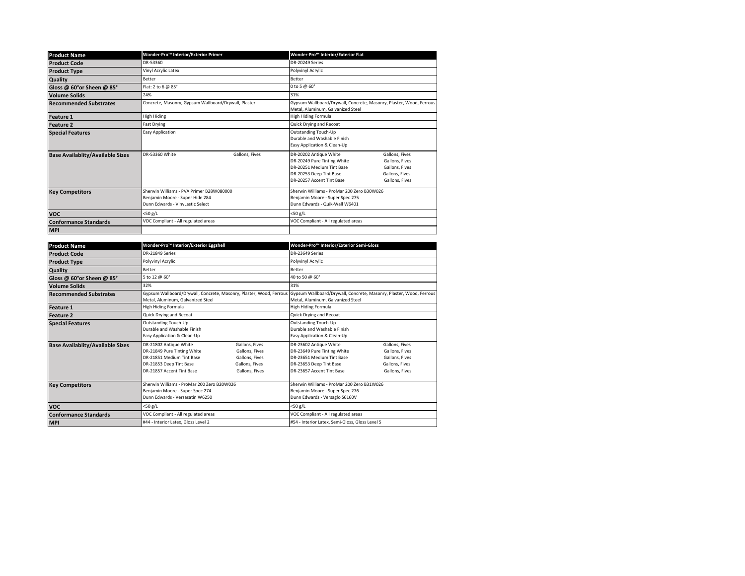| Product Name | Wonder-Pro™ Interior/Exterior Primer | Wonder-Pro™ Interior/Exterior Flat |
|---|---|---|
| Product Code | DR-53360 | DR-20249 Series |
| Product Type | Vinyl Acrylic Latex | Polyvinyl Acrylic |
| Quality | Better | Better |
| Gloss @ 60°or Sheen @ 85° | Flat: 2 to 6 @ 85° | 0 to 5 @ 60° |
| Volume Solids | 24% | 31% |
| Recommended Substrates | Concrete, Masonry, Gypsum Wallboard/Drywall, Plaster | Gypsum Wallboard/Drywall, Concrete, Masonry, Plaster, Wood, Ferrous Metal, Aluminum, Galvanized Steel |
| Feature 1 | High Hiding | High Hiding Formula |
| Feature 2 | Fast Drying | Quick Drying and Recoat |
| Special Features | Easy Application | Outstanding Touch-Up<br>Durable and Washable Finish<br>Easy Application & Clean-Up |
| Base Availablity/Available Sizes | DR-53360 White — Gallons, Fives | DR-20202 Antique White — Gallons, Fives<br>DR-20249 Pure Tinting White — Gallons, Fives<br>DR-20251 Medium Tint Base — Gallons, Fives<br>DR-20253 Deep Tint Base — Gallons, Fives<br>DR-20257 Accent Tint Base — Gallons, Fives |
| Key Competitors | Sherwin Williams - PVA Primer B28W080000<br>Benjamin Moore - Super Hide 284<br>Dunn Edwards - VinyLastic Select | Sherwin Williams - ProMar 200 Zero B30W026<br>Benjamin Moore - Super Spec 275<br>Dunn Edwards - Quik-Wall W6401 |
| VOC | <50 g/L | <50 g/L |
| Conformance Standards | VOC Compliant - All regulated areas | VOC Compliant - All regulated areas |
| MPI | | |

| Product Name | Wonder-Pro™ Interior/Exterior Eggshell | Wonder-Pro™ Interior/Exterior Semi-Gloss |
|---|---|---|
| Product Code | DR-21849 Series | DR-23649 Series |
| Product Type | Polyvinyl Acrylic | Polyvinyl Acrylic |
| Quality | Better | Better |
| Gloss @ 60°or Sheen @ 85° | 5 to 12 @ 60° | 40 to 50 @ 60° |
| Volume Solids | 32% | 31% |
| Recommended Substrates | Gypsum Wallboard/Drywall, Concrete, Masonry, Plaster, Wood, Ferrous Metal, Aluminum, Galvanized Steel | Gypsum Wallboard/Drywall, Concrete, Masonry, Plaster, Wood, Ferrous Metal, Aluminum, Galvanized Steel |
| Feature 1 | High Hiding Formula | High Hiding Formula |
| Feature 2 | Quick Drying and Recoat | Quick Drying and Recoat |
| Special Features | Outstanding Touch-Up<br>Durable and Washable Finish<br>Easy Application & Clean-Up | Outstanding Touch-Up<br>Durable and Washable Finish<br>Easy Application & Clean-Up |
| Base Availablity/Available Sizes | DR-21802 Antique White — Gallons, Fives<br>DR-21849 Pure Tinting White — Gallons, Fives<br>DR-21851 Medium Tint Base — Gallons, Fives<br>DR-21853 Deep Tint Base — Gallons, Fives<br>DR-21857 Accent Tint Base — Gallons, Fives | DR-23602 Antique White — Gallons, Fives<br>DR-23649 Pure Tinting White — Gallons, Fives<br>DR-23651 Medium Tint Base — Gallons, Fives<br>DR-23653 Deep Tint Base — Gallons, Fives<br>DR-23657 Accent Tint Base — Gallons, Fives |
| Key Competitors | Sherwin Williams - ProMar 200 Zero B20W026<br>Benjamin Moore - Super Spec 274<br>Dunn Edwards - Versasatin W6250 | Sherwin Williams - ProMar 200 Zero B31W026<br>Benjamin Moore - Super Spec 276<br>Dunn Edwards - Versaglo S6160V |
| VOC | <50 g/L | <50 g/L |
| Conformance Standards | VOC Compliant - All regulated areas | VOC Compliant - All regulated areas |
| MPI | #44 - Interior Latex, Gloss Level 2 | #54 - Interior Latex, Semi-Gloss, Gloss Level 5 |